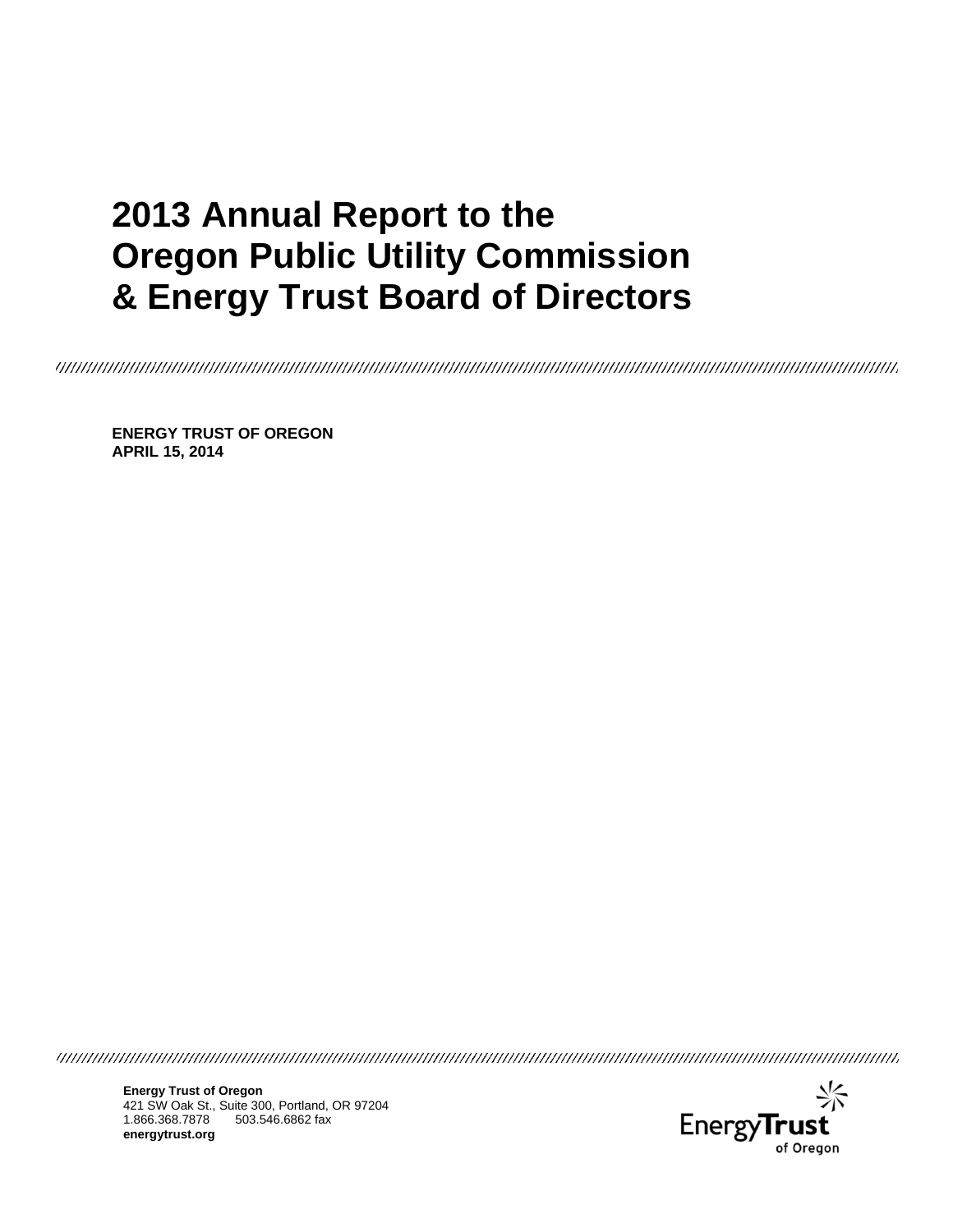# 2013 Annual Report to the Oregon Public Utility Commission & Energy Trust Board of Directors

**ENERGY TRUST OF OREGON**
**APRIL 15, 2014**

**Energy Trust of Oregon**
421 SW Oak St., Suite 300, Portland, OR 97204
1.866.368.7878 503.546.6862 fax
**energytrust.org**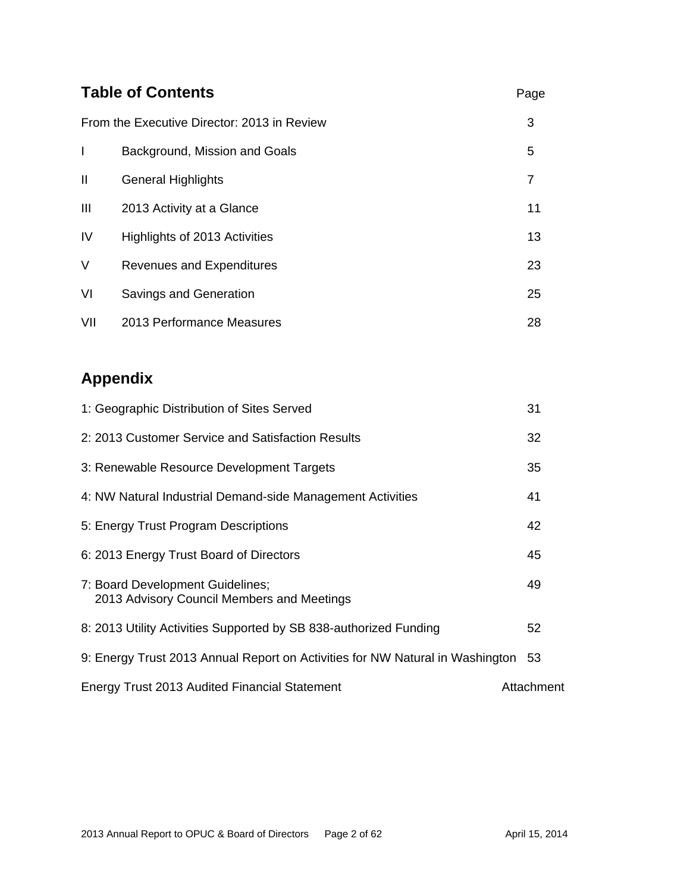## Table of Contents

| | | Page |
|---|---|---|
| From the Executive Director: 2013 in Review | | 3 |
| I | Background, Mission and Goals | 5 |
| II | General Highlights | 7 |
| III | 2013 Activity at a Glance | 11 |
| IV | Highlights of 2013 Activities | 13 |
| V | Revenues and Expenditures | 23 |
| VI | Savings and Generation | 25 |
| VII | 2013 Performance Measures | 28 |

## Appendix

| | |
|---|---|
| 1: Geographic Distribution of Sites Served | 31 |
| 2: 2013 Customer Service and Satisfaction Results | 32 |
| 3: Renewable Resource Development Targets | 35 |
| 4: NW Natural Industrial Demand-side Management Activities | 41 |
| 5: Energy Trust Program Descriptions | 42 |
| 6: 2013 Energy Trust Board of Directors | 45 |
| 7: Board Development Guidelines; 2013 Advisory Council Members and Meetings | 49 |
| 8: 2013 Utility Activities Supported by SB 838-authorized Funding | 52 |
| 9: Energy Trust 2013 Annual Report on Activities for NW Natural in Washington | 53 |
| Energy Trust 2013 Audited Financial Statement | Attachment |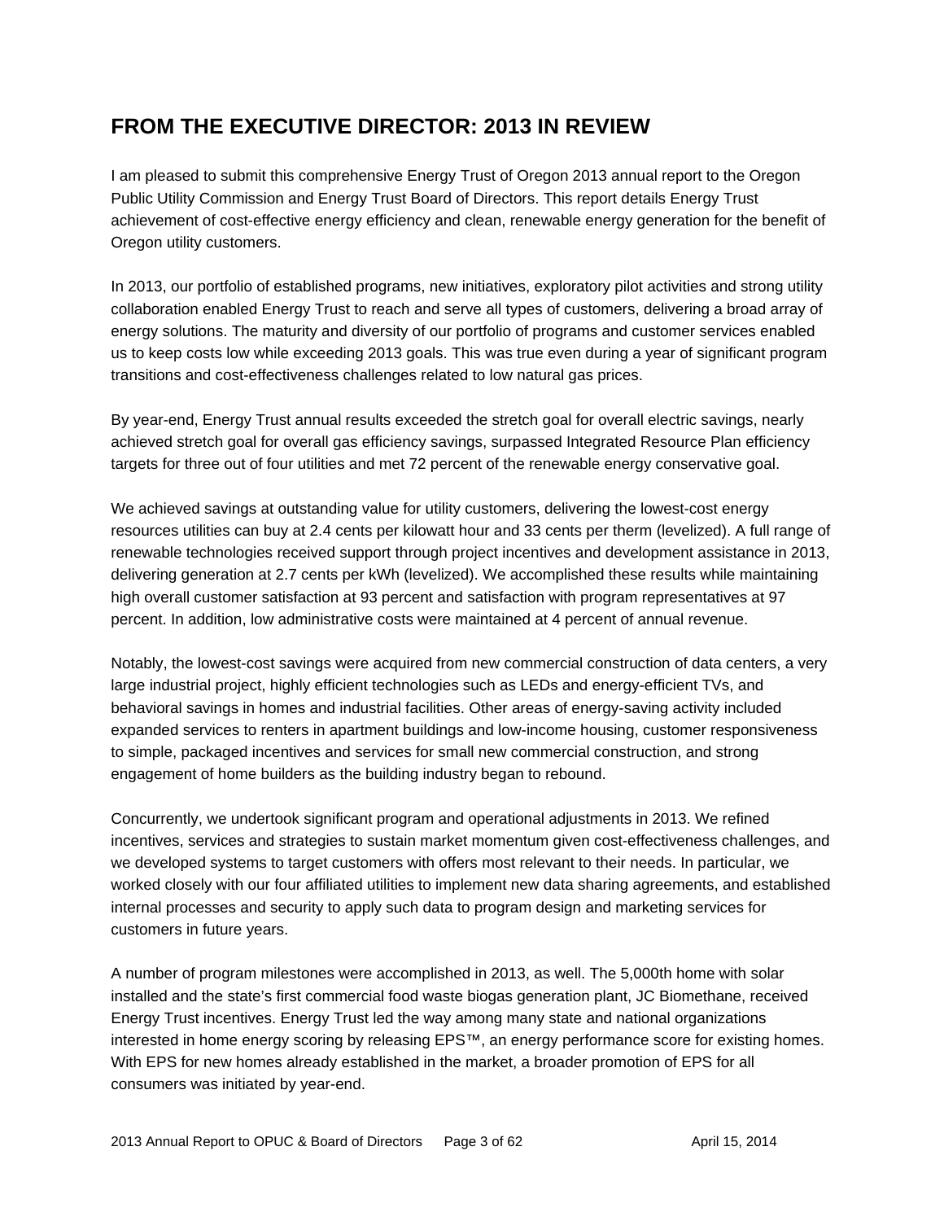# FROM THE EXECUTIVE DIRECTOR: 2013 IN REVIEW

I am pleased to submit this comprehensive Energy Trust of Oregon 2013 annual report to the Oregon Public Utility Commission and Energy Trust Board of Directors. This report details Energy Trust achievement of cost-effective energy efficiency and clean, renewable energy generation for the benefit of Oregon utility customers.

In 2013, our portfolio of established programs, new initiatives, exploratory pilot activities and strong utility collaboration enabled Energy Trust to reach and serve all types of customers, delivering a broad array of energy solutions. The maturity and diversity of our portfolio of programs and customer services enabled us to keep costs low while exceeding 2013 goals. This was true even during a year of significant program transitions and cost-effectiveness challenges related to low natural gas prices.

By year-end, Energy Trust annual results exceeded the stretch goal for overall electric savings, nearly achieved stretch goal for overall gas efficiency savings, surpassed Integrated Resource Plan efficiency targets for three out of four utilities and met 72 percent of the renewable energy conservative goal.

We achieved savings at outstanding value for utility customers, delivering the lowest-cost energy resources utilities can buy at 2.4 cents per kilowatt hour and 33 cents per therm (levelized). A full range of renewable technologies received support through project incentives and development assistance in 2013, delivering generation at 2.7 cents per kWh (levelized). We accomplished these results while maintaining high overall customer satisfaction at 93 percent and satisfaction with program representatives at 97 percent. In addition, low administrative costs were maintained at 4 percent of annual revenue.

Notably, the lowest-cost savings were acquired from new commercial construction of data centers, a very large industrial project, highly efficient technologies such as LEDs and energy-efficient TVs, and behavioral savings in homes and industrial facilities. Other areas of energy-saving activity included expanded services to renters in apartment buildings and low-income housing, customer responsiveness to simple, packaged incentives and services for small new commercial construction, and strong engagement of home builders as the building industry began to rebound.

Concurrently, we undertook significant program and operational adjustments in 2013. We refined incentives, services and strategies to sustain market momentum given cost-effectiveness challenges, and we developed systems to target customers with offers most relevant to their needs. In particular, we worked closely with our four affiliated utilities to implement new data sharing agreements, and established internal processes and security to apply such data to program design and marketing services for customers in future years.

A number of program milestones were accomplished in 2013, as well. The 5,000th home with solar installed and the state's first commercial food waste biogas generation plant, JC Biomethane, received Energy Trust incentives. Energy Trust led the way among many state and national organizations interested in home energy scoring by releasing EPS™, an energy performance score for existing homes. With EPS for new homes already established in the market, a broader promotion of EPS for all consumers was initiated by year-end.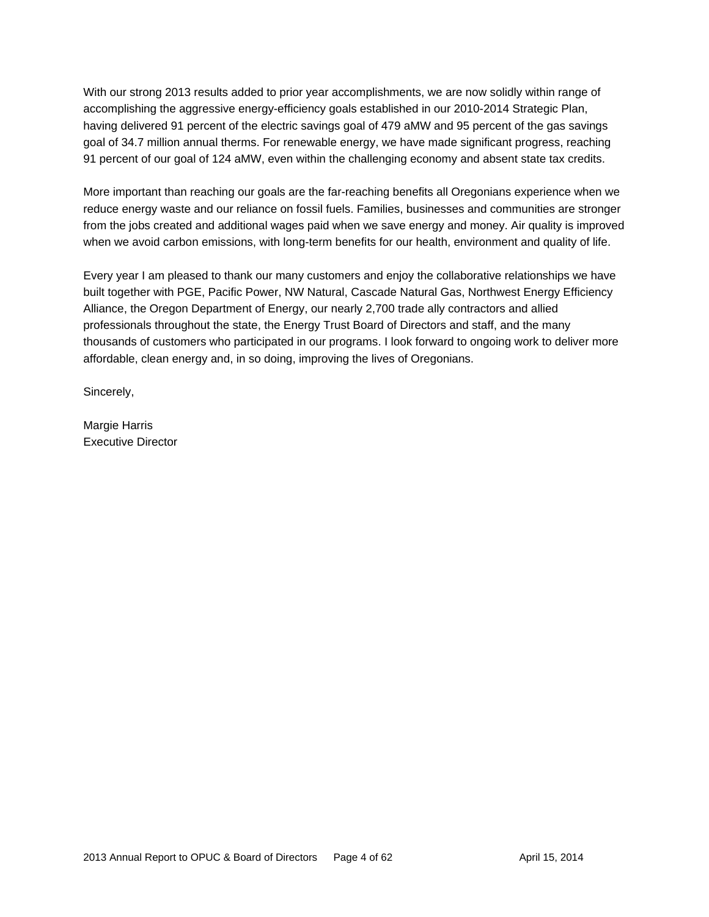With our strong 2013 results added to prior year accomplishments, we are now solidly within range of accomplishing the aggressive energy-efficiency goals established in our 2010-2014 Strategic Plan, having delivered 91 percent of the electric savings goal of 479 aMW and 95 percent of the gas savings goal of 34.7 million annual therms. For renewable energy, we have made significant progress, reaching 91 percent of our goal of 124 aMW, even within the challenging economy and absent state tax credits.

More important than reaching our goals are the far-reaching benefits all Oregonians experience when we reduce energy waste and our reliance on fossil fuels. Families, businesses and communities are stronger from the jobs created and additional wages paid when we save energy and money. Air quality is improved when we avoid carbon emissions, with long-term benefits for our health, environment and quality of life.

Every year I am pleased to thank our many customers and enjoy the collaborative relationships we have built together with PGE, Pacific Power, NW Natural, Cascade Natural Gas, Northwest Energy Efficiency Alliance, the Oregon Department of Energy, our nearly 2,700 trade ally contractors and allied professionals throughout the state, the Energy Trust Board of Directors and staff, and the many thousands of customers who participated in our programs. I look forward to ongoing work to deliver more affordable, clean energy and, in so doing, improving the lives of Oregonians.

Sincerely,

Margie Harris
Executive Director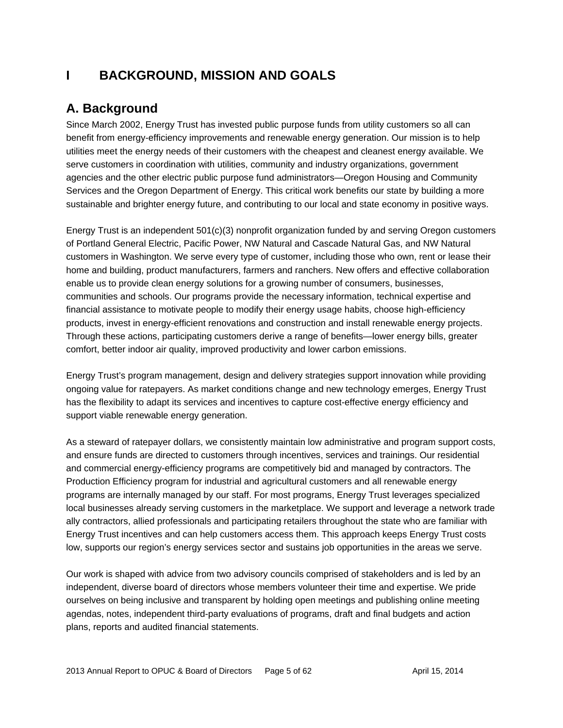# I BACKGROUND, MISSION AND GOALS

## A. Background

Since March 2002, Energy Trust has invested public purpose funds from utility customers so all can benefit from energy-efficiency improvements and renewable energy generation. Our mission is to help utilities meet the energy needs of their customers with the cheapest and cleanest energy available. We serve customers in coordination with utilities, community and industry organizations, government agencies and the other electric public purpose fund administrators—Oregon Housing and Community Services and the Oregon Department of Energy. This critical work benefits our state by building a more sustainable and brighter energy future, and contributing to our local and state economy in positive ways.

Energy Trust is an independent 501(c)(3) nonprofit organization funded by and serving Oregon customers of Portland General Electric, Pacific Power, NW Natural and Cascade Natural Gas, and NW Natural customers in Washington. We serve every type of customer, including those who own, rent or lease their home and building, product manufacturers, farmers and ranchers. New offers and effective collaboration enable us to provide clean energy solutions for a growing number of consumers, businesses, communities and schools. Our programs provide the necessary information, technical expertise and financial assistance to motivate people to modify their energy usage habits, choose high-efficiency products, invest in energy-efficient renovations and construction and install renewable energy projects. Through these actions, participating customers derive a range of benefits—lower energy bills, greater comfort, better indoor air quality, improved productivity and lower carbon emissions.

Energy Trust's program management, design and delivery strategies support innovation while providing ongoing value for ratepayers. As market conditions change and new technology emerges, Energy Trust has the flexibility to adapt its services and incentives to capture cost-effective energy efficiency and support viable renewable energy generation.

As a steward of ratepayer dollars, we consistently maintain low administrative and program support costs, and ensure funds are directed to customers through incentives, services and trainings. Our residential and commercial energy-efficiency programs are competitively bid and managed by contractors. The Production Efficiency program for industrial and agricultural customers and all renewable energy programs are internally managed by our staff. For most programs, Energy Trust leverages specialized local businesses already serving customers in the marketplace. We support and leverage a network trade ally contractors, allied professionals and participating retailers throughout the state who are familiar with Energy Trust incentives and can help customers access them. This approach keeps Energy Trust costs low, supports our region's energy services sector and sustains job opportunities in the areas we serve.

Our work is shaped with advice from two advisory councils comprised of stakeholders and is led by an independent, diverse board of directors whose members volunteer their time and expertise. We pride ourselves on being inclusive and transparent by holding open meetings and publishing online meeting agendas, notes, independent third-party evaluations of programs, draft and final budgets and action plans, reports and audited financial statements.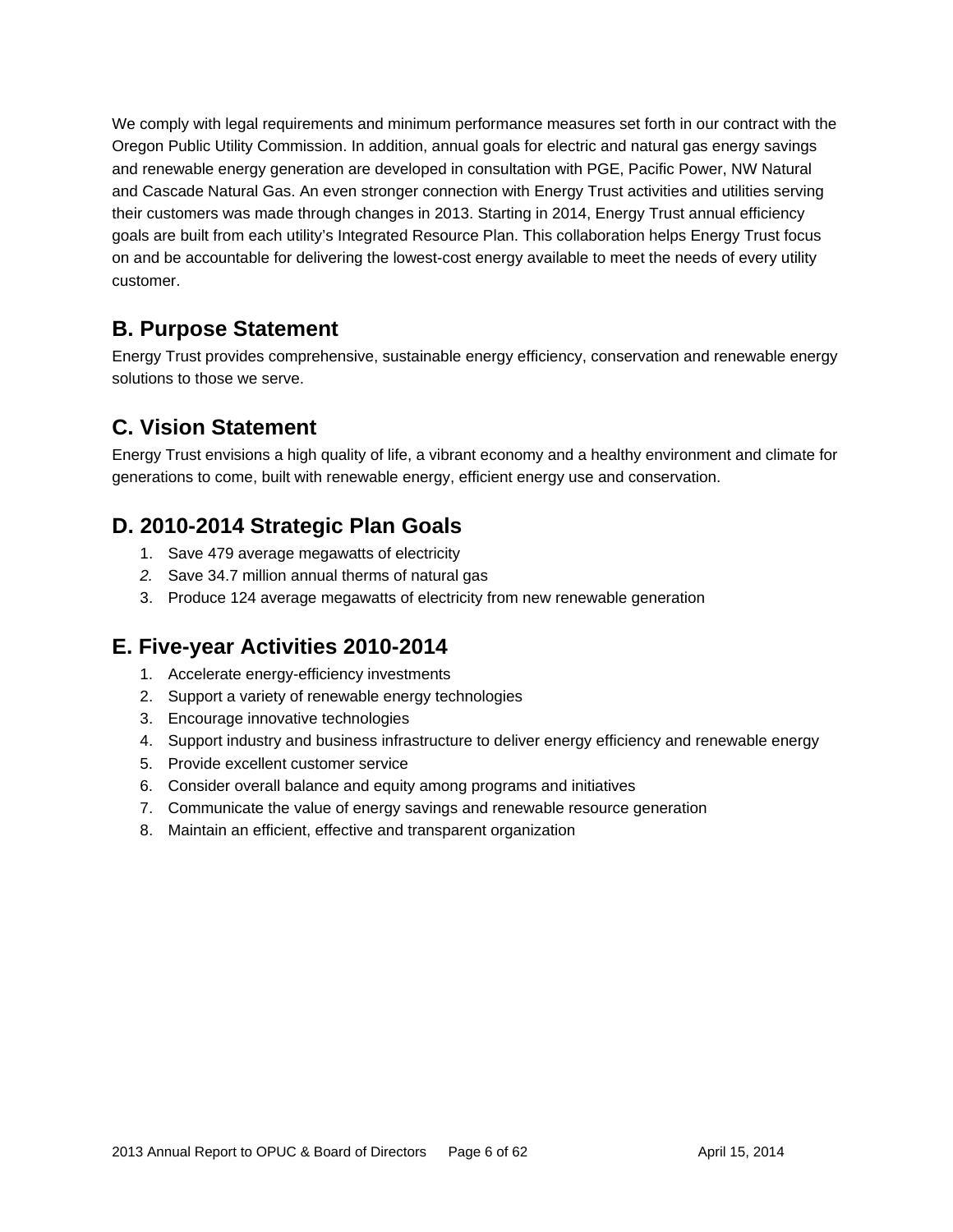We comply with legal requirements and minimum performance measures set forth in our contract with the Oregon Public Utility Commission. In addition, annual goals for electric and natural gas energy savings and renewable energy generation are developed in consultation with PGE, Pacific Power, NW Natural and Cascade Natural Gas. An even stronger connection with Energy Trust activities and utilities serving their customers was made through changes in 2013. Starting in 2014, Energy Trust annual efficiency goals are built from each utility's Integrated Resource Plan. This collaboration helps Energy Trust focus on and be accountable for delivering the lowest-cost energy available to meet the needs of every utility customer.

## B. Purpose Statement

Energy Trust provides comprehensive, sustainable energy efficiency, conservation and renewable energy solutions to those we serve.

## C. Vision Statement

Energy Trust envisions a high quality of life, a vibrant economy and a healthy environment and climate for generations to come, built with renewable energy, efficient energy use and conservation.

## D. 2010-2014 Strategic Plan Goals

1. Save 479 average megawatts of electricity
2. Save 34.7 million annual therms of natural gas
3. Produce 124 average megawatts of electricity from new renewable generation

## E. Five-year Activities 2010-2014

1. Accelerate energy-efficiency investments
2. Support a variety of renewable energy technologies
3. Encourage innovative technologies
4. Support industry and business infrastructure to deliver energy efficiency and renewable energy
5. Provide excellent customer service
6. Consider overall balance and equity among programs and initiatives
7. Communicate the value of energy savings and renewable resource generation
8. Maintain an efficient, effective and transparent organization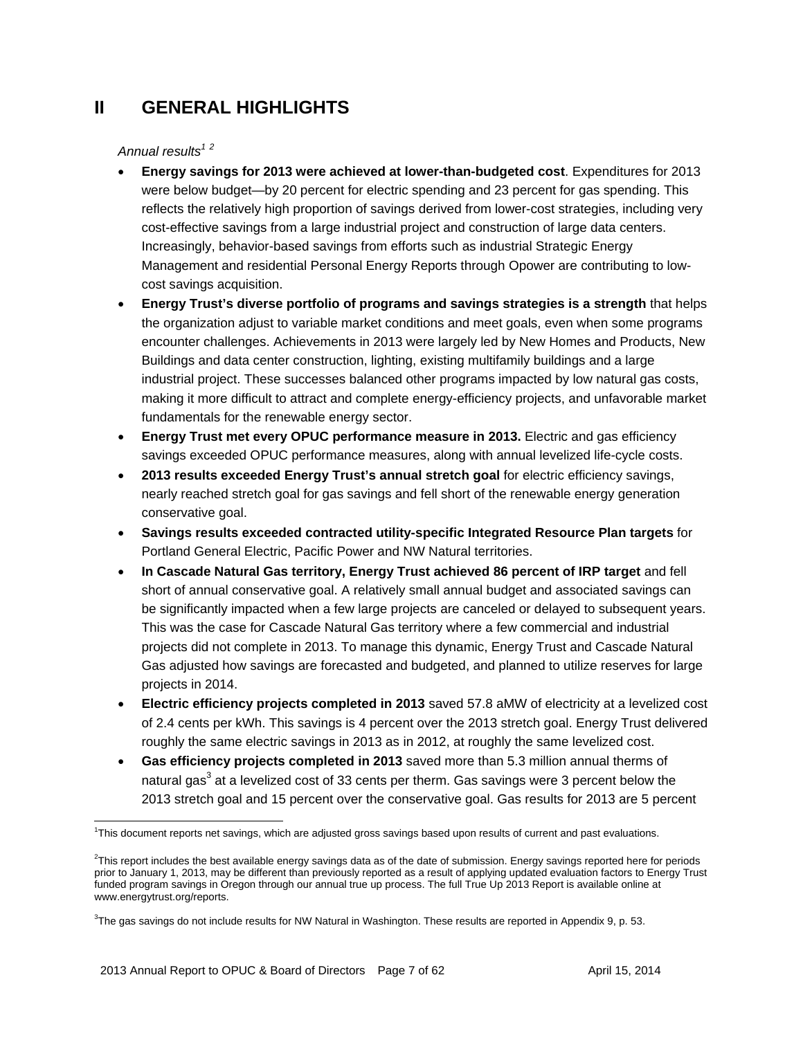# II GENERAL HIGHLIGHTS

*Annual results[1] [2]*

- **Energy savings for 2013 were achieved at lower-than-budgeted cost**. Expenditures for 2013 were below budget—by 20 percent for electric spending and 23 percent for gas spending. This reflects the relatively high proportion of savings derived from lower-cost strategies, including very cost-effective savings from a large industrial project and construction of large data centers. Increasingly, behavior-based savings from efforts such as industrial Strategic Energy Management and residential Personal Energy Reports through Opower are contributing to low-cost savings acquisition.
- **Energy Trust's diverse portfolio of programs and savings strategies is a strength** that helps the organization adjust to variable market conditions and meet goals, even when some programs encounter challenges. Achievements in 2013 were largely led by New Homes and Products, New Buildings and data center construction, lighting, existing multifamily buildings and a large industrial project. These successes balanced other programs impacted by low natural gas costs, making it more difficult to attract and complete energy-efficiency projects, and unfavorable market fundamentals for the renewable energy sector.
- **Energy Trust met every OPUC performance measure in 2013.** Electric and gas efficiency savings exceeded OPUC performance measures, along with annual levelized life-cycle costs.
- **2013 results exceeded Energy Trust's annual stretch goal** for electric efficiency savings, nearly reached stretch goal for gas savings and fell short of the renewable energy generation conservative goal.
- **Savings results exceeded contracted utility-specific Integrated Resource Plan targets** for Portland General Electric, Pacific Power and NW Natural territories.
- **In Cascade Natural Gas territory, Energy Trust achieved 86 percent of IRP target** and fell short of annual conservative goal. A relatively small annual budget and associated savings can be significantly impacted when a few large projects are canceled or delayed to subsequent years. This was the case for Cascade Natural Gas territory where a few commercial and industrial projects did not complete in 2013. To manage this dynamic, Energy Trust and Cascade Natural Gas adjusted how savings are forecasted and budgeted, and planned to utilize reserves for large projects in 2014.
- **Electric efficiency projects completed in 2013** saved 57.8 aMW of electricity at a levelized cost of 2.4 cents per kWh. This savings is 4 percent over the 2013 stretch goal. Energy Trust delivered roughly the same electric savings in 2013 as in 2012, at roughly the same levelized cost.
- **Gas efficiency projects completed in 2013** saved more than 5.3 million annual therms of natural gas[3] at a levelized cost of 33 cents per therm. Gas savings were 3 percent below the 2013 stretch goal and 15 percent over the conservative goal. Gas results for 2013 are 5 percent

---

[1] This document reports net savings, which are adjusted gross savings based upon results of current and past evaluations.

[2] This report includes the best available energy savings data as of the date of submission. Energy savings reported here for periods prior to January 1, 2013, may be different than previously reported as a result of applying updated evaluation factors to Energy Trust funded program savings in Oregon through our annual true up process. The full True Up 2013 Report is available online at www.energytrust.org/reports.

[3] The gas savings do not include results for NW Natural in Washington. These results are reported in Appendix 9, p. 53.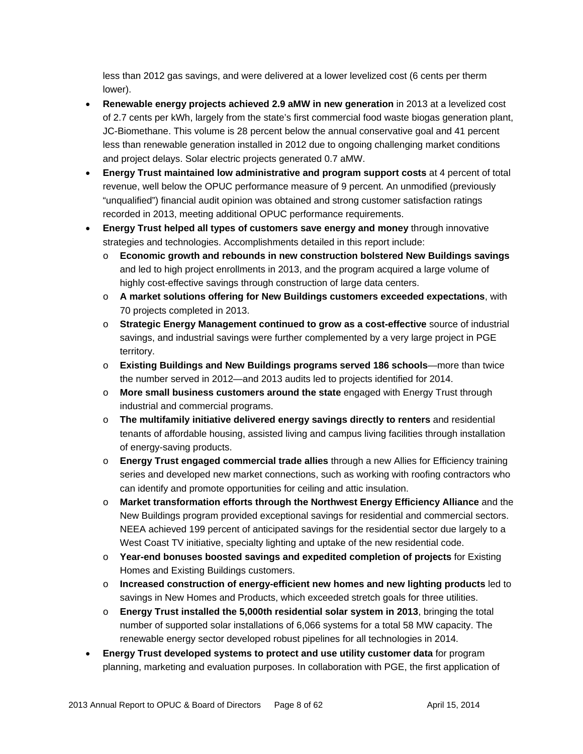less than 2012 gas savings, and were delivered at a lower levelized cost (6 cents per therm lower).

- **Renewable energy projects achieved 2.9 aMW in new generation** in 2013 at a levelized cost of 2.7 cents per kWh, largely from the state's first commercial food waste biogas generation plant, JC-Biomethane. This volume is 28 percent below the annual conservative goal and 41 percent less than renewable generation installed in 2012 due to ongoing challenging market conditions and project delays. Solar electric projects generated 0.7 aMW.
- **Energy Trust maintained low administrative and program support costs** at 4 percent of total revenue, well below the OPUC performance measure of 9 percent. An unmodified (previously "unqualified") financial audit opinion was obtained and strong customer satisfaction ratings recorded in 2013, meeting additional OPUC performance requirements.
- **Energy Trust helped all types of customers save energy and money** through innovative strategies and technologies. Accomplishments detailed in this report include:
  - **Economic growth and rebounds in new construction bolstered New Buildings savings** and led to high project enrollments in 2013, and the program acquired a large volume of highly cost-effective savings through construction of large data centers.
  - **A market solutions offering for New Buildings customers exceeded expectations**, with 70 projects completed in 2013.
  - **Strategic Energy Management continued to grow as a cost-effective** source of industrial savings, and industrial savings were further complemented by a very large project in PGE territory.
  - **Existing Buildings and New Buildings programs served 186 schools**—more than twice the number served in 2012—and 2013 audits led to projects identified for 2014.
  - **More small business customers around the state** engaged with Energy Trust through industrial and commercial programs.
  - **The multifamily initiative delivered energy savings directly to renters** and residential tenants of affordable housing, assisted living and campus living facilities through installation of energy-saving products.
  - **Energy Trust engaged commercial trade allies** through a new Allies for Efficiency training series and developed new market connections, such as working with roofing contractors who can identify and promote opportunities for ceiling and attic insulation.
  - **Market transformation efforts through the Northwest Energy Efficiency Alliance** and the New Buildings program provided exceptional savings for residential and commercial sectors. NEEA achieved 199 percent of anticipated savings for the residential sector due largely to a West Coast TV initiative, specialty lighting and uptake of the new residential code.
  - **Year-end bonuses boosted savings and expedited completion of projects** for Existing Homes and Existing Buildings customers.
  - **Increased construction of energy-efficient new homes and new lighting products** led to savings in New Homes and Products, which exceeded stretch goals for three utilities.
  - **Energy Trust installed the 5,000th residential solar system in 2013**, bringing the total number of supported solar installations of 6,066 systems for a total 58 MW capacity. The renewable energy sector developed robust pipelines for all technologies in 2014.
- **Energy Trust developed systems to protect and use utility customer data** for program planning, marketing and evaluation purposes. In collaboration with PGE, the first application of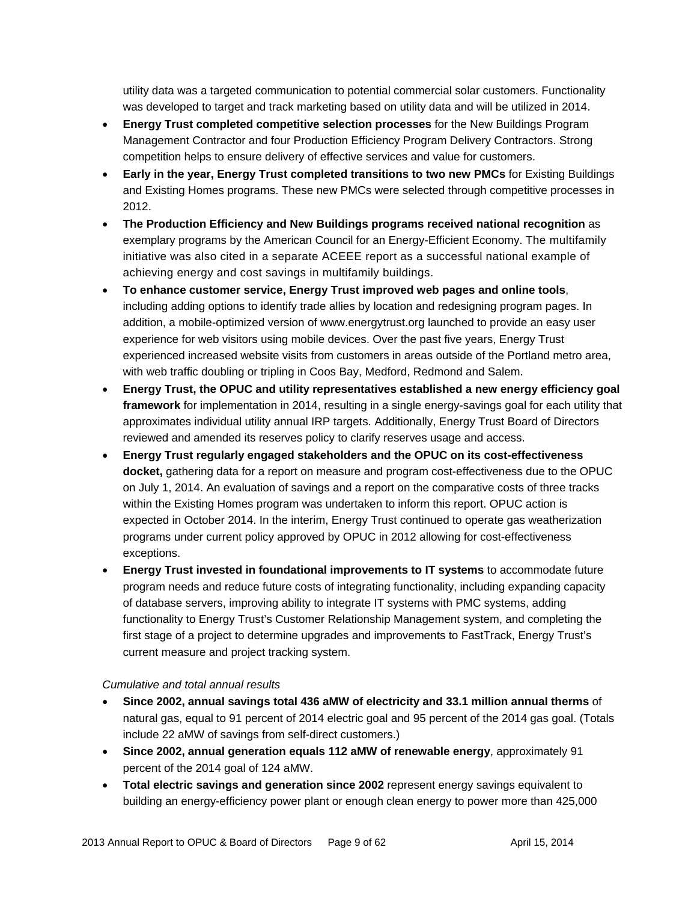utility data was a targeted communication to potential commercial solar customers. Functionality was developed to target and track marketing based on utility data and will be utilized in 2014.

- **Energy Trust completed competitive selection processes** for the New Buildings Program Management Contractor and four Production Efficiency Program Delivery Contractors. Strong competition helps to ensure delivery of effective services and value for customers.
- **Early in the year, Energy Trust completed transitions to two new PMCs** for Existing Buildings and Existing Homes programs. These new PMCs were selected through competitive processes in 2012.
- **The Production Efficiency and New Buildings programs received national recognition** as exemplary programs by the American Council for an Energy-Efficient Economy. The multifamily initiative was also cited in a separate ACEEE report as a successful national example of achieving energy and cost savings in multifamily buildings.
- **To enhance customer service, Energy Trust improved web pages and online tools**, including adding options to identify trade allies by location and redesigning program pages. In addition, a mobile-optimized version of www.energytrust.org launched to provide an easy user experience for web visitors using mobile devices. Over the past five years, Energy Trust experienced increased website visits from customers in areas outside of the Portland metro area, with web traffic doubling or tripling in Coos Bay, Medford, Redmond and Salem.
- **Energy Trust, the OPUC and utility representatives established a new energy efficiency goal framework** for implementation in 2014, resulting in a single energy-savings goal for each utility that approximates individual utility annual IRP targets. Additionally, Energy Trust Board of Directors reviewed and amended its reserves policy to clarify reserves usage and access.
- **Energy Trust regularly engaged stakeholders and the OPUC on its cost-effectiveness docket,** gathering data for a report on measure and program cost-effectiveness due to the OPUC on July 1, 2014. An evaluation of savings and a report on the comparative costs of three tracks within the Existing Homes program was undertaken to inform this report. OPUC action is expected in October 2014. In the interim, Energy Trust continued to operate gas weatherization programs under current policy approved by OPUC in 2012 allowing for cost-effectiveness exceptions.
- **Energy Trust invested in foundational improvements to IT systems** to accommodate future program needs and reduce future costs of integrating functionality, including expanding capacity of database servers, improving ability to integrate IT systems with PMC systems, adding functionality to Energy Trust's Customer Relationship Management system, and completing the first stage of a project to determine upgrades and improvements to FastTrack, Energy Trust's current measure and project tracking system.

*Cumulative and total annual results*

- **Since 2002, annual savings total 436 aMW of electricity and 33.1 million annual therms** of natural gas, equal to 91 percent of 2014 electric goal and 95 percent of the 2014 gas goal. (Totals include 22 aMW of savings from self-direct customers.)
- **Since 2002, annual generation equals 112 aMW of renewable energy**, approximately 91 percent of the 2014 goal of 124 aMW.
- **Total electric savings and generation since 2002** represent energy savings equivalent to building an energy-efficiency power plant or enough clean energy to power more than 425,000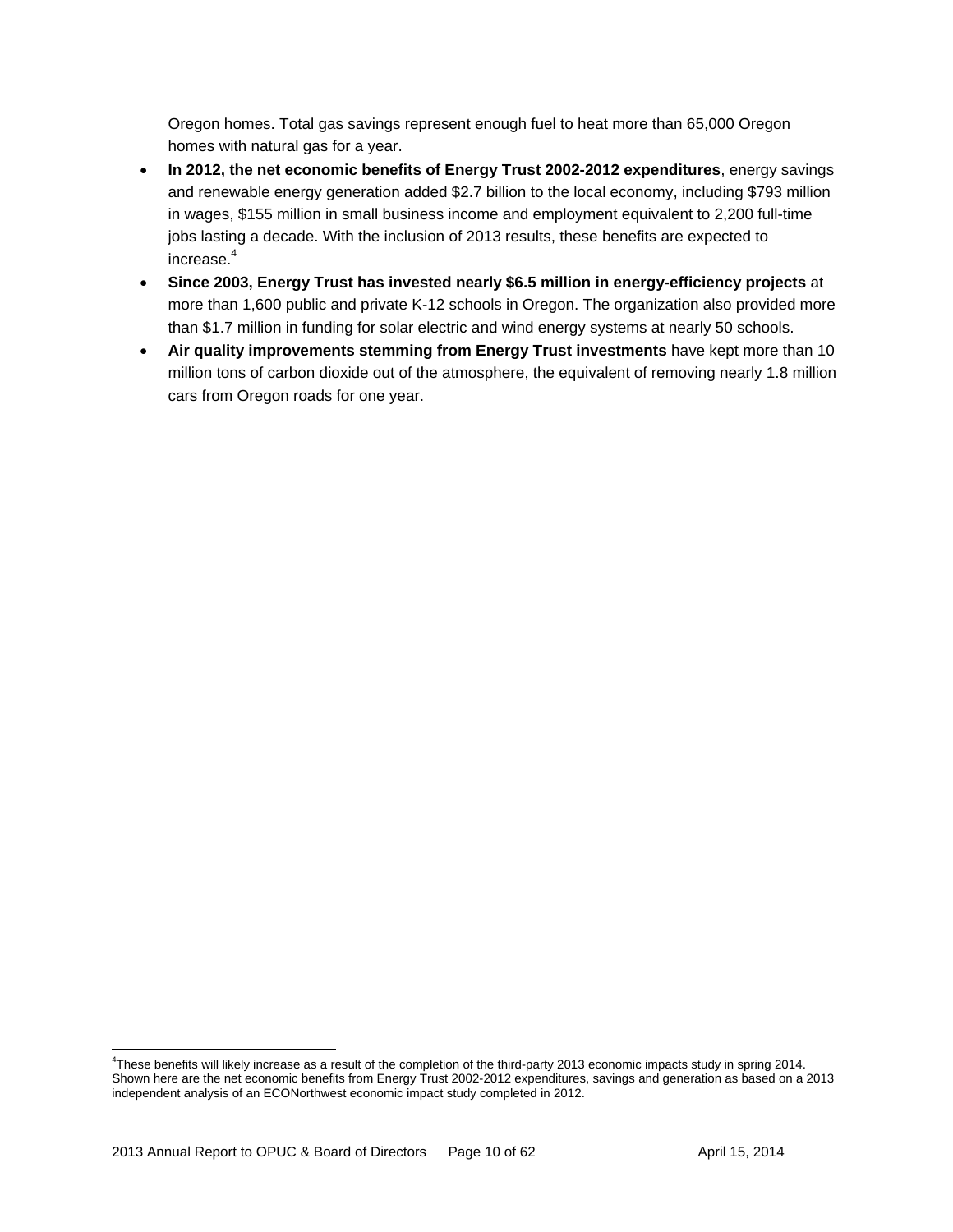Oregon homes. Total gas savings represent enough fuel to heat more than 65,000 Oregon homes with natural gas for a year.

- **In 2012, the net economic benefits of Energy Trust 2002-2012 expenditures**, energy savings and renewable energy generation added $2.7 billion to the local economy, including $793 million in wages, $155 million in small business income and employment equivalent to 2,200 full-time jobs lasting a decade. With the inclusion of 2013 results, these benefits are expected to increase.[4]
- **Since 2003, Energy Trust has invested nearly $6.5 million in energy-efficiency projects** at more than 1,600 public and private K-12 schools in Oregon. The organization also provided more than $1.7 million in funding for solar electric and wind energy systems at nearly 50 schools.
- **Air quality improvements stemming from Energy Trust investments** have kept more than 10 million tons of carbon dioxide out of the atmosphere, the equivalent of removing nearly 1.8 million cars from Oregon roads for one year.

[4]These benefits will likely increase as a result of the completion of the third-party 2013 economic impacts study in spring 2014. Shown here are the net economic benefits from Energy Trust 2002-2012 expenditures, savings and generation as based on a 2013 independent analysis of an ECONorthwest economic impact study completed in 2012.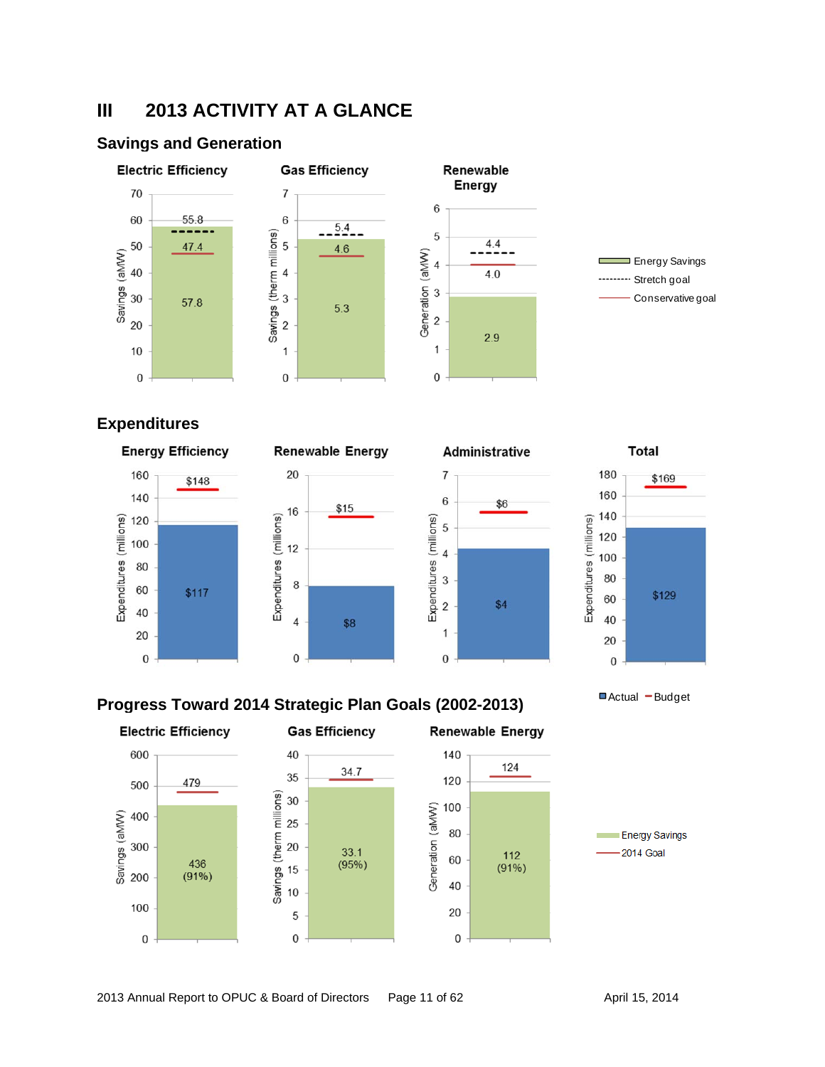# III 2013 ACTIVITY AT A GLANCE

## Savings and Generation

**Electric Efficiency**

| | Savings (aMW) |
|---|---|
| Energy Savings | 57.8 |
| Stretch goal | 55.8 |
| Conservative goal | 47.4 |

**Gas Efficiency**

| | Savings (therm millions) |
|---|---|
| Energy Savings | 5.3 |
| Stretch goal | 5.4 |
| Conservative goal | 4.6 |

**Renewable Energy**

| | Generation (aMW) |
|---|---|
| Energy Savings | 2.9 |
| Stretch goal | 4.4 |
| Conservative goal | 4.0 |

## Expenditures

| | Energy Efficiency | Renewable Energy | Administrative | Total |
|---|---|---|---|---|
| Actual (millions) | $117 | $8 | $4 | $129 |
| Budget (millions) | $148 | $15 | $6 | $169 |

## Progress Toward 2014 Strategic Plan Goals (2002-2013)

| | Electric Efficiency (Savings, aMW) | Gas Efficiency (Savings, therm millions) | Renewable Energy (Generation, aMW) |
|---|---|---|---|
| Energy Savings | 436 (91%) | 33.1 (95%) | 112 (91%) |
| 2014 Goal | 479 | 34.7 | 124 |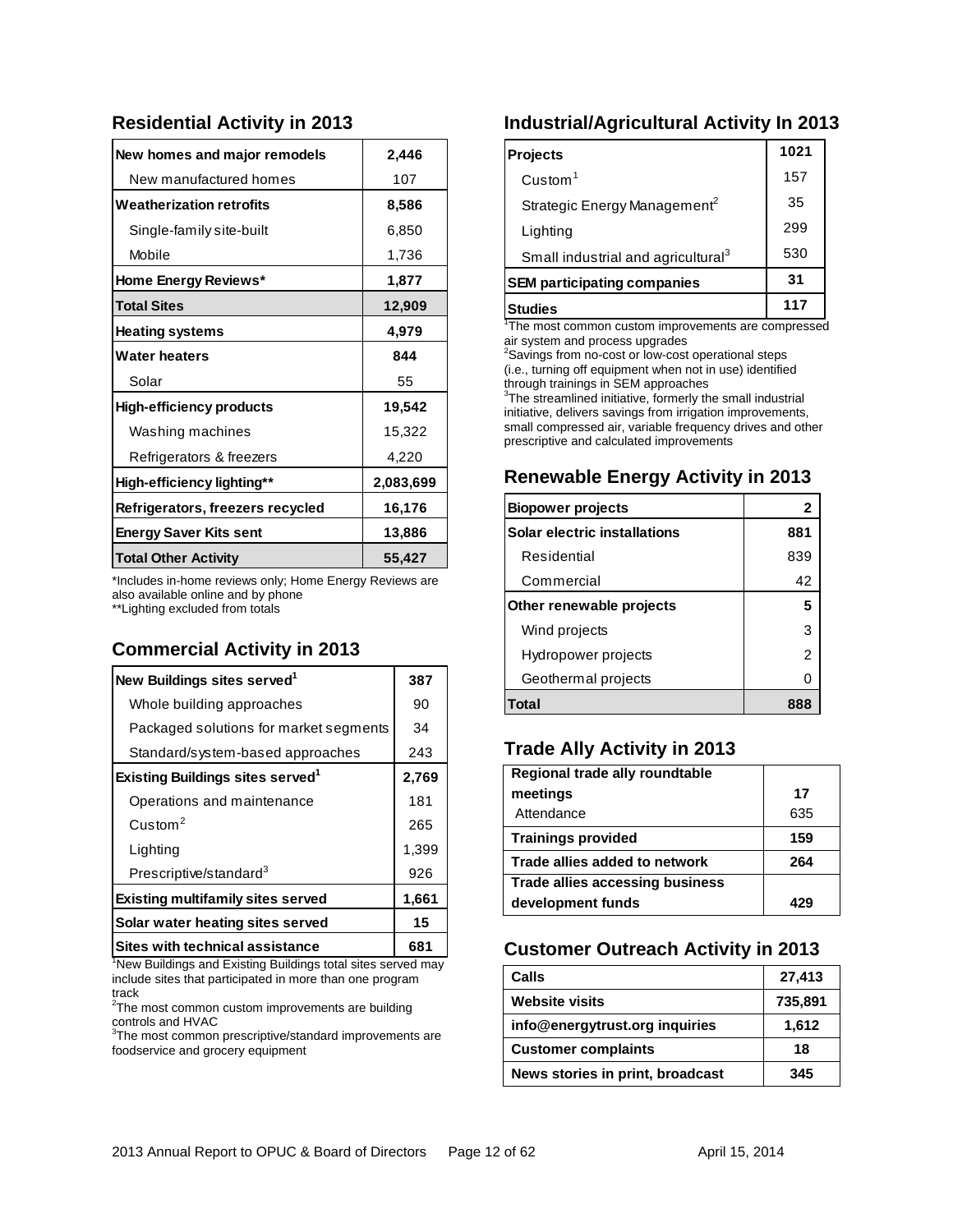## Residential Activity in 2013

| | |
|---|---|
| **New homes and major remodels** | **2,446** |
| New manufactured homes | 107 |
| **Weatherization retrofits** | **8,586** |
| Single-family site-built | 6,850 |
| Mobile | 1,736 |
| **Home Energy Reviews*** | **1,877** |
| **Total Sites** | **12,909** |
| **Heating systems** | **4,979** |
| **Water heaters** | **844** |
| Solar | 55 |
| **High-efficiency products** | **19,542** |
| Washing machines | 15,322 |
| Refrigerators & freezers | 4,220 |
| **High-efficiency lighting**** | **2,083,699** |
| **Refrigerators, freezers recycled** | **16,176** |
| **Energy Saver Kits sent** | **13,886** |
| **Total Other Activity** | **55,427** |

*Includes in-home reviews only; Home Energy Reviews are also available online and by phone
**Lighting excluded from totals

## Commercial Activity in 2013

| | |
|---|---|
| **New Buildings sites served**[1] | **387** |
| Whole building approaches | 90 |
| Packaged solutions for market segments | 34 |
| Standard/system-based approaches | 243 |
| **Existing Buildings sites served**[1] | **2,769** |
| Operations and maintenance | 181 |
| Custom[2] | 265 |
| Lighting | 1,399 |
| Prescriptive/standard[3] | 926 |
| **Existing multifamily sites served** | **1,661** |
| **Solar water heating sites served** | **15** |
| **Sites with technical assistance** | **681** |

[1]New Buildings and Existing Buildings total sites served may include sites that participated in more than one program track
[2]The most common custom improvements are building controls and HVAC
[3]The most common prescriptive/standard improvements are foodservice and grocery equipment

## Industrial/Agricultural Activity In 2013

| | |
|---|---|
| **Projects** | **1021** |
| Custom[1] | 157 |
| Strategic Energy Management[2] | 35 |
| Lighting | 299 |
| Small industrial and agricultural[3] | 530 |
| **SEM participating companies** | **31** |
| **Studies** | **117** |

[1]The most common custom improvements are compressed air system and process upgrades
[2]Savings from no-cost or low-cost operational steps (i.e., turning off equipment when not in use) identified through trainings in SEM approaches
[3]The streamlined initiative, formerly the small industrial initiative, delivers savings from irrigation improvements, small compressed air, variable frequency drives and other prescriptive and calculated improvements

## Renewable Energy Activity in 2013

| | |
|---|---|
| **Biopower projects** | **2** |
| **Solar electric installations** | **881** |
| Residential | 839 |
| Commercial | 42 |
| **Other renewable projects** | **5** |
| Wind projects | 3 |
| Hydropower projects | 2 |
| Geothermal projects | 0 |
| **Total** | **888** |

## Trade Ally Activity in 2013

| | |
|---|---|
| **Regional trade ally roundtable meetings** | **17** |
| Attendance | 635 |
| **Trainings provided** | **159** |
| **Trade allies added to network** | **264** |
| **Trade allies accessing business development funds** | **429** |

## Customer Outreach Activity in 2013

| | |
|---|---|
| **Calls** | **27,413** |
| **Website visits** | **735,891** |
| **info@energytrust.org inquiries** | **1,612** |
| **Customer complaints** | **18** |
| **News stories in print, broadcast** | **345** |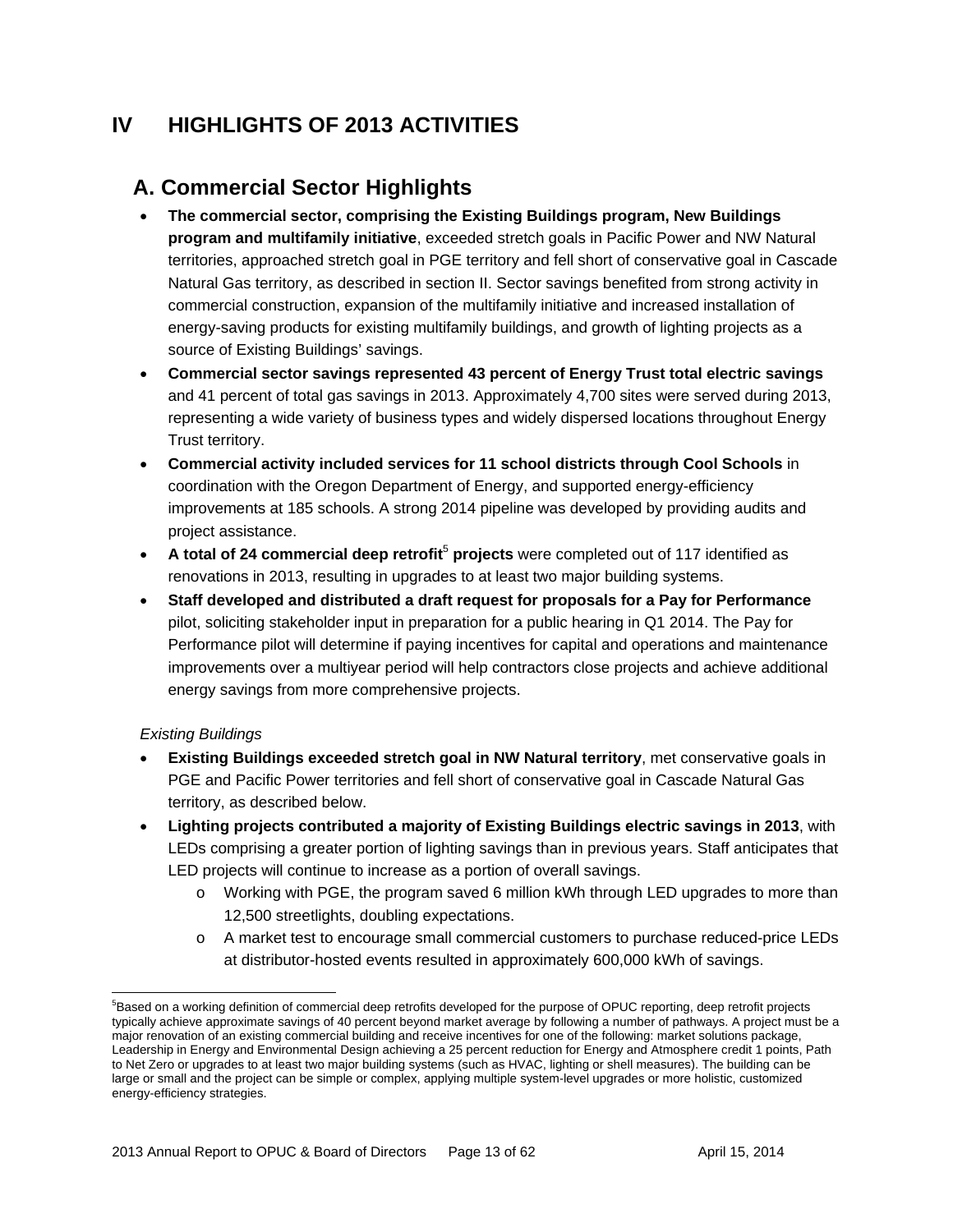# IV HIGHLIGHTS OF 2013 ACTIVITIES

## A. Commercial Sector Highlights

- **The commercial sector, comprising the Existing Buildings program, New Buildings program and multifamily initiative**, exceeded stretch goals in Pacific Power and NW Natural territories, approached stretch goal in PGE territory and fell short of conservative goal in Cascade Natural Gas territory, as described in section II. Sector savings benefited from strong activity in commercial construction, expansion of the multifamily initiative and increased installation of energy-saving products for existing multifamily buildings, and growth of lighting projects as a source of Existing Buildings' savings.
- **Commercial sector savings represented 43 percent of Energy Trust total electric savings** and 41 percent of total gas savings in 2013. Approximately 4,700 sites were served during 2013, representing a wide variety of business types and widely dispersed locations throughout Energy Trust territory.
- **Commercial activity included services for 11 school districts through Cool Schools** in coordination with the Oregon Department of Energy, and supported energy-efficiency improvements at 185 schools. A strong 2014 pipeline was developed by providing audits and project assistance.
- **A total of 24 commercial deep retrofit[5] projects** were completed out of 117 identified as renovations in 2013, resulting in upgrades to at least two major building systems.
- **Staff developed and distributed a draft request for proposals for a Pay for Performance** pilot, soliciting stakeholder input in preparation for a public hearing in Q1 2014. The Pay for Performance pilot will determine if paying incentives for capital and operations and maintenance improvements over a multiyear period will help contractors close projects and achieve additional energy savings from more comprehensive projects.

*Existing Buildings*

- **Existing Buildings exceeded stretch goal in NW Natural territory**, met conservative goals in PGE and Pacific Power territories and fell short of conservative goal in Cascade Natural Gas territory, as described below.
- **Lighting projects contributed a majority of Existing Buildings electric savings in 2013**, with LEDs comprising a greater portion of lighting savings than in previous years. Staff anticipates that LED projects will continue to increase as a portion of overall savings.
  - Working with PGE, the program saved 6 million kWh through LED upgrades to more than 12,500 streetlights, doubling expectations.
  - A market test to encourage small commercial customers to purchase reduced-price LEDs at distributor-hosted events resulted in approximately 600,000 kWh of savings.

---

[5] Based on a working definition of commercial deep retrofits developed for the purpose of OPUC reporting, deep retrofit projects typically achieve approximate savings of 40 percent beyond market average by following a number of pathways. A project must be a major renovation of an existing commercial building and receive incentives for one of the following: market solutions package, Leadership in Energy and Environmental Design achieving a 25 percent reduction for Energy and Atmosphere credit 1 points, Path to Net Zero or upgrades to at least two major building systems (such as HVAC, lighting or shell measures). The building can be large or small and the project can be simple or complex, applying multiple system-level upgrades or more holistic, customized energy-efficiency strategies.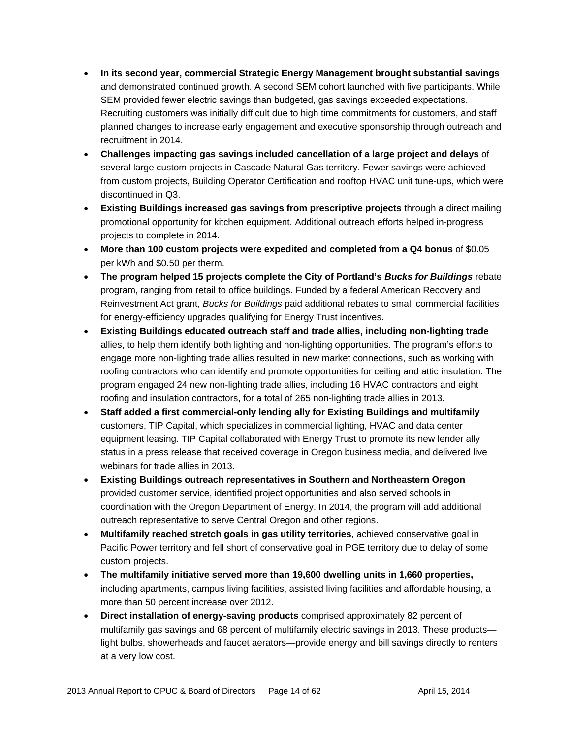- **In its second year, commercial Strategic Energy Management brought substantial savings** and demonstrated continued growth. A second SEM cohort launched with five participants. While SEM provided fewer electric savings than budgeted, gas savings exceeded expectations. Recruiting customers was initially difficult due to high time commitments for customers, and staff planned changes to increase early engagement and executive sponsorship through outreach and recruitment in 2014.
- **Challenges impacting gas savings included cancellation of a large project and delays** of several large custom projects in Cascade Natural Gas territory. Fewer savings were achieved from custom projects, Building Operator Certification and rooftop HVAC unit tune-ups, which were discontinued in Q3.
- **Existing Buildings increased gas savings from prescriptive projects** through a direct mailing promotional opportunity for kitchen equipment. Additional outreach efforts helped in-progress projects to complete in 2014.
- **More than 100 custom projects were expedited and completed from a Q4 bonus** of $0.05 per kWh and $0.50 per therm.
- **The program helped 15 projects complete the City of Portland's *Bucks for Buildings*** rebate program, ranging from retail to office buildings. Funded by a federal American Recovery and Reinvestment Act grant, *Bucks for Buildings* paid additional rebates to small commercial facilities for energy-efficiency upgrades qualifying for Energy Trust incentives.
- **Existing Buildings educated outreach staff and trade allies, including non-lighting trade** allies, to help them identify both lighting and non-lighting opportunities. The program's efforts to engage more non-lighting trade allies resulted in new market connections, such as working with roofing contractors who can identify and promote opportunities for ceiling and attic insulation. The program engaged 24 new non-lighting trade allies, including 16 HVAC contractors and eight roofing and insulation contractors, for a total of 265 non-lighting trade allies in 2013.
- **Staff added a first commercial-only lending ally for Existing Buildings and multifamily** customers, TIP Capital, which specializes in commercial lighting, HVAC and data center equipment leasing. TIP Capital collaborated with Energy Trust to promote its new lender ally status in a press release that received coverage in Oregon business media, and delivered live webinars for trade allies in 2013.
- **Existing Buildings outreach representatives in Southern and Northeastern Oregon** provided customer service, identified project opportunities and also served schools in coordination with the Oregon Department of Energy. In 2014, the program will add additional outreach representative to serve Central Oregon and other regions.
- **Multifamily reached stretch goals in gas utility territories**, achieved conservative goal in Pacific Power territory and fell short of conservative goal in PGE territory due to delay of some custom projects.
- **The multifamily initiative served more than 19,600 dwelling units in 1,660 properties,** including apartments, campus living facilities, assisted living facilities and affordable housing, a more than 50 percent increase over 2012.
- **Direct installation of energy-saving products** comprised approximately 82 percent of multifamily gas savings and 68 percent of multifamily electric savings in 2013. These products—light bulbs, showerheads and faucet aerators—provide energy and bill savings directly to renters at a very low cost.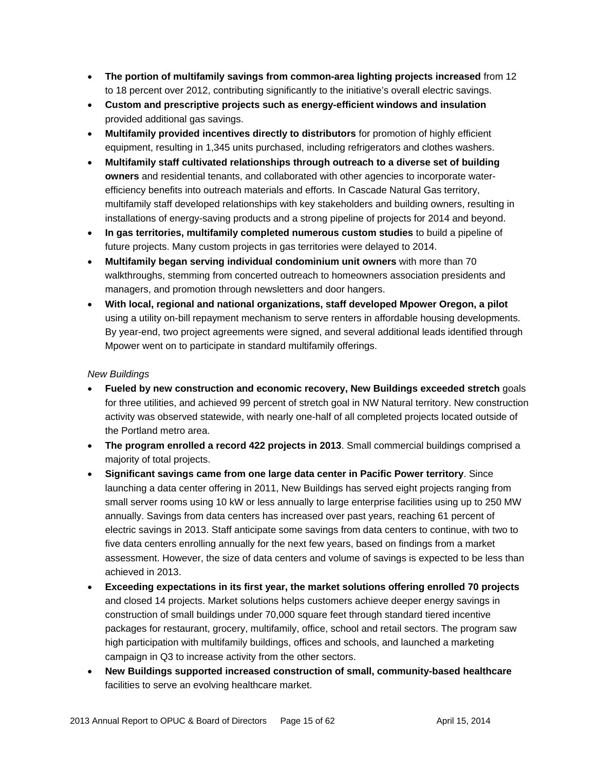- **The portion of multifamily savings from common-area lighting projects increased** from 12 to 18 percent over 2012, contributing significantly to the initiative's overall electric savings.
- **Custom and prescriptive projects such as energy-efficient windows and insulation** provided additional gas savings.
- **Multifamily provided incentives directly to distributors** for promotion of highly efficient equipment, resulting in 1,345 units purchased, including refrigerators and clothes washers.
- **Multifamily staff cultivated relationships through outreach to a diverse set of building owners** and residential tenants, and collaborated with other agencies to incorporate water-efficiency benefits into outreach materials and efforts. In Cascade Natural Gas territory, multifamily staff developed relationships with key stakeholders and building owners, resulting in installations of energy-saving products and a strong pipeline of projects for 2014 and beyond.
- **In gas territories, multifamily completed numerous custom studies** to build a pipeline of future projects. Many custom projects in gas territories were delayed to 2014.
- **Multifamily began serving individual condominium unit owners** with more than 70 walkthroughs, stemming from concerted outreach to homeowners association presidents and managers, and promotion through newsletters and door hangers.
- **With local, regional and national organizations, staff developed Mpower Oregon, a pilot** using a utility on-bill repayment mechanism to serve renters in affordable housing developments. By year-end, two project agreements were signed, and several additional leads identified through Mpower went on to participate in standard multifamily offerings.

*New Buildings*

- **Fueled by new construction and economic recovery, New Buildings exceeded stretch** goals for three utilities, and achieved 99 percent of stretch goal in NW Natural territory. New construction activity was observed statewide, with nearly one-half of all completed projects located outside of the Portland metro area.
- **The program enrolled a record 422 projects in 2013**. Small commercial buildings comprised a majority of total projects.
- **Significant savings came from one large data center in Pacific Power territory**. Since launching a data center offering in 2011, New Buildings has served eight projects ranging from small server rooms using 10 kW or less annually to large enterprise facilities using up to 250 MW annually. Savings from data centers has increased over past years, reaching 61 percent of electric savings in 2013. Staff anticipate some savings from data centers to continue, with two to five data centers enrolling annually for the next few years, based on findings from a market assessment. However, the size of data centers and volume of savings is expected to be less than achieved in 2013.
- **Exceeding expectations in its first year, the market solutions offering enrolled 70 projects** and closed 14 projects. Market solutions helps customers achieve deeper energy savings in construction of small buildings under 70,000 square feet through standard tiered incentive packages for restaurant, grocery, multifamily, office, school and retail sectors. The program saw high participation with multifamily buildings, offices and schools, and launched a marketing campaign in Q3 to increase activity from the other sectors.
- **New Buildings supported increased construction of small, community-based healthcare** facilities to serve an evolving healthcare market.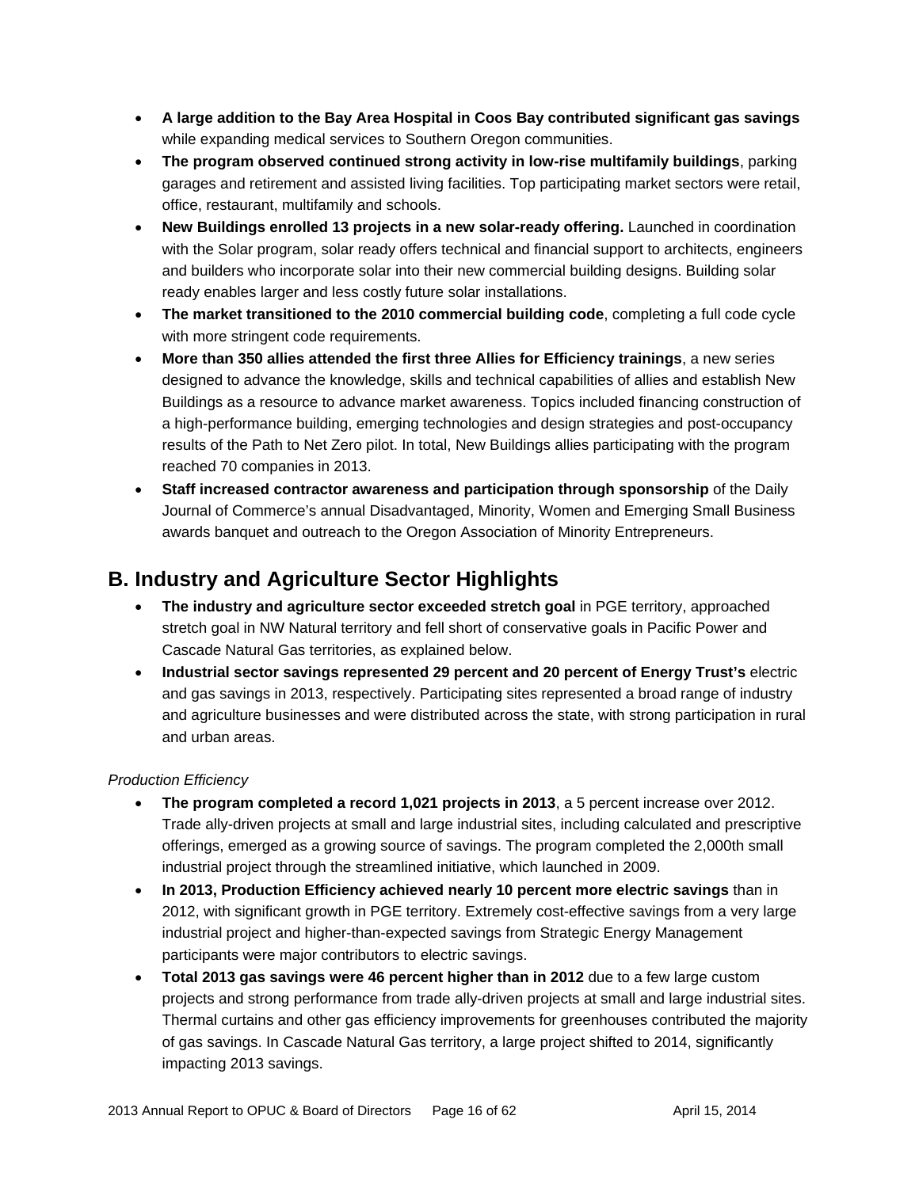- **A large addition to the Bay Area Hospital in Coos Bay contributed significant gas savings** while expanding medical services to Southern Oregon communities.
- **The program observed continued strong activity in low-rise multifamily buildings**, parking garages and retirement and assisted living facilities. Top participating market sectors were retail, office, restaurant, multifamily and schools.
- **New Buildings enrolled 13 projects in a new solar-ready offering.** Launched in coordination with the Solar program, solar ready offers technical and financial support to architects, engineers and builders who incorporate solar into their new commercial building designs. Building solar ready enables larger and less costly future solar installations.
- **The market transitioned to the 2010 commercial building code**, completing a full code cycle with more stringent code requirements.
- **More than 350 allies attended the first three Allies for Efficiency trainings**, a new series designed to advance the knowledge, skills and technical capabilities of allies and establish New Buildings as a resource to advance market awareness. Topics included financing construction of a high-performance building, emerging technologies and design strategies and post-occupancy results of the Path to Net Zero pilot. In total, New Buildings allies participating with the program reached 70 companies in 2013.
- **Staff increased contractor awareness and participation through sponsorship** of the Daily Journal of Commerce's annual Disadvantaged, Minority, Women and Emerging Small Business awards banquet and outreach to the Oregon Association of Minority Entrepreneurs.

## B. Industry and Agriculture Sector Highlights

- **The industry and agriculture sector exceeded stretch goal** in PGE territory, approached stretch goal in NW Natural territory and fell short of conservative goals in Pacific Power and Cascade Natural Gas territories, as explained below.
- **Industrial sector savings represented 29 percent and 20 percent of Energy Trust's** electric and gas savings in 2013, respectively. Participating sites represented a broad range of industry and agriculture businesses and were distributed across the state, with strong participation in rural and urban areas.

*Production Efficiency*

- **The program completed a record 1,021 projects in 2013**, a 5 percent increase over 2012. Trade ally-driven projects at small and large industrial sites, including calculated and prescriptive offerings, emerged as a growing source of savings. The program completed the 2,000th small industrial project through the streamlined initiative, which launched in 2009.
- **In 2013, Production Efficiency achieved nearly 10 percent more electric savings** than in 2012, with significant growth in PGE territory. Extremely cost-effective savings from a very large industrial project and higher-than-expected savings from Strategic Energy Management participants were major contributors to electric savings.
- **Total 2013 gas savings were 46 percent higher than in 2012** due to a few large custom projects and strong performance from trade ally-driven projects at small and large industrial sites. Thermal curtains and other gas efficiency improvements for greenhouses contributed the majority of gas savings. In Cascade Natural Gas territory, a large project shifted to 2014, significantly impacting 2013 savings.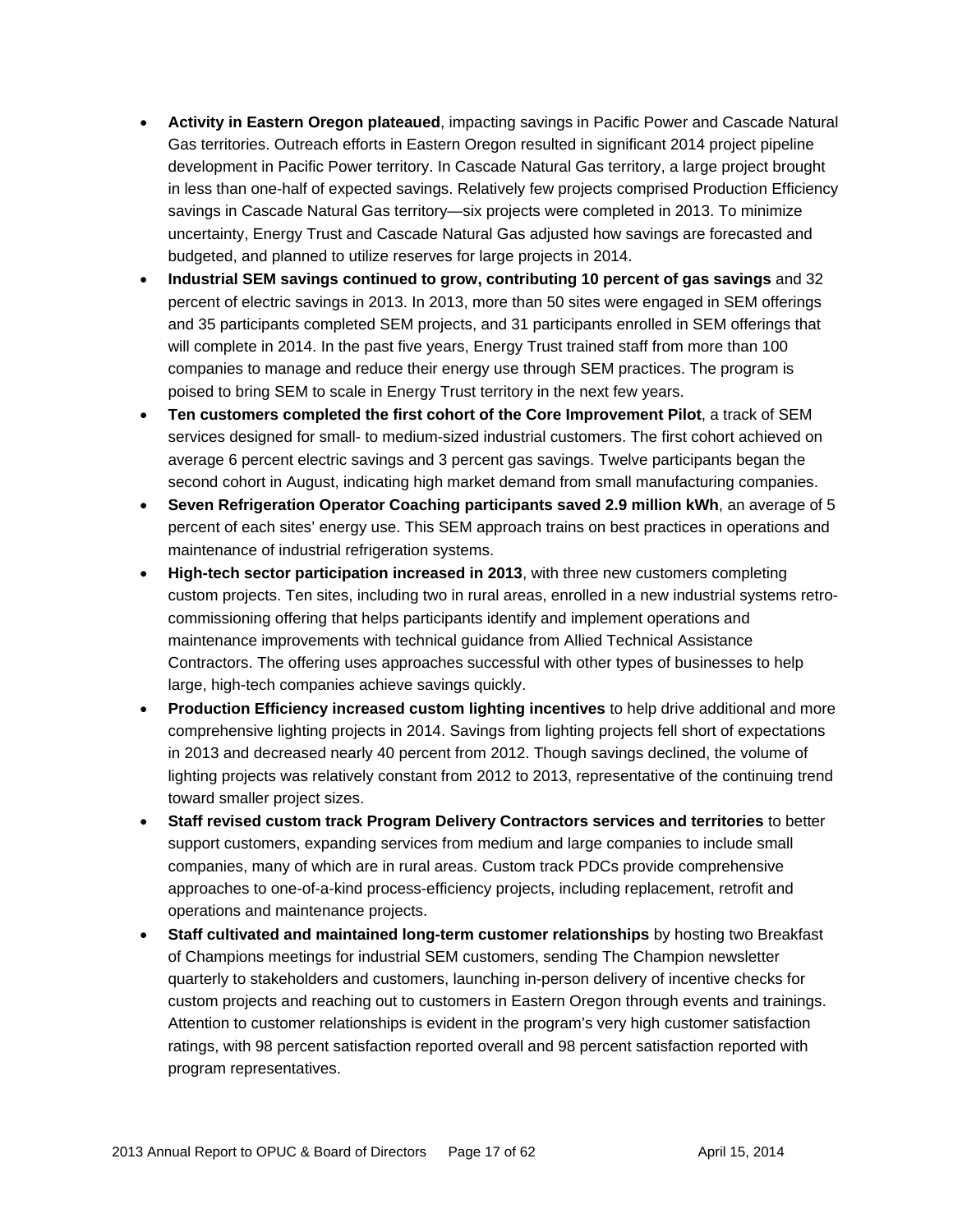- **Activity in Eastern Oregon plateaued**, impacting savings in Pacific Power and Cascade Natural Gas territories. Outreach efforts in Eastern Oregon resulted in significant 2014 project pipeline development in Pacific Power territory. In Cascade Natural Gas territory, a large project brought in less than one-half of expected savings. Relatively few projects comprised Production Efficiency savings in Cascade Natural Gas territory—six projects were completed in 2013. To minimize uncertainty, Energy Trust and Cascade Natural Gas adjusted how savings are forecasted and budgeted, and planned to utilize reserves for large projects in 2014.
- **Industrial SEM savings continued to grow, contributing 10 percent of gas savings** and 32 percent of electric savings in 2013. In 2013, more than 50 sites were engaged in SEM offerings and 35 participants completed SEM projects, and 31 participants enrolled in SEM offerings that will complete in 2014. In the past five years, Energy Trust trained staff from more than 100 companies to manage and reduce their energy use through SEM practices. The program is poised to bring SEM to scale in Energy Trust territory in the next few years.
- **Ten customers completed the first cohort of the Core Improvement Pilot**, a track of SEM services designed for small- to medium-sized industrial customers. The first cohort achieved on average 6 percent electric savings and 3 percent gas savings. Twelve participants began the second cohort in August, indicating high market demand from small manufacturing companies.
- **Seven Refrigeration Operator Coaching participants saved 2.9 million kWh**, an average of 5 percent of each sites' energy use. This SEM approach trains on best practices in operations and maintenance of industrial refrigeration systems.
- **High-tech sector participation increased in 2013**, with three new customers completing custom projects. Ten sites, including two in rural areas, enrolled in a new industrial systems retro-commissioning offering that helps participants identify and implement operations and maintenance improvements with technical guidance from Allied Technical Assistance Contractors. The offering uses approaches successful with other types of businesses to help large, high-tech companies achieve savings quickly.
- **Production Efficiency increased custom lighting incentives** to help drive additional and more comprehensive lighting projects in 2014. Savings from lighting projects fell short of expectations in 2013 and decreased nearly 40 percent from 2012. Though savings declined, the volume of lighting projects was relatively constant from 2012 to 2013, representative of the continuing trend toward smaller project sizes.
- **Staff revised custom track Program Delivery Contractors services and territories** to better support customers, expanding services from medium and large companies to include small companies, many of which are in rural areas. Custom track PDCs provide comprehensive approaches to one-of-a-kind process-efficiency projects, including replacement, retrofit and operations and maintenance projects.
- **Staff cultivated and maintained long-term customer relationships** by hosting two Breakfast of Champions meetings for industrial SEM customers, sending The Champion newsletter quarterly to stakeholders and customers, launching in-person delivery of incentive checks for custom projects and reaching out to customers in Eastern Oregon through events and trainings. Attention to customer relationships is evident in the program's very high customer satisfaction ratings, with 98 percent satisfaction reported overall and 98 percent satisfaction reported with program representatives.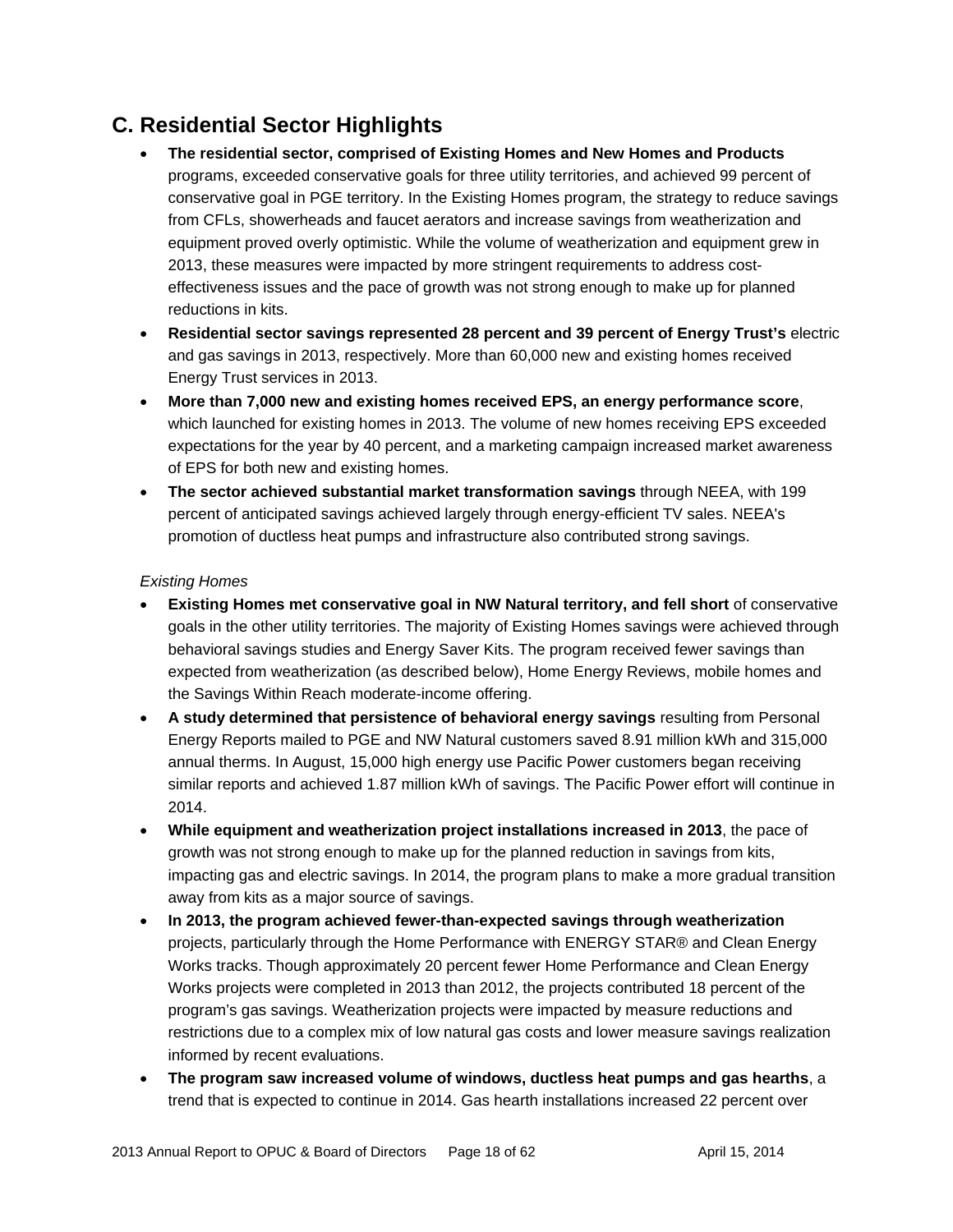## C. Residential Sector Highlights

- **The residential sector, comprised of Existing Homes and New Homes and Products** programs, exceeded conservative goals for three utility territories, and achieved 99 percent of conservative goal in PGE territory. In the Existing Homes program, the strategy to reduce savings from CFLs, showerheads and faucet aerators and increase savings from weatherization and equipment proved overly optimistic. While the volume of weatherization and equipment grew in 2013, these measures were impacted by more stringent requirements to address cost-effectiveness issues and the pace of growth was not strong enough to make up for planned reductions in kits.
- **Residential sector savings represented 28 percent and 39 percent of Energy Trust's** electric and gas savings in 2013, respectively. More than 60,000 new and existing homes received Energy Trust services in 2013.
- **More than 7,000 new and existing homes received EPS, an energy performance score**, which launched for existing homes in 2013. The volume of new homes receiving EPS exceeded expectations for the year by 40 percent, and a marketing campaign increased market awareness of EPS for both new and existing homes.
- **The sector achieved substantial market transformation savings** through NEEA, with 199 percent of anticipated savings achieved largely through energy-efficient TV sales. NEEA's promotion of ductless heat pumps and infrastructure also contributed strong savings.

*Existing Homes*

- **Existing Homes met conservative goal in NW Natural territory, and fell short** of conservative goals in the other utility territories. The majority of Existing Homes savings were achieved through behavioral savings studies and Energy Saver Kits. The program received fewer savings than expected from weatherization (as described below), Home Energy Reviews, mobile homes and the Savings Within Reach moderate-income offering.
- **A study determined that persistence of behavioral energy savings** resulting from Personal Energy Reports mailed to PGE and NW Natural customers saved 8.91 million kWh and 315,000 annual therms. In August, 15,000 high energy use Pacific Power customers began receiving similar reports and achieved 1.87 million kWh of savings. The Pacific Power effort will continue in 2014.
- **While equipment and weatherization project installations increased in 2013**, the pace of growth was not strong enough to make up for the planned reduction in savings from kits, impacting gas and electric savings. In 2014, the program plans to make a more gradual transition away from kits as a major source of savings.
- **In 2013, the program achieved fewer-than-expected savings through weatherization** projects, particularly through the Home Performance with ENERGY STAR® and Clean Energy Works tracks. Though approximately 20 percent fewer Home Performance and Clean Energy Works projects were completed in 2013 than 2012, the projects contributed 18 percent of the program's gas savings. Weatherization projects were impacted by measure reductions and restrictions due to a complex mix of low natural gas costs and lower measure savings realization informed by recent evaluations.
- **The program saw increased volume of windows, ductless heat pumps and gas hearths**, a trend that is expected to continue in 2014. Gas hearth installations increased 22 percent over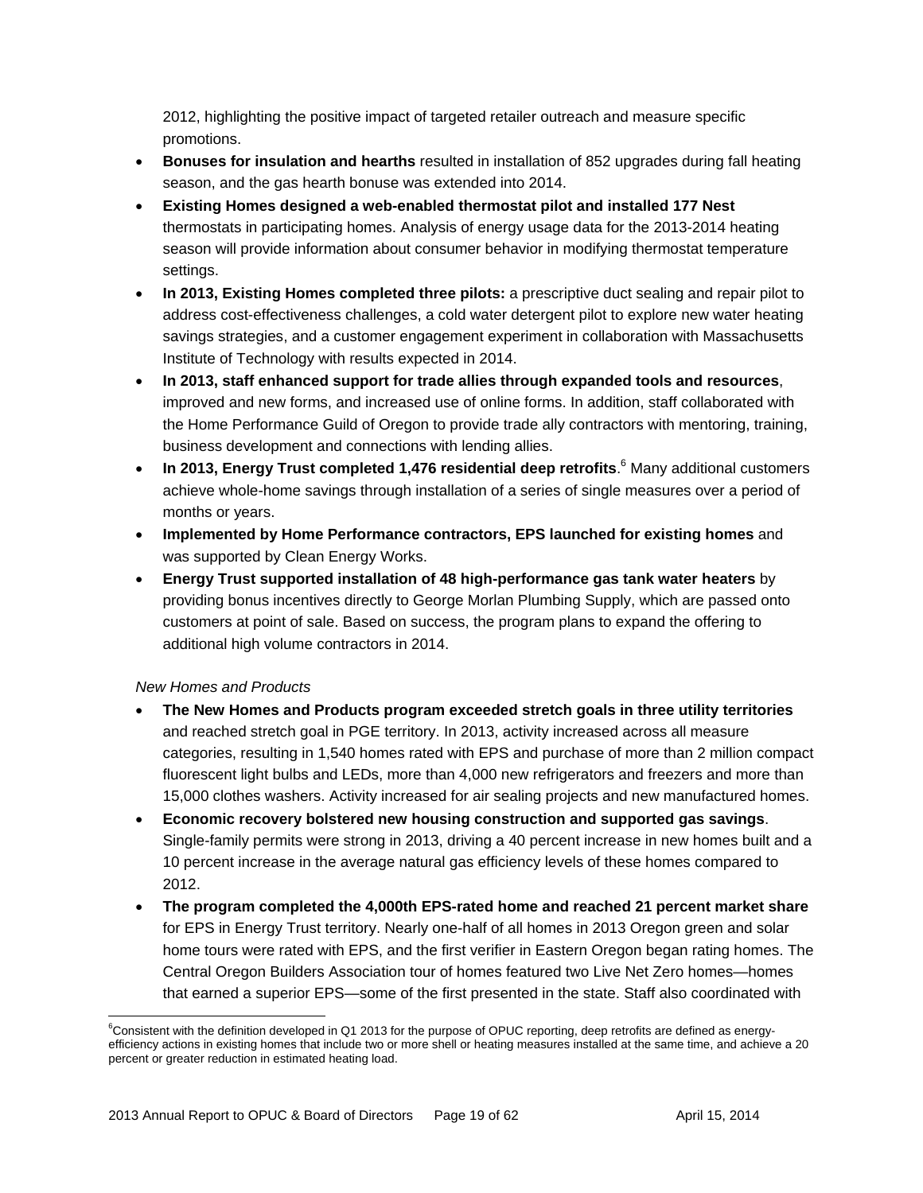2012, highlighting the positive impact of targeted retailer outreach and measure specific promotions.

- **Bonuses for insulation and hearths** resulted in installation of 852 upgrades during fall heating season, and the gas hearth bonuse was extended into 2014.
- **Existing Homes designed a web-enabled thermostat pilot and installed 177 Nest** thermostats in participating homes. Analysis of energy usage data for the 2013-2014 heating season will provide information about consumer behavior in modifying thermostat temperature settings.
- **In 2013, Existing Homes completed three pilots:** a prescriptive duct sealing and repair pilot to address cost-effectiveness challenges, a cold water detergent pilot to explore new water heating savings strategies, and a customer engagement experiment in collaboration with Massachusetts Institute of Technology with results expected in 2014.
- **In 2013, staff enhanced support for trade allies through expanded tools and resources**, improved and new forms, and increased use of online forms. In addition, staff collaborated with the Home Performance Guild of Oregon to provide trade ally contractors with mentoring, training, business development and connections with lending allies.
- **In 2013, Energy Trust completed 1,476 residential deep retrofits**.[6] Many additional customers achieve whole-home savings through installation of a series of single measures over a period of months or years.
- **Implemented by Home Performance contractors, EPS launched for existing homes** and was supported by Clean Energy Works.
- **Energy Trust supported installation of 48 high-performance gas tank water heaters** by providing bonus incentives directly to George Morlan Plumbing Supply, which are passed onto customers at point of sale. Based on success, the program plans to expand the offering to additional high volume contractors in 2014.

*New Homes and Products*

- **The New Homes and Products program exceeded stretch goals in three utility territories** and reached stretch goal in PGE territory. In 2013, activity increased across all measure categories, resulting in 1,540 homes rated with EPS and purchase of more than 2 million compact fluorescent light bulbs and LEDs, more than 4,000 new refrigerators and freezers and more than 15,000 clothes washers. Activity increased for air sealing projects and new manufactured homes.
- **Economic recovery bolstered new housing construction and supported gas savings**. Single-family permits were strong in 2013, driving a 40 percent increase in new homes built and a 10 percent increase in the average natural gas efficiency levels of these homes compared to 2012.
- **The program completed the 4,000th EPS-rated home and reached 21 percent market share** for EPS in Energy Trust territory. Nearly one-half of all homes in 2013 Oregon green and solar home tours were rated with EPS, and the first verifier in Eastern Oregon began rating homes. The Central Oregon Builders Association tour of homes featured two Live Net Zero homes—homes that earned a superior EPS—some of the first presented in the state. Staff also coordinated with

[6] Consistent with the definition developed in Q1 2013 for the purpose of OPUC reporting, deep retrofits are defined as energy-efficiency actions in existing homes that include two or more shell or heating measures installed at the same time, and achieve a 20 percent or greater reduction in estimated heating load.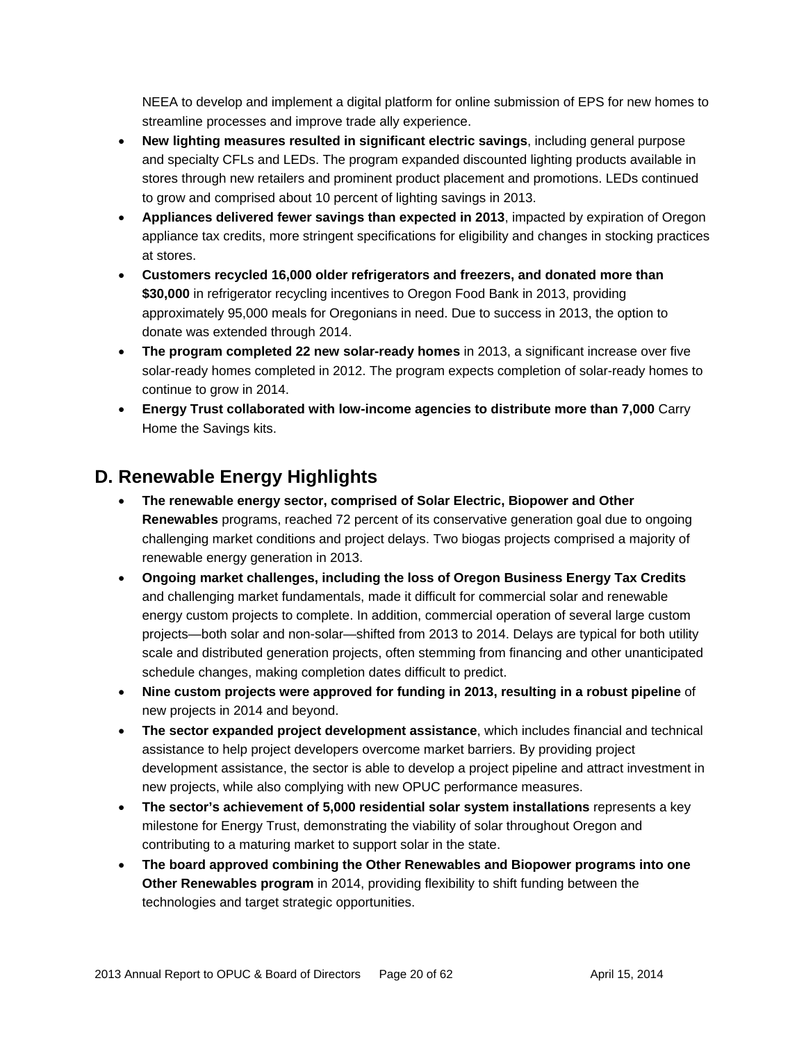NEEA to develop and implement a digital platform for online submission of EPS for new homes to streamline processes and improve trade ally experience.

- **New lighting measures resulted in significant electric savings**, including general purpose and specialty CFLs and LEDs. The program expanded discounted lighting products available in stores through new retailers and prominent product placement and promotions. LEDs continued to grow and comprised about 10 percent of lighting savings in 2013.
- **Appliances delivered fewer savings than expected in 2013**, impacted by expiration of Oregon appliance tax credits, more stringent specifications for eligibility and changes in stocking practices at stores.
- **Customers recycled 16,000 older refrigerators and freezers, and donated more than $30,000** in refrigerator recycling incentives to Oregon Food Bank in 2013, providing approximately 95,000 meals for Oregonians in need. Due to success in 2013, the option to donate was extended through 2014.
- **The program completed 22 new solar-ready homes** in 2013, a significant increase over five solar-ready homes completed in 2012. The program expects completion of solar-ready homes to continue to grow in 2014.
- **Energy Trust collaborated with low-income agencies to distribute more than 7,000** Carry Home the Savings kits.

## D. Renewable Energy Highlights

- **The renewable energy sector, comprised of Solar Electric, Biopower and Other Renewables** programs, reached 72 percent of its conservative generation goal due to ongoing challenging market conditions and project delays. Two biogas projects comprised a majority of renewable energy generation in 2013.
- **Ongoing market challenges, including the loss of Oregon Business Energy Tax Credits** and challenging market fundamentals, made it difficult for commercial solar and renewable energy custom projects to complete. In addition, commercial operation of several large custom projects—both solar and non-solar—shifted from 2013 to 2014. Delays are typical for both utility scale and distributed generation projects, often stemming from financing and other unanticipated schedule changes, making completion dates difficult to predict.
- **Nine custom projects were approved for funding in 2013, resulting in a robust pipeline** of new projects in 2014 and beyond.
- **The sector expanded project development assistance**, which includes financial and technical assistance to help project developers overcome market barriers. By providing project development assistance, the sector is able to develop a project pipeline and attract investment in new projects, while also complying with new OPUC performance measures.
- **The sector's achievement of 5,000 residential solar system installations** represents a key milestone for Energy Trust, demonstrating the viability of solar throughout Oregon and contributing to a maturing market to support solar in the state.
- **The board approved combining the Other Renewables and Biopower programs into one Other Renewables program** in 2014, providing flexibility to shift funding between the technologies and target strategic opportunities.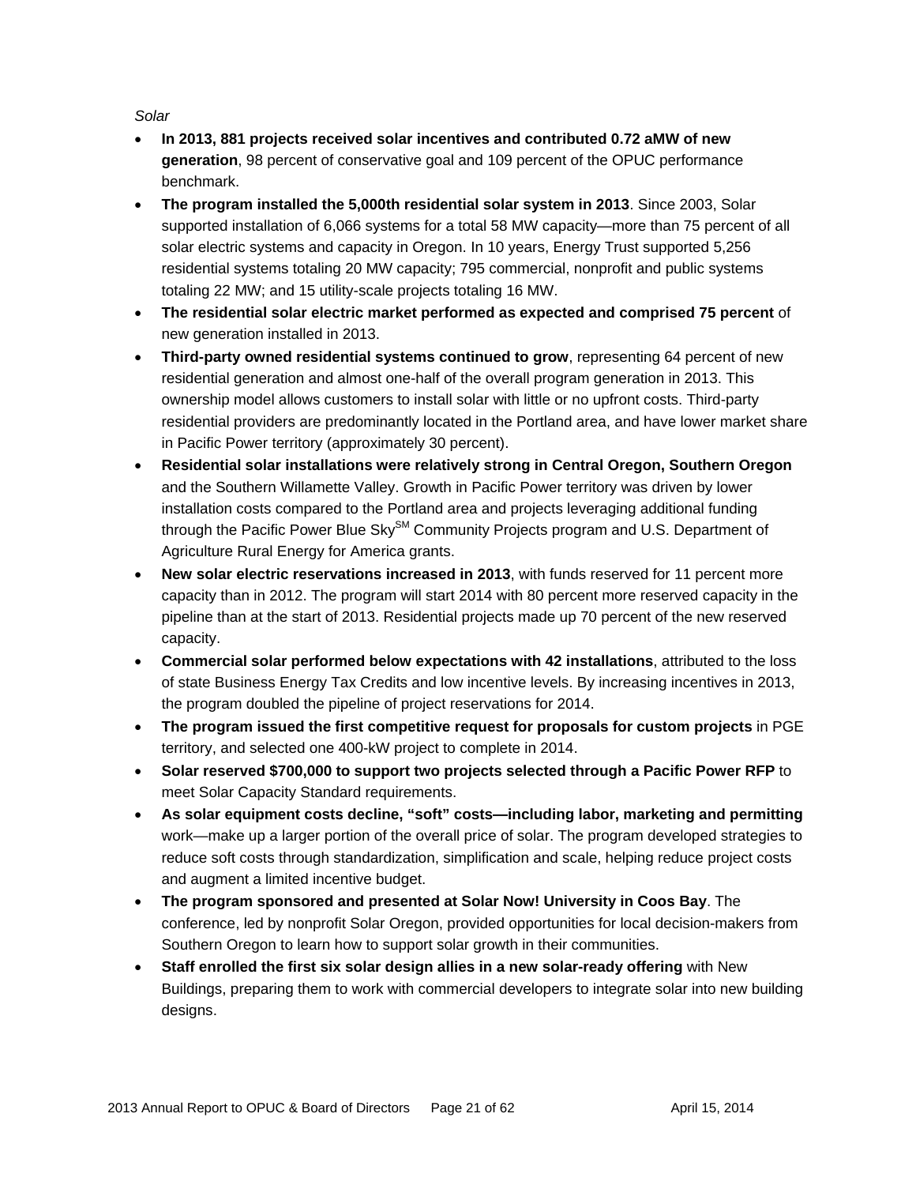*Solar*

- **In 2013, 881 projects received solar incentives and contributed 0.72 aMW of new generation**, 98 percent of conservative goal and 109 percent of the OPUC performance benchmark.
- **The program installed the 5,000th residential solar system in 2013**. Since 2003, Solar supported installation of 6,066 systems for a total 58 MW capacity—more than 75 percent of all solar electric systems and capacity in Oregon. In 10 years, Energy Trust supported 5,256 residential systems totaling 20 MW capacity; 795 commercial, nonprofit and public systems totaling 22 MW; and 15 utility-scale projects totaling 16 MW.
- **The residential solar electric market performed as expected and comprised 75 percent** of new generation installed in 2013.
- **Third-party owned residential systems continued to grow**, representing 64 percent of new residential generation and almost one-half of the overall program generation in 2013. This ownership model allows customers to install solar with little or no upfront costs. Third-party residential providers are predominantly located in the Portland area, and have lower market share in Pacific Power territory (approximately 30 percent).
- **Residential solar installations were relatively strong in Central Oregon, Southern Oregon** and the Southern Willamette Valley. Growth in Pacific Power territory was driven by lower installation costs compared to the Portland area and projects leveraging additional funding through the Pacific Power Blue Sky[SM] Community Projects program and U.S. Department of Agriculture Rural Energy for America grants.
- **New solar electric reservations increased in 2013**, with funds reserved for 11 percent more capacity than in 2012. The program will start 2014 with 80 percent more reserved capacity in the pipeline than at the start of 2013. Residential projects made up 70 percent of the new reserved capacity.
- **Commercial solar performed below expectations with 42 installations**, attributed to the loss of state Business Energy Tax Credits and low incentive levels. By increasing incentives in 2013, the program doubled the pipeline of project reservations for 2014.
- **The program issued the first competitive request for proposals for custom projects** in PGE territory, and selected one 400-kW project to complete in 2014.
- **Solar reserved $700,000 to support two projects selected through a Pacific Power RFP** to meet Solar Capacity Standard requirements.
- **As solar equipment costs decline, "soft" costs—including labor, marketing and permitting** work—make up a larger portion of the overall price of solar. The program developed strategies to reduce soft costs through standardization, simplification and scale, helping reduce project costs and augment a limited incentive budget.
- **The program sponsored and presented at Solar Now! University in Coos Bay**. The conference, led by nonprofit Solar Oregon, provided opportunities for local decision-makers from Southern Oregon to learn how to support solar growth in their communities.
- **Staff enrolled the first six solar design allies in a new solar-ready offering** with New Buildings, preparing them to work with commercial developers to integrate solar into new building designs.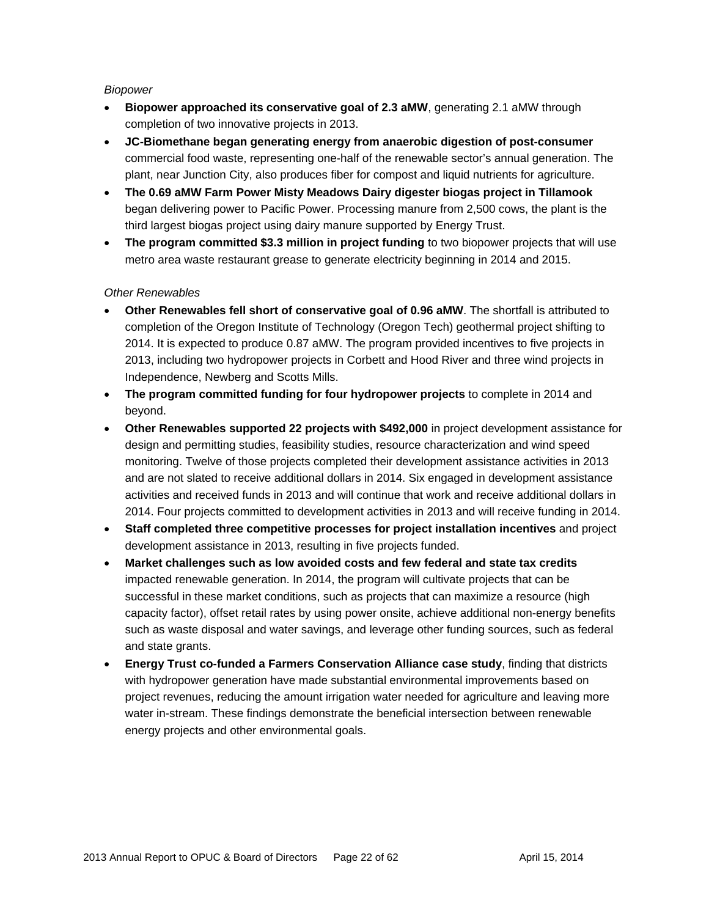*Biopower*

- **Biopower approached its conservative goal of 2.3 aMW**, generating 2.1 aMW through completion of two innovative projects in 2013.
- **JC-Biomethane began generating energy from anaerobic digestion of post-consumer** commercial food waste, representing one-half of the renewable sector's annual generation. The plant, near Junction City, also produces fiber for compost and liquid nutrients for agriculture.
- **The 0.69 aMW Farm Power Misty Meadows Dairy digester biogas project in Tillamook** began delivering power to Pacific Power. Processing manure from 2,500 cows, the plant is the third largest biogas project using dairy manure supported by Energy Trust.
- **The program committed $3.3 million in project funding** to two biopower projects that will use metro area waste restaurant grease to generate electricity beginning in 2014 and 2015.

*Other Renewables*

- **Other Renewables fell short of conservative goal of 0.96 aMW**. The shortfall is attributed to completion of the Oregon Institute of Technology (Oregon Tech) geothermal project shifting to 2014. It is expected to produce 0.87 aMW. The program provided incentives to five projects in 2013, including two hydropower projects in Corbett and Hood River and three wind projects in Independence, Newberg and Scotts Mills.
- **The program committed funding for four hydropower projects** to complete in 2014 and beyond.
- **Other Renewables supported 22 projects with $492,000** in project development assistance for design and permitting studies, feasibility studies, resource characterization and wind speed monitoring. Twelve of those projects completed their development assistance activities in 2013 and are not slated to receive additional dollars in 2014. Six engaged in development assistance activities and received funds in 2013 and will continue that work and receive additional dollars in 2014. Four projects committed to development activities in 2013 and will receive funding in 2014.
- **Staff completed three competitive processes for project installation incentives** and project development assistance in 2013, resulting in five projects funded.
- **Market challenges such as low avoided costs and few federal and state tax credits** impacted renewable generation. In 2014, the program will cultivate projects that can be successful in these market conditions, such as projects that can maximize a resource (high capacity factor), offset retail rates by using power onsite, achieve additional non-energy benefits such as waste disposal and water savings, and leverage other funding sources, such as federal and state grants.
- **Energy Trust co-funded a Farmers Conservation Alliance case study**, finding that districts with hydropower generation have made substantial environmental improvements based on project revenues, reducing the amount irrigation water needed for agriculture and leaving more water in-stream. These findings demonstrate the beneficial intersection between renewable energy projects and other environmental goals.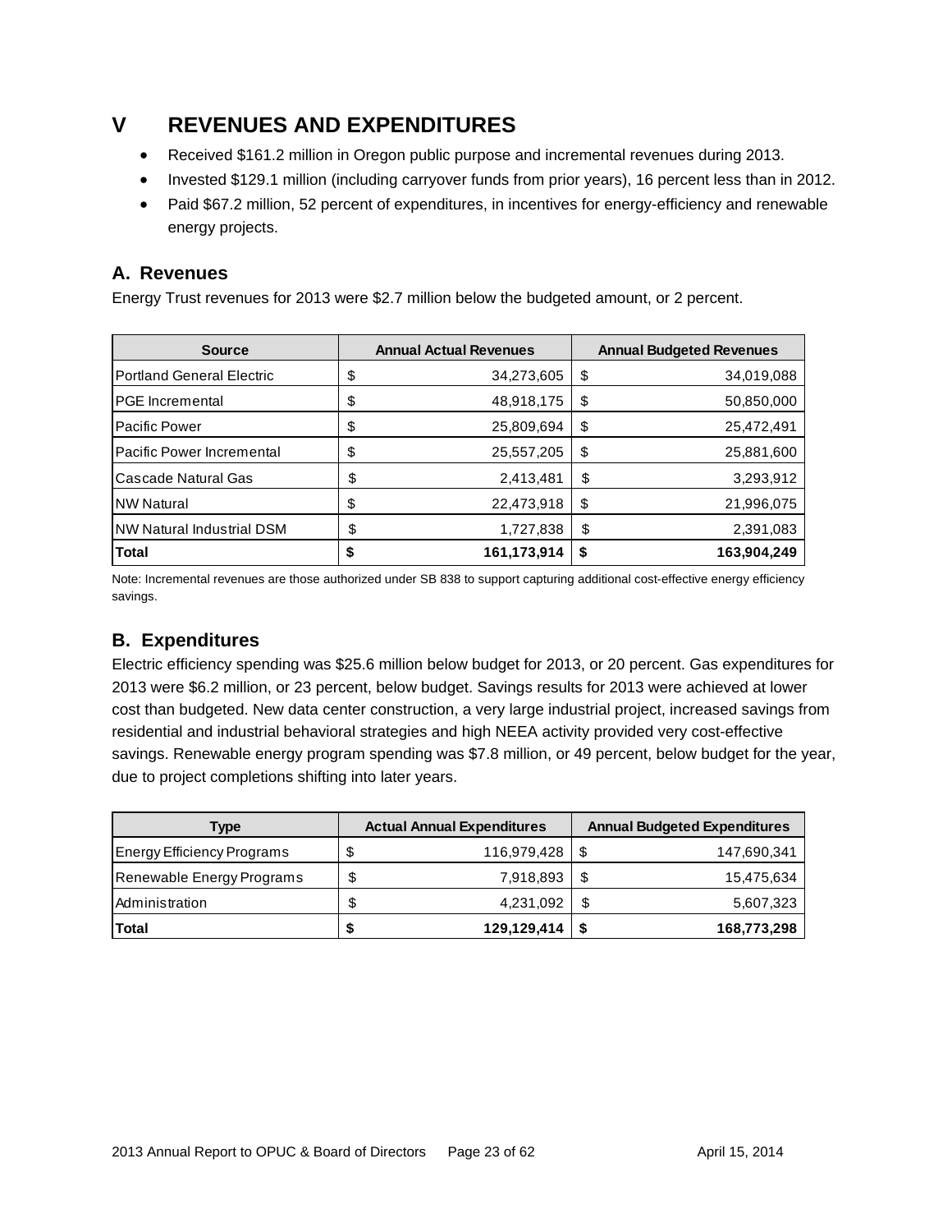# V REVENUES AND EXPENDITURES

- Received $161.2 million in Oregon public purpose and incremental revenues during 2013.
- Invested $129.1 million (including carryover funds from prior years), 16 percent less than in 2012.
- Paid $67.2 million, 52 percent of expenditures, in incentives for energy-efficiency and renewable energy projects.

## A. Revenues

Energy Trust revenues for 2013 were $2.7 million below the budgeted amount, or 2 percent.

| Source | Annual Actual Revenues | Annual Budgeted Revenues |
|---|---|---|
| Portland General Electric | $ 34,273,605 | $ 34,019,088 |
| PGE Incremental | $ 48,918,175 | $ 50,850,000 |
| Pacific Power | $ 25,809,694 | $ 25,472,491 |
| Pacific Power Incremental | $ 25,557,205 | $ 25,881,600 |
| Cascade Natural Gas | $ 2,413,481 | $ 3,293,912 |
| NW Natural | $ 22,473,918 | $ 21,996,075 |
| NW Natural Industrial DSM | $ 1,727,838 | $ 2,391,083 |
| **Total** | **$ 161,173,914** | **$ 163,904,249** |

Note: Incremental revenues are those authorized under SB 838 to support capturing additional cost-effective energy efficiency savings.

## B. Expenditures

Electric efficiency spending was $25.6 million below budget for 2013, or 20 percent. Gas expenditures for 2013 were $6.2 million, or 23 percent, below budget. Savings results for 2013 were achieved at lower cost than budgeted. New data center construction, a very large industrial project, increased savings from residential and industrial behavioral strategies and high NEEA activity provided very cost-effective savings. Renewable energy program spending was $7.8 million, or 49 percent, below budget for the year, due to project completions shifting into later years.

| Type | Actual Annual Expenditures | Annual Budgeted Expenditures |
|---|---|---|
| Energy Efficiency Programs | $ 116,979,428 | $ 147,690,341 |
| Renewable Energy Programs | $ 7,918,893 | $ 15,475,634 |
| Administration | $ 4,231,092 | $ 5,607,323 |
| **Total** | **$ 129,129,414** | **$ 168,773,298** |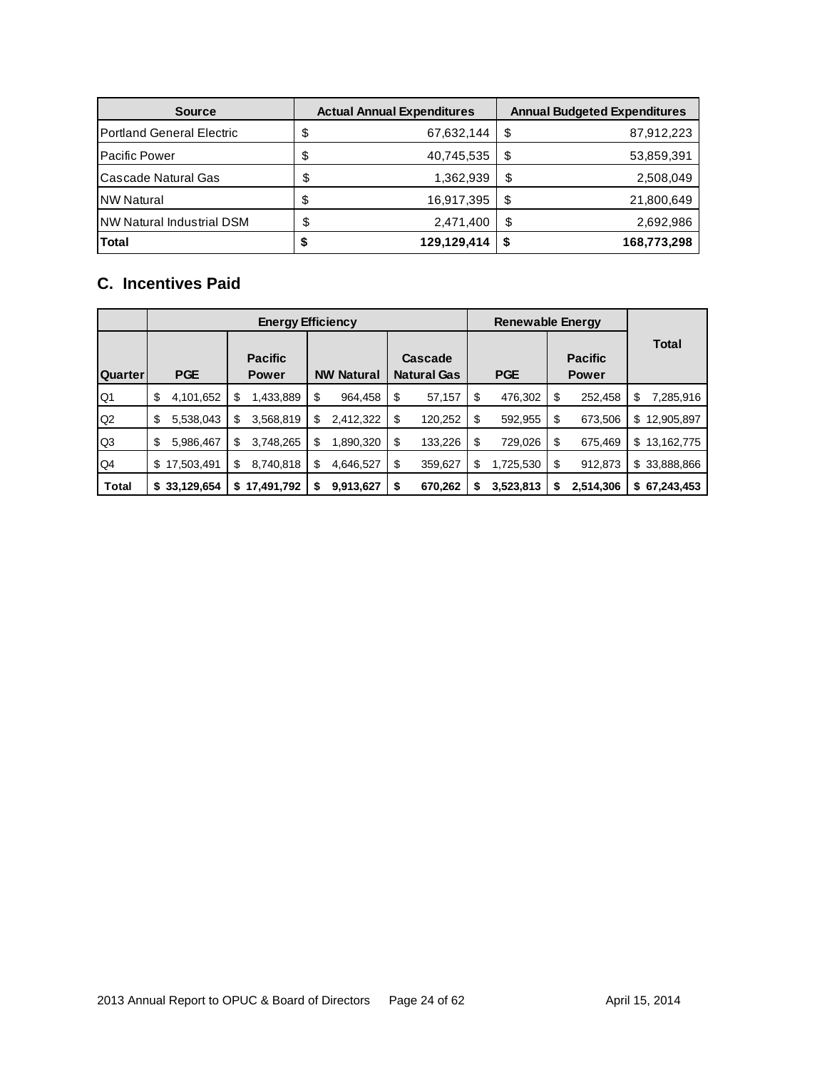| Source | Actual Annual Expenditures | Annual Budgeted Expenditures |
|---|---|---|
| Portland General Electric | $ 67,632,144 | $ 87,912,223 |
| Pacific Power | $ 40,745,535 | $ 53,859,391 |
| Cascade Natural Gas | $ 1,362,939 | $ 2,508,049 |
| NW Natural | $ 16,917,395 | $ 21,800,649 |
| NW Natural Industrial DSM | $ 2,471,400 | $ 2,692,986 |
| **Total** | **$ 129,129,414** | **$ 168,773,298** |

## C. Incentives Paid

| | Energy Efficiency | | | | Renewable Energy | | Total |
|---|---|---|---|---|---|---|---|
| Quarter | PGE | Pacific Power | NW Natural | Cascade Natural Gas | PGE | Pacific Power | |
| Q1 | $ 4,101,652 | $ 1,433,889 | $ 964,458 | $ 57,157 | $ 476,302 | $ 252,458 | $ 7,285,916 |
| Q2 | $ 5,538,043 | $ 3,568,819 | $ 2,412,322 | $ 120,252 | $ 592,955 | $ 673,506 | $ 12,905,897 |
| Q3 | $ 5,986,467 | $ 3,748,265 | $ 1,890,320 | $ 133,226 | $ 729,026 | $ 675,469 | $ 13,162,775 |
| Q4 | $ 17,503,491 | $ 8,740,818 | $ 4,646,527 | $ 359,627 | $ 1,725,530 | $ 912,873 | $ 33,888,866 |
| **Total** | **$ 33,129,654** | **$ 17,491,792** | **$ 9,913,627** | **$ 670,262** | **$ 3,523,813** | **$ 2,514,306** | **$ 67,243,453** |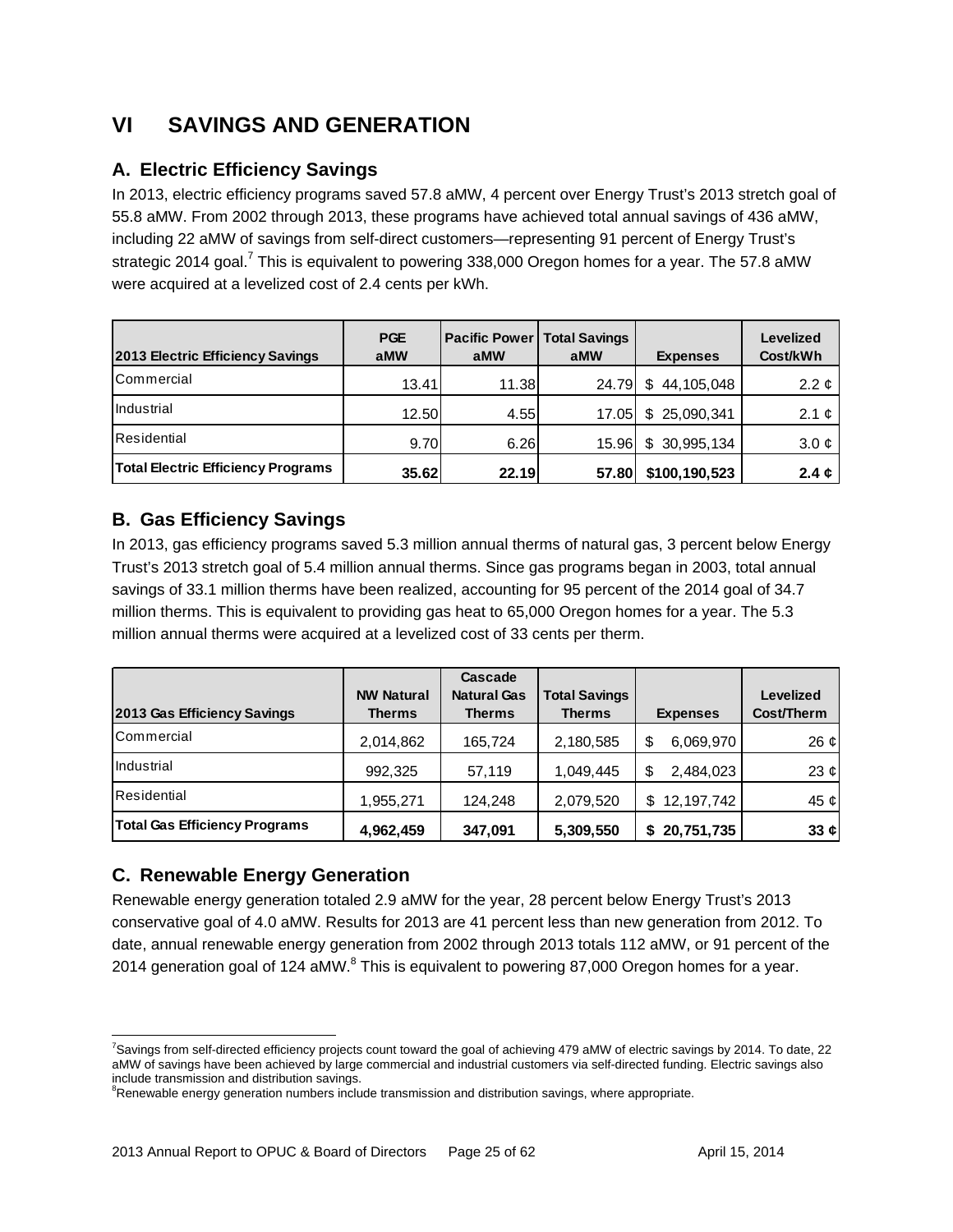# VI SAVINGS AND GENERATION

## A. Electric Efficiency Savings

In 2013, electric efficiency programs saved 57.8 aMW, 4 percent over Energy Trust's 2013 stretch goal of 55.8 aMW. From 2002 through 2013, these programs have achieved total annual savings of 436 aMW, including 22 aMW of savings from self-direct customers—representing 91 percent of Energy Trust's strategic 2014 goal.[7] This is equivalent to powering 338,000 Oregon homes for a year. The 57.8 aMW were acquired at a levelized cost of 2.4 cents per kWh.

| 2013 Electric Efficiency Savings | PGE aMW | Pacific Power aMW | Total Savings aMW | Expenses | Levelized Cost/kWh |
|---|---|---|---|---|---|
| Commercial | 13.41 | 11.38 | 24.79 | $ 44,105,048 | 2.2 ¢ |
| Industrial | 12.50 | 4.55 | 17.05 | $ 25,090,341 | 2.1 ¢ |
| Residential | 9.70 | 6.26 | 15.96 | $ 30,995,134 | 3.0 ¢ |
| **Total Electric Efficiency Programs** | **35.62** | **22.19** | **57.80** | **$100,190,523** | **2.4 ¢** |

## B. Gas Efficiency Savings

In 2013, gas efficiency programs saved 5.3 million annual therms of natural gas, 3 percent below Energy Trust's 2013 stretch goal of 5.4 million annual therms. Since gas programs began in 2003, total annual savings of 33.1 million therms have been realized, accounting for 95 percent of the 2014 goal of 34.7 million therms. This is equivalent to providing gas heat to 65,000 Oregon homes for a year. The 5.3 million annual therms were acquired at a levelized cost of 33 cents per therm.

| 2013 Gas Efficiency Savings | NW Natural Therms | Cascade Natural Gas Therms | Total Savings Therms | Expenses | Levelized Cost/Therm |
|---|---|---|---|---|---|
| Commercial | 2,014,862 | 165,724 | 2,180,585 | $ 6,069,970 | 26 ¢ |
| Industrial | 992,325 | 57,119 | 1,049,445 | $ 2,484,023 | 23 ¢ |
| Residential | 1,955,271 | 124,248 | 2,079,520 | $ 12,197,742 | 45 ¢ |
| **Total Gas Efficiency Programs** | **4,962,459** | **347,091** | **5,309,550** | **$ 20,751,735** | **33 ¢** |

## C. Renewable Energy Generation

Renewable energy generation totaled 2.9 aMW for the year, 28 percent below Energy Trust's 2013 conservative goal of 4.0 aMW. Results for 2013 are 41 percent less than new generation from 2012. To date, annual renewable energy generation from 2002 through 2013 totals 112 aMW, or 91 percent of the 2014 generation goal of 124 aMW.[8] This is equivalent to powering 87,000 Oregon homes for a year.

---

[7] Savings from self-directed efficiency projects count toward the goal of achieving 479 aMW of electric savings by 2014. To date, 22 aMW of savings have been achieved by large commercial and industrial customers via self-directed funding. Electric savings also include transmission and distribution savings.

[8] Renewable energy generation numbers include transmission and distribution savings, where appropriate.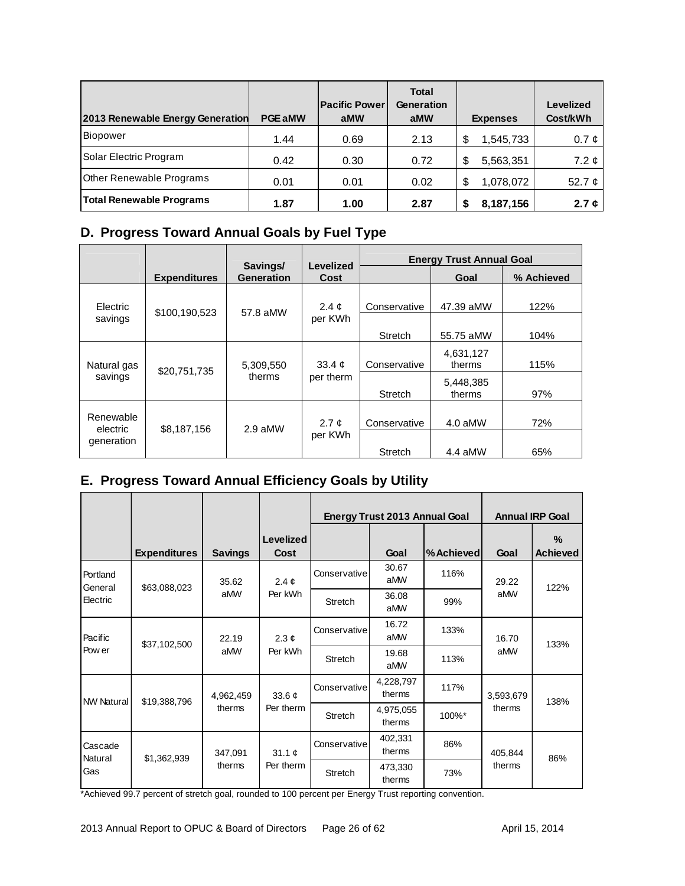| 2013 Renewable Energy Generation | PGE aMW | Pacific Power aMW | Total Generation aMW | Expenses | Levelized Cost/kWh |
|---|---|---|---|---|---|
| Biopower | 1.44 | 0.69 | 2.13 | $ 1,545,733 | 0.7 ¢ |
| Solar Electric Program | 0.42 | 0.30 | 0.72 | $ 5,563,351 | 7.2 ¢ |
| Other Renewable Programs | 0.01 | 0.01 | 0.02 | $ 1,078,072 | 52.7 ¢ |
| **Total Renewable Programs** | **1.87** | **1.00** | **2.87** | **$ 8,187,156** | **2.7 ¢** |

## D. Progress Toward Annual Goals by Fuel Type

| | Expenditures | Savings/ Generation | Levelized Cost | Energy Trust Annual Goal | | |
|---|---|---|---|---|---|---|
| | | | | | Goal | % Achieved |
| Electric savings | $100,190,523 | 57.8 aMW | 2.4 ¢ per KWh | Conservative | 47.39 aMW | 122% |
| | | | | Stretch | 55.75 aMW | 104% |
| Natural gas savings | $20,751,735 | 5,309,550 therms | 33.4 ¢ per therm | Conservative | 4,631,127 therms | 115% |
| | | | | Stretch | 5,448,385 therms | 97% |
| Renewable electric generation | $8,187,156 | 2.9 aMW | 2.7 ¢ per KWh | Conservative | 4.0 aMW | 72% |
| | | | | Stretch | 4.4 aMW | 65% |

## E. Progress Toward Annual Efficiency Goals by Utility

| | Expenditures | Savings | Levelized Cost | Energy Trust 2013 Annual Goal | | | Annual IRP Goal | |
|---|---|---|---|---|---|---|---|---|
| | | | | | Goal | % Achieved | Goal | % Achieved |
| Portland General Electric | $63,088,023 | 35.62 aMW | 2.4 ¢ Per kWh | Conservative | 30.67 aMW | 116% | 29.22 aMW | 122% |
| | | | | Stretch | 36.08 aMW | 99% | | |
| Pacific Power | $37,102,500 | 22.19 aMW | 2.3 ¢ Per kWh | Conservative | 16.72 aMW | 133% | 16.70 aMW | 133% |
| | | | | Stretch | 19.68 aMW | 113% | | |
| NW Natural | $19,388,796 | 4,962,459 therms | 33.6 ¢ Per therm | Conservative | 4,228,797 therms | 117% | 3,593,679 therms | 138% |
| | | | | Stretch | 4,975,055 therms | 100%* | | |
| Cascade Natural Gas | $1,362,939 | 347,091 therms | 31.1 ¢ Per therm | Conservative | 402,331 therms | 86% | 405,844 therms | 86% |
| | | | | Stretch | 473,330 therms | 73% | | |

*Achieved 99.7 percent of stretch goal, rounded to 100 percent per Energy Trust reporting convention.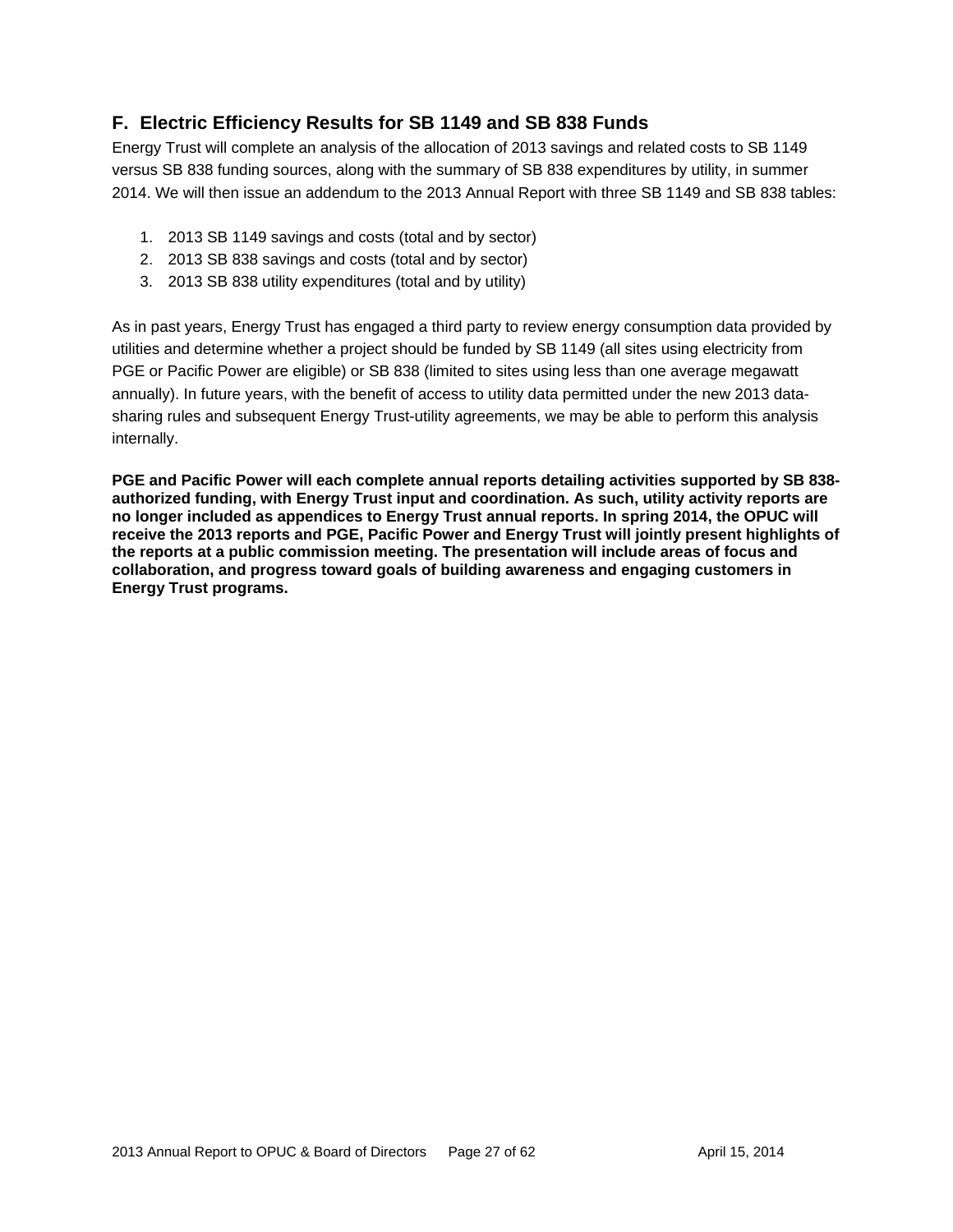## F. Electric Efficiency Results for SB 1149 and SB 838 Funds

Energy Trust will complete an analysis of the allocation of 2013 savings and related costs to SB 1149 versus SB 838 funding sources, along with the summary of SB 838 expenditures by utility, in summer 2014. We will then issue an addendum to the 2013 Annual Report with three SB 1149 and SB 838 tables:

1. 2013 SB 1149 savings and costs (total and by sector)
2. 2013 SB 838 savings and costs (total and by sector)
3. 2013 SB 838 utility expenditures (total and by utility)

As in past years, Energy Trust has engaged a third party to review energy consumption data provided by utilities and determine whether a project should be funded by SB 1149 (all sites using electricity from PGE or Pacific Power are eligible) or SB 838 (limited to sites using less than one average megawatt annually). In future years, with the benefit of access to utility data permitted under the new 2013 data-sharing rules and subsequent Energy Trust-utility agreements, we may be able to perform this analysis internally.

**PGE and Pacific Power will each complete annual reports detailing activities supported by SB 838-authorized funding, with Energy Trust input and coordination. As such, utility activity reports are no longer included as appendices to Energy Trust annual reports. In spring 2014, the OPUC will receive the 2013 reports and PGE, Pacific Power and Energy Trust will jointly present highlights of the reports at a public commission meeting. The presentation will include areas of focus and collaboration, and progress toward goals of building awareness and engaging customers in Energy Trust programs.**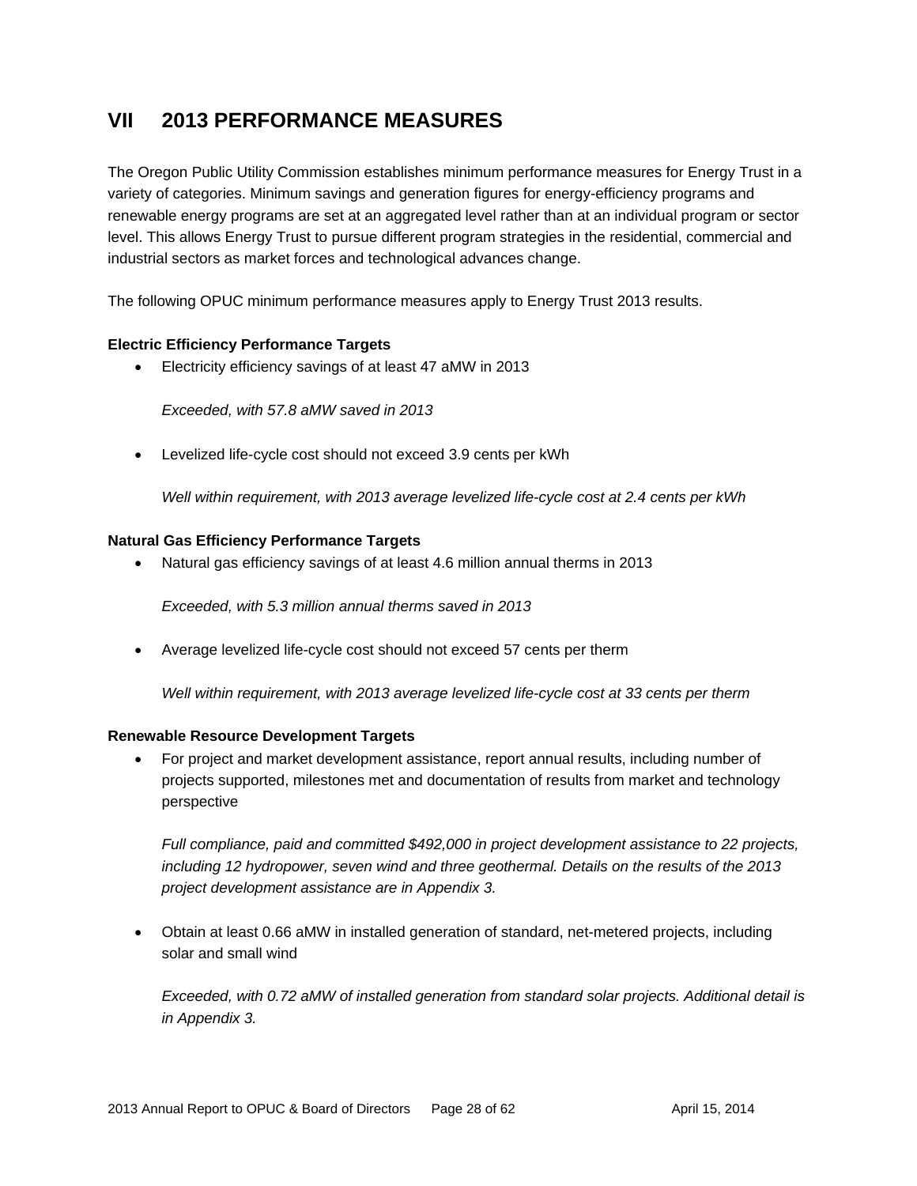# VII 2013 PERFORMANCE MEASURES

The Oregon Public Utility Commission establishes minimum performance measures for Energy Trust in a variety of categories. Minimum savings and generation figures for energy-efficiency programs and renewable energy programs are set at an aggregated level rather than at an individual program or sector level. This allows Energy Trust to pursue different program strategies in the residential, commercial and industrial sectors as market forces and technological advances change.

The following OPUC minimum performance measures apply to Energy Trust 2013 results.

**Electric Efficiency Performance Targets**

- Electricity efficiency savings of at least 47 aMW in 2013

  *Exceeded, with 57.8 aMW saved in 2013*

- Levelized life-cycle cost should not exceed 3.9 cents per kWh

  *Well within requirement, with 2013 average levelized life-cycle cost at 2.4 cents per kWh*

**Natural Gas Efficiency Performance Targets**

- Natural gas efficiency savings of at least 4.6 million annual therms in 2013

  *Exceeded, with 5.3 million annual therms saved in 2013*

- Average levelized life-cycle cost should not exceed 57 cents per therm

  *Well within requirement, with 2013 average levelized life-cycle cost at 33 cents per therm*

**Renewable Resource Development Targets**

- For project and market development assistance, report annual results, including number of projects supported, milestones met and documentation of results from market and technology perspective

  *Full compliance, paid and committed $492,000 in project development assistance to 22 projects, including 12 hydropower, seven wind and three geothermal. Details on the results of the 2013 project development assistance are in Appendix 3.*

- Obtain at least 0.66 aMW in installed generation of standard, net-metered projects, including solar and small wind

  *Exceeded, with 0.72 aMW of installed generation from standard solar projects. Additional detail is in Appendix 3.*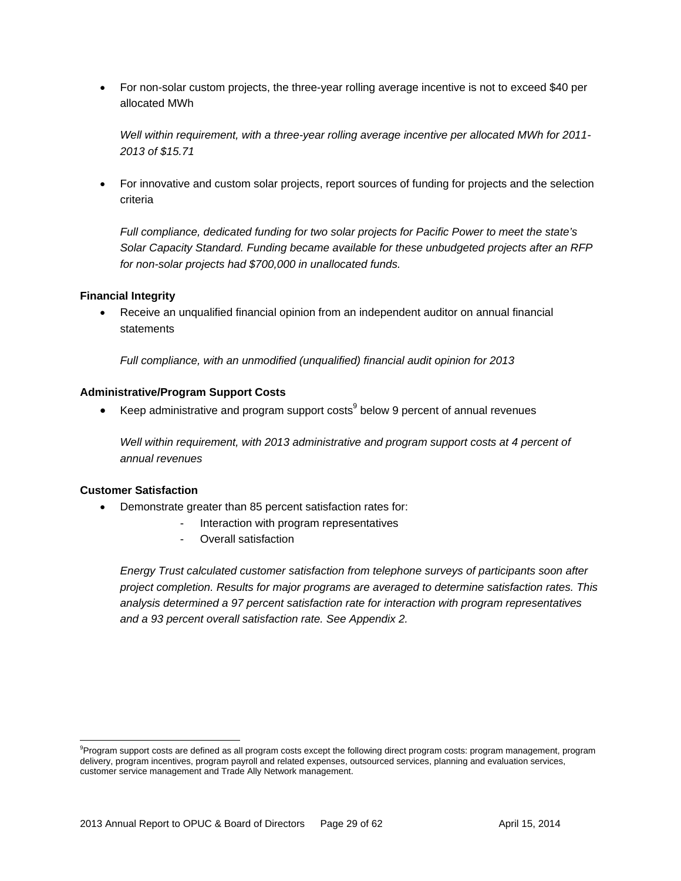- For non-solar custom projects, the three-year rolling average incentive is not to exceed $40 per allocated MWh

  *Well within requirement, with a three-year rolling average incentive per allocated MWh for 2011-2013 of $15.71*

- For innovative and custom solar projects, report sources of funding for projects and the selection criteria

  *Full compliance, dedicated funding for two solar projects for Pacific Power to meet the state's Solar Capacity Standard. Funding became available for these unbudgeted projects after an RFP for non-solar projects had $700,000 in unallocated funds.*

**Financial Integrity**

- Receive an unqualified financial opinion from an independent auditor on annual financial statements

  *Full compliance, with an unmodified (unqualified) financial audit opinion for 2013*

**Administrative/Program Support Costs**

- Keep administrative and program support costs[9] below 9 percent of annual revenues

  *Well within requirement, with 2013 administrative and program support costs at 4 percent of annual revenues*

**Customer Satisfaction**

- Demonstrate greater than 85 percent satisfaction rates for:
  - Interaction with program representatives
  - Overall satisfaction

  *Energy Trust calculated customer satisfaction from telephone surveys of participants soon after project completion. Results for major programs are averaged to determine satisfaction rates. This analysis determined a 97 percent satisfaction rate for interaction with program representatives and a 93 percent overall satisfaction rate. See Appendix 2.*

[9] Program support costs are defined as all program costs except the following direct program costs: program management, program delivery, program incentives, program payroll and related expenses, outsourced services, planning and evaluation services, customer service management and Trade Ally Network management.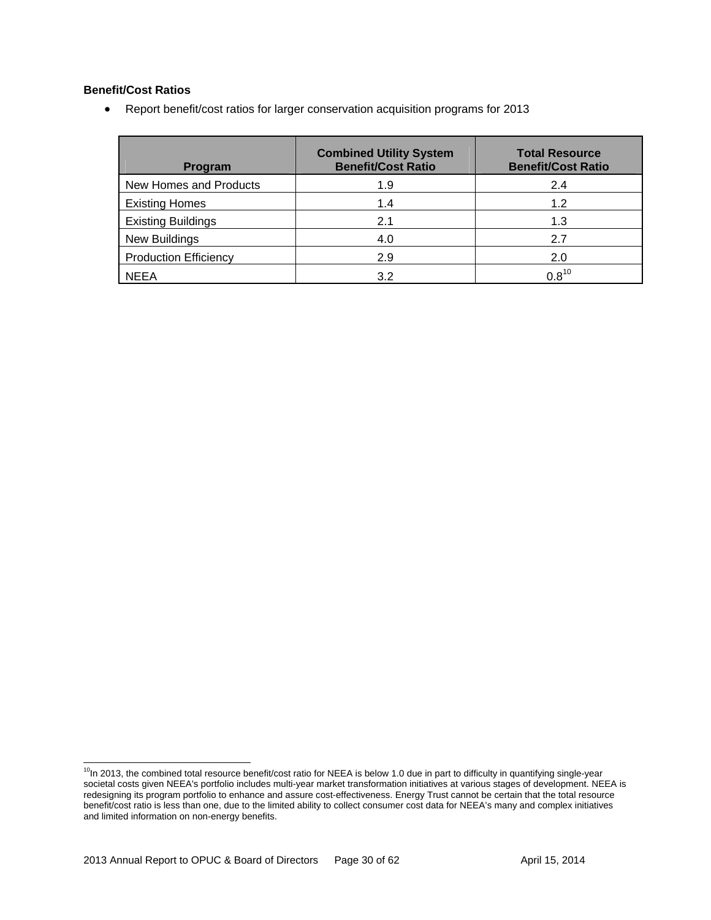**Benefit/Cost Ratios**

- Report benefit/cost ratios for larger conservation acquisition programs for 2013

| Program | Combined Utility System Benefit/Cost Ratio | Total Resource Benefit/Cost Ratio |
|---|---|---|
| New Homes and Products | 1.9 | 2.4 |
| Existing Homes | 1.4 | 1.2 |
| Existing Buildings | 2.1 | 1.3 |
| New Buildings | 4.0 | 2.7 |
| Production Efficiency | 2.9 | 2.0 |
| NEEA | 3.2 | 0.8[10] |

[10]In 2013, the combined total resource benefit/cost ratio for NEEA is below 1.0 due in part to difficulty in quantifying single-year societal costs given NEEA's portfolio includes multi-year market transformation initiatives at various stages of development. NEEA is redesigning its program portfolio to enhance and assure cost-effectiveness. Energy Trust cannot be certain that the total resource benefit/cost ratio is less than one, due to the limited ability to collect consumer cost data for NEEA's many and complex initiatives and limited information on non-energy benefits.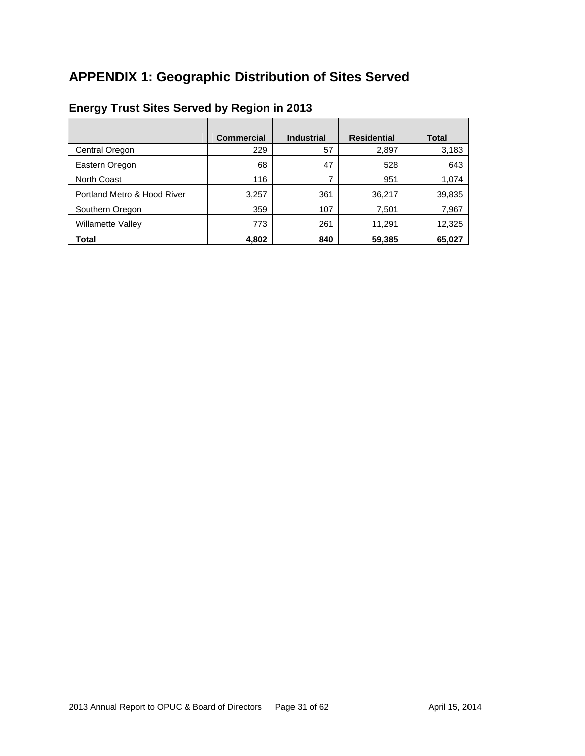# APPENDIX 1: Geographic Distribution of Sites Served

## Energy Trust Sites Served by Region in 2013

| | Commercial | Industrial | Residential | Total |
|---|---|---|---|---|
| Central Oregon | 229 | 57 | 2,897 | 3,183 |
| Eastern Oregon | 68 | 47 | 528 | 643 |
| North Coast | 116 | 7 | 951 | 1,074 |
| Portland Metro & Hood River | 3,257 | 361 | 36,217 | 39,835 |
| Southern Oregon | 359 | 107 | 7,501 | 7,967 |
| Willamette Valley | 773 | 261 | 11,291 | 12,325 |
| **Total** | **4,802** | **840** | **59,385** | **65,027** |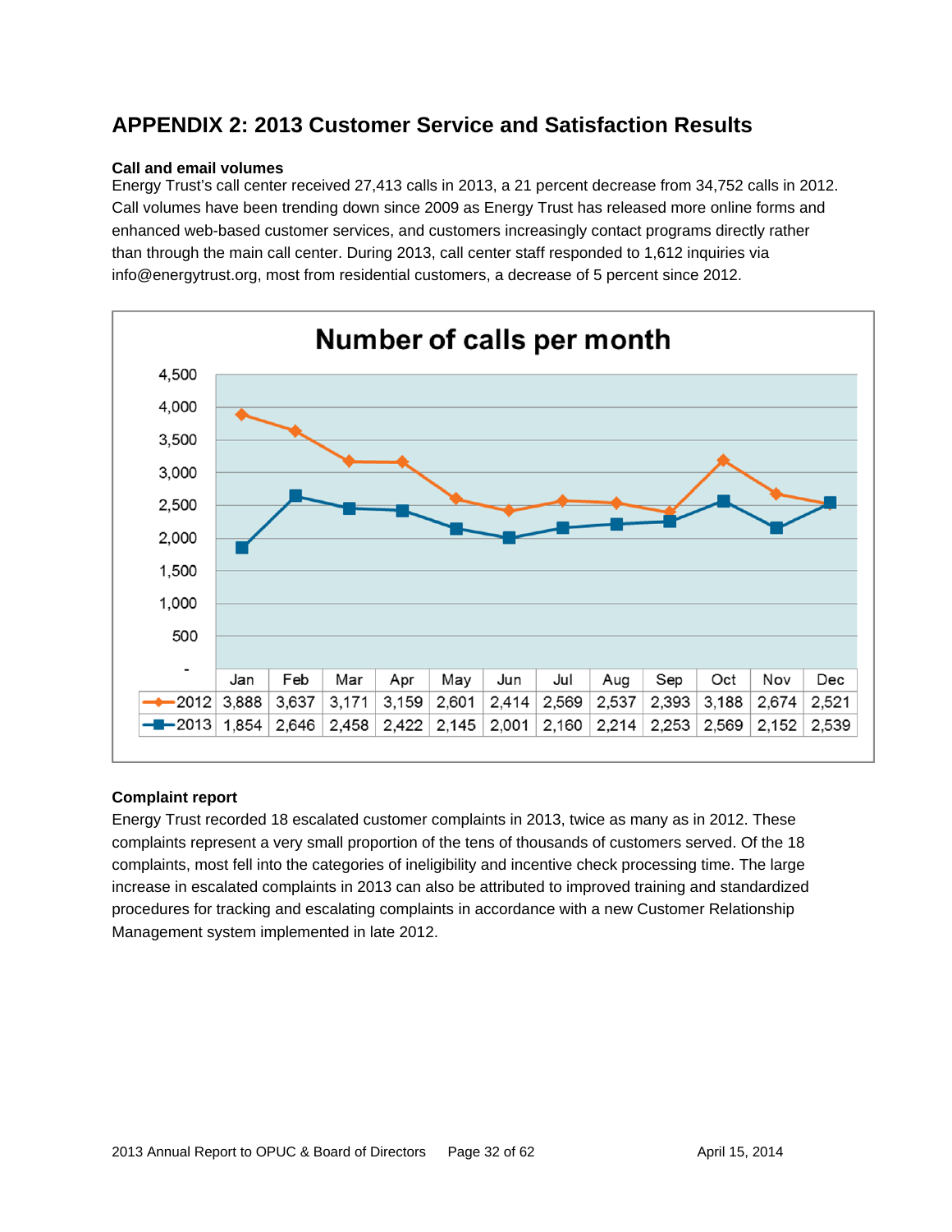# APPENDIX 2: 2013 Customer Service and Satisfaction Results

**Call and email volumes**

Energy Trust's call center received 27,413 calls in 2013, a 21 percent decrease from 34,752 calls in 2012. Call volumes have been trending down since 2009 as Energy Trust has released more online forms and enhanced web-based customer services, and customers increasingly contact programs directly rather than through the main call center. During 2013, call center staff responded to 1,612 inquiries via info@energytrust.org, most from residential customers, a decrease of 5 percent since 2012.

**Number of calls per month**

| | Jan | Feb | Mar | Apr | May | Jun | Jul | Aug | Sep | Oct | Nov | Dec |
|---|---|---|---|---|---|---|---|---|---|---|---|---|
| 2012 | 3,888 | 3,637 | 3,171 | 3,159 | 2,601 | 2,414 | 2,569 | 2,537 | 2,393 | 3,188 | 2,674 | 2,521 |
| 2013 | 1,854 | 2,646 | 2,458 | 2,422 | 2,145 | 2,001 | 2,160 | 2,214 | 2,253 | 2,569 | 2,152 | 2,539 |

**Complaint report**

Energy Trust recorded 18 escalated customer complaints in 2013, twice as many as in 2012. These complaints represent a very small proportion of the tens of thousands of customers served. Of the 18 complaints, most fell into the categories of ineligibility and incentive check processing time. The large increase in escalated complaints in 2013 can also be attributed to improved training and standardized procedures for tracking and escalating complaints in accordance with a new Customer Relationship Management system implemented in late 2012.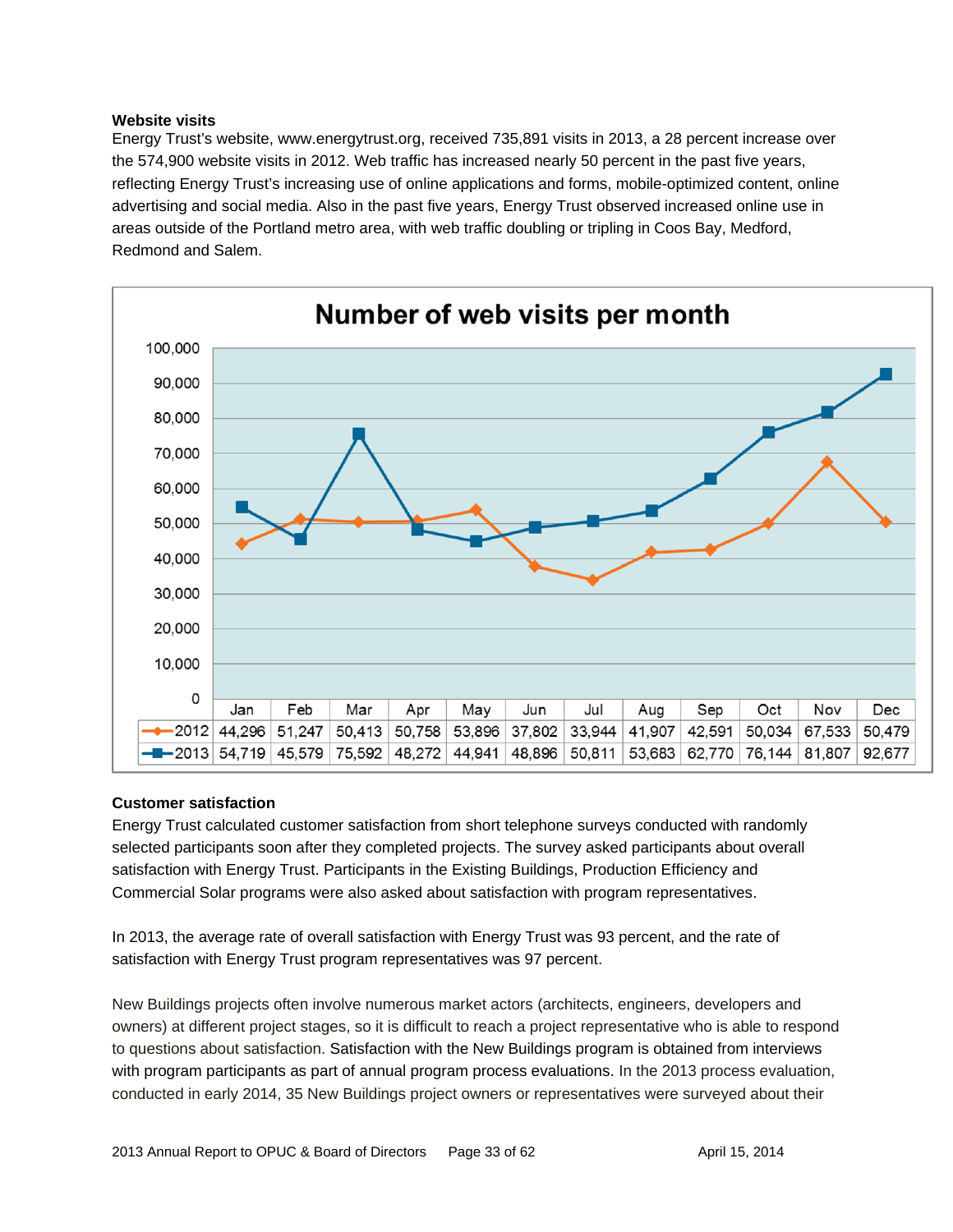**Website visits**

Energy Trust's website, www.energytrust.org, received 735,891 visits in 2013, a 28 percent increase over the 574,900 website visits in 2012. Web traffic has increased nearly 50 percent in the past five years, reflecting Energy Trust's increasing use of online applications and forms, mobile-optimized content, online advertising and social media. Also in the past five years, Energy Trust observed increased online use in areas outside of the Portland metro area, with web traffic doubling or tripling in Coos Bay, Medford, Redmond and Salem.

**Number of web visits per month**

| | Jan | Feb | Mar | Apr | May | Jun | Jul | Aug | Sep | Oct | Nov | Dec |
|---|---|---|---|---|---|---|---|---|---|---|---|---|
| 2012 | 44,296 | 51,247 | 50,413 | 50,758 | 53,896 | 37,802 | 33,944 | 41,907 | 42,591 | 50,034 | 67,533 | 50,479 |
| 2013 | 54,719 | 45,579 | 75,592 | 48,272 | 44,941 | 48,896 | 50,811 | 53,683 | 62,770 | 76,144 | 81,807 | 92,677 |

**Customer satisfaction**

Energy Trust calculated customer satisfaction from short telephone surveys conducted with randomly selected participants soon after they completed projects. The survey asked participants about overall satisfaction with Energy Trust. Participants in the Existing Buildings, Production Efficiency and Commercial Solar programs were also asked about satisfaction with program representatives.

In 2013, the average rate of overall satisfaction with Energy Trust was 93 percent, and the rate of satisfaction with Energy Trust program representatives was 97 percent.

New Buildings projects often involve numerous market actors (architects, engineers, developers and owners) at different project stages, so it is difficult to reach a project representative who is able to respond to questions about satisfaction. Satisfaction with the New Buildings program is obtained from interviews with program participants as part of annual program process evaluations. In the 2013 process evaluation, conducted in early 2014, 35 New Buildings project owners or representatives were surveyed about their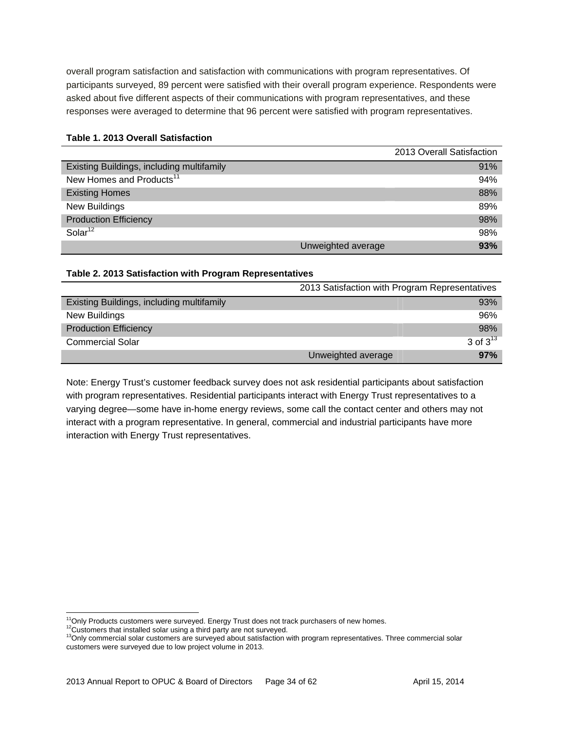overall program satisfaction and satisfaction with communications with program representatives. Of participants surveyed, 89 percent were satisfied with their overall program experience. Respondents were asked about five different aspects of their communications with program representatives, and these responses were averaged to determine that 96 percent were satisfied with program representatives.

**Table 1. 2013 Overall Satisfaction**

| | 2013 Overall Satisfaction |
|---|---|
| Existing Buildings, including multifamily | 91% |
| New Homes and Products[11] | 94% |
| Existing Homes | 88% |
| New Buildings | 89% |
| Production Efficiency | 98% |
| Solar[12] | 98% |
| Unweighted average | **93%** |

**Table 2. 2013 Satisfaction with Program Representatives**

| | 2013 Satisfaction with Program Representatives |
|---|---|
| Existing Buildings, including multifamily | 93% |
| New Buildings | 96% |
| Production Efficiency | 98% |
| Commercial Solar | 3 of 3[13] |
| Unweighted average | **97%** |

Note: Energy Trust's customer feedback survey does not ask residential participants about satisfaction with program representatives. Residential participants interact with Energy Trust representatives to a varying degree—some have in-home energy reviews, some call the contact center and others may not interact with a program representative. In general, commercial and industrial participants have more interaction with Energy Trust representatives.

[11] Only Products customers were surveyed. Energy Trust does not track purchasers of new homes.

[12] Customers that installed solar using a third party are not surveyed.

[13] Only commercial solar customers are surveyed about satisfaction with program representatives. Three commercial solar customers were surveyed due to low project volume in 2013.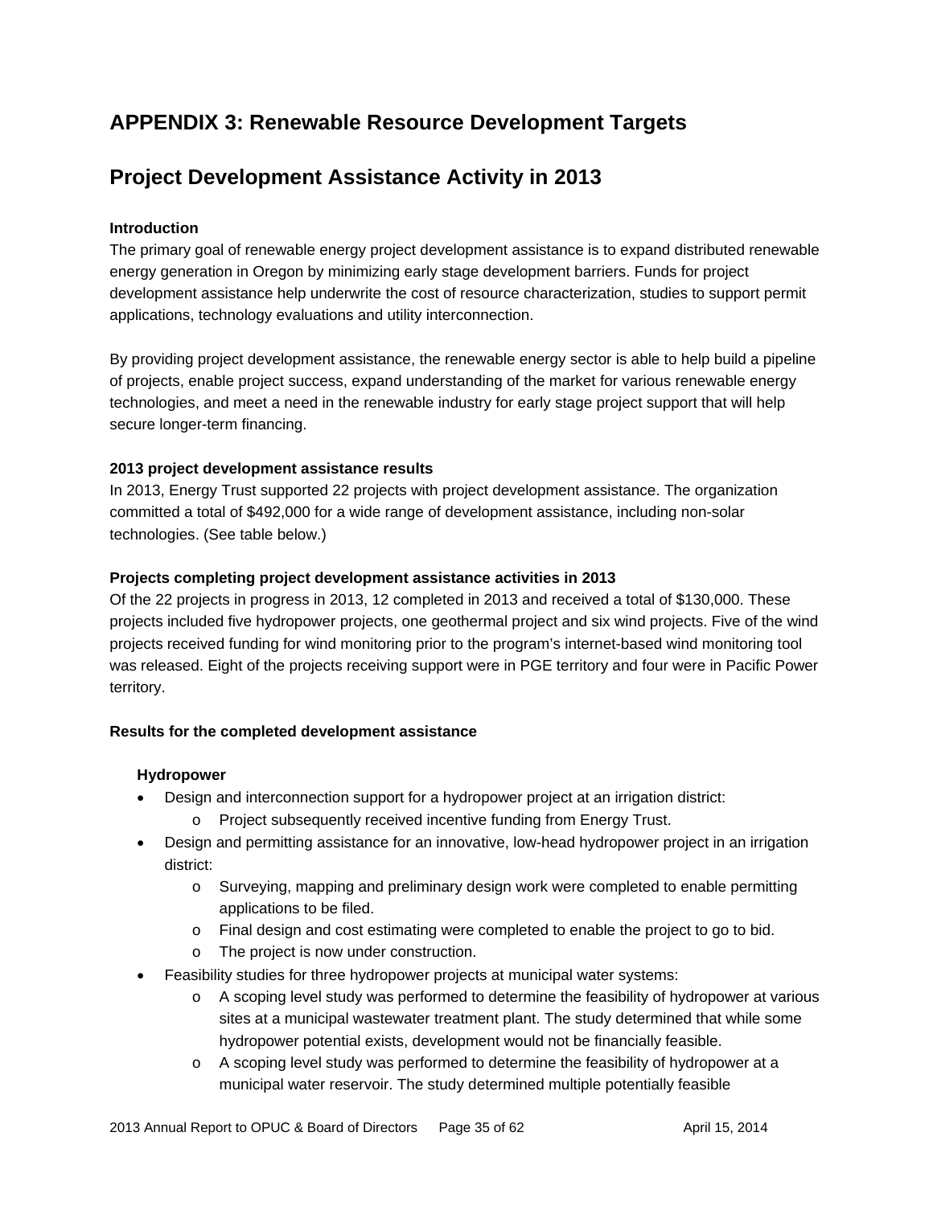# APPENDIX 3: Renewable Resource Development Targets

## Project Development Assistance Activity in 2013

**Introduction**

The primary goal of renewable energy project development assistance is to expand distributed renewable energy generation in Oregon by minimizing early stage development barriers. Funds for project development assistance help underwrite the cost of resource characterization, studies to support permit applications, technology evaluations and utility interconnection.

By providing project development assistance, the renewable energy sector is able to help build a pipeline of projects, enable project success, expand understanding of the market for various renewable energy technologies, and meet a need in the renewable industry for early stage project support that will help secure longer-term financing.

**2013 project development assistance results**

In 2013, Energy Trust supported 22 projects with project development assistance. The organization committed a total of $492,000 for a wide range of development assistance, including non-solar technologies. (See table below.)

**Projects completing project development assistance activities in 2013**

Of the 22 projects in progress in 2013, 12 completed in 2013 and received a total of $130,000. These projects included five hydropower projects, one geothermal project and six wind projects. Five of the wind projects received funding for wind monitoring prior to the program's internet-based wind monitoring tool was released. Eight of the projects receiving support were in PGE territory and four were in Pacific Power territory.

**Results for the completed development assistance**

**Hydropower**

- Design and interconnection support for a hydropower project at an irrigation district:
  - Project subsequently received incentive funding from Energy Trust.
- Design and permitting assistance for an innovative, low-head hydropower project in an irrigation district:
  - Surveying, mapping and preliminary design work were completed to enable permitting applications to be filed.
  - Final design and cost estimating were completed to enable the project to go to bid.
  - The project is now under construction.
- Feasibility studies for three hydropower projects at municipal water systems:
  - A scoping level study was performed to determine the feasibility of hydropower at various sites at a municipal wastewater treatment plant. The study determined that while some hydropower potential exists, development would not be financially feasible.
  - A scoping level study was performed to determine the feasibility of hydropower at a municipal water reservoir. The study determined multiple potentially feasible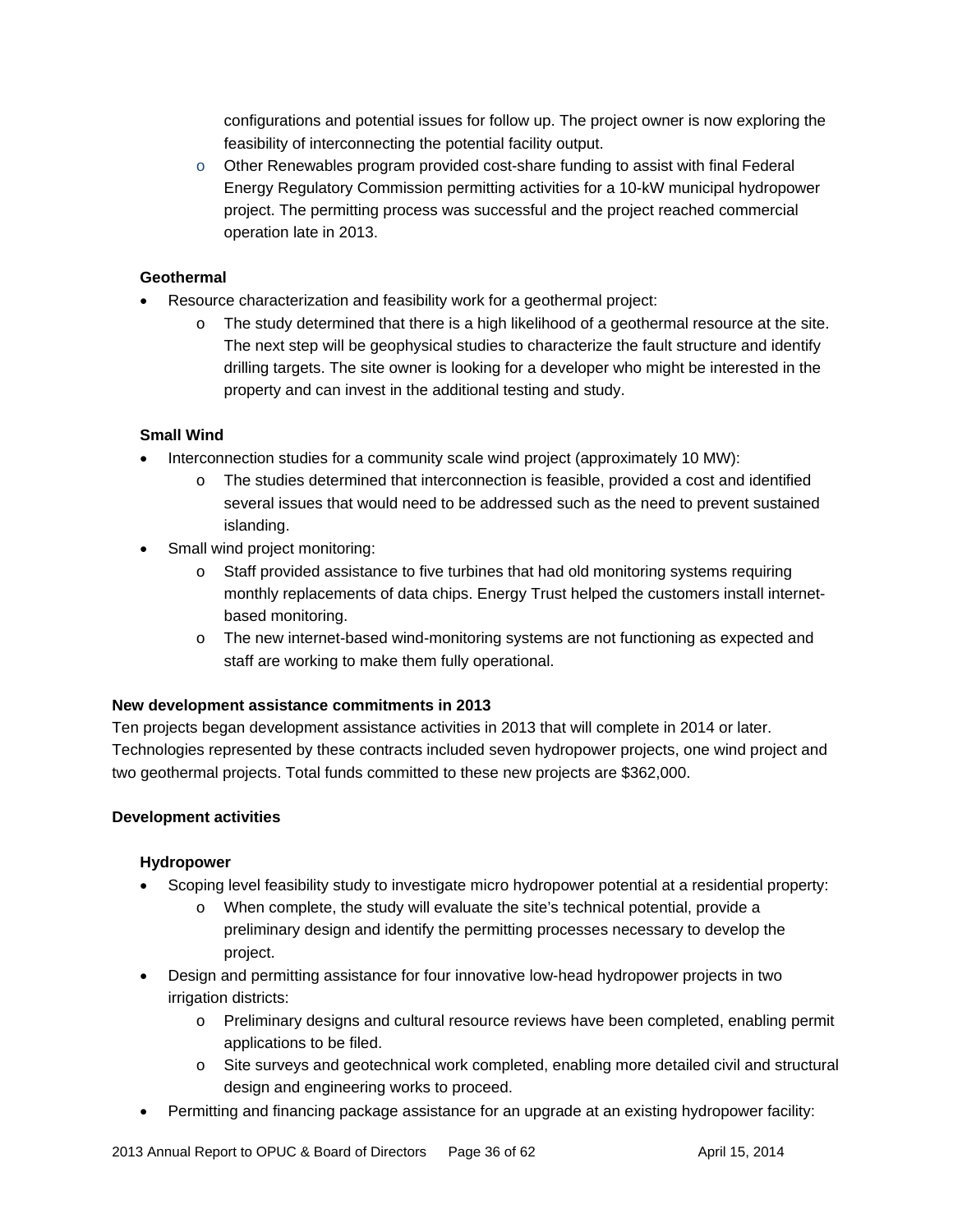- configurations and potential issues for follow up. The project owner is now exploring the feasibility of interconnecting the potential facility output.
  - Other Renewables program provided cost-share funding to assist with final Federal Energy Regulatory Commission permitting activities for a 10-kW municipal hydropower project. The permitting process was successful and the project reached commercial operation late in 2013.

**Geothermal**

- Resource characterization and feasibility work for a geothermal project:
  - The study determined that there is a high likelihood of a geothermal resource at the site. The next step will be geophysical studies to characterize the fault structure and identify drilling targets. The site owner is looking for a developer who might be interested in the property and can invest in the additional testing and study.

**Small Wind**

- Interconnection studies for a community scale wind project (approximately 10 MW):
  - The studies determined that interconnection is feasible, provided a cost and identified several issues that would need to be addressed such as the need to prevent sustained islanding.
- Small wind project monitoring:
  - Staff provided assistance to five turbines that had old monitoring systems requiring monthly replacements of data chips. Energy Trust helped the customers install internet-based monitoring.
  - The new internet-based wind-monitoring systems are not functioning as expected and staff are working to make them fully operational.

**New development assistance commitments in 2013**

Ten projects began development assistance activities in 2013 that will complete in 2014 or later. Technologies represented by these contracts included seven hydropower projects, one wind project and two geothermal projects. Total funds committed to these new projects are $362,000.

**Development activities**

**Hydropower**

- Scoping level feasibility study to investigate micro hydropower potential at a residential property:
  - When complete, the study will evaluate the site's technical potential, provide a preliminary design and identify the permitting processes necessary to develop the project.
- Design and permitting assistance for four innovative low-head hydropower projects in two irrigation districts:
  - Preliminary designs and cultural resource reviews have been completed, enabling permit applications to be filed.
  - Site surveys and geotechnical work completed, enabling more detailed civil and structural design and engineering works to proceed.
- Permitting and financing package assistance for an upgrade at an existing hydropower facility: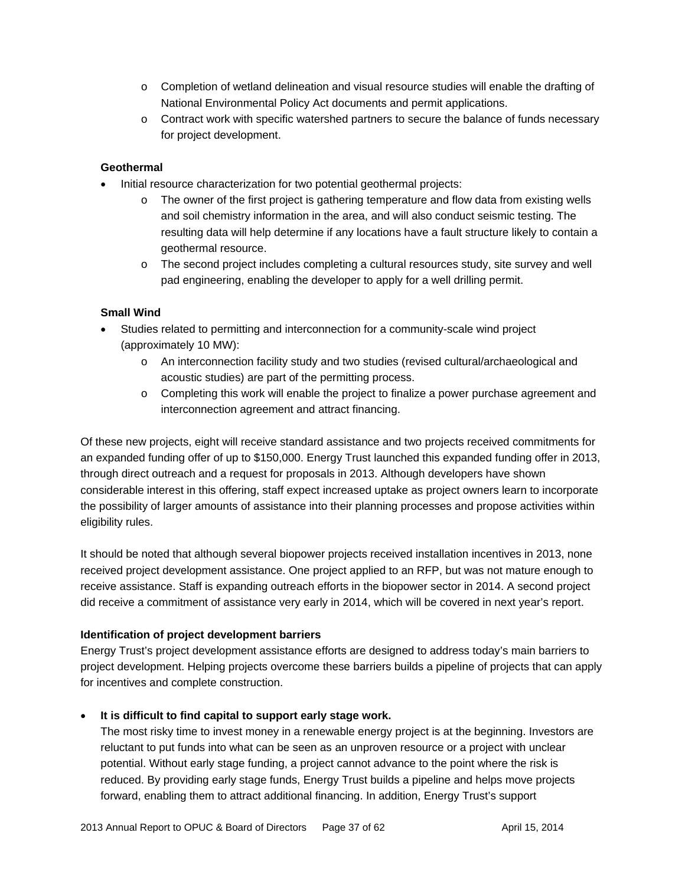- Completion of wetland delineation and visual resource studies will enable the drafting of National Environmental Policy Act documents and permit applications.
    - Contract work with specific watershed partners to secure the balance of funds necessary for project development.

**Geothermal**

- Initial resource characterization for two potential geothermal projects:
    - The owner of the first project is gathering temperature and flow data from existing wells and soil chemistry information in the area, and will also conduct seismic testing. The resulting data will help determine if any locations have a fault structure likely to contain a geothermal resource.
    - The second project includes completing a cultural resources study, site survey and well pad engineering, enabling the developer to apply for a well drilling permit.

**Small Wind**

- Studies related to permitting and interconnection for a community-scale wind project (approximately 10 MW):
    - An interconnection facility study and two studies (revised cultural/archaeological and acoustic studies) are part of the permitting process.
    - Completing this work will enable the project to finalize a power purchase agreement and interconnection agreement and attract financing.

Of these new projects, eight will receive standard assistance and two projects received commitments for an expanded funding offer of up to $150,000. Energy Trust launched this expanded funding offer in 2013, through direct outreach and a request for proposals in 2013. Although developers have shown considerable interest in this offering, staff expect increased uptake as project owners learn to incorporate the possibility of larger amounts of assistance into their planning processes and propose activities within eligibility rules.

It should be noted that although several biopower projects received installation incentives in 2013, none received project development assistance. One project applied to an RFP, but was not mature enough to receive assistance. Staff is expanding outreach efforts in the biopower sector in 2014. A second project did receive a commitment of assistance very early in 2014, which will be covered in next year's report.

**Identification of project development barriers**

Energy Trust's project development assistance efforts are designed to address today's main barriers to project development. Helping projects overcome these barriers builds a pipeline of projects that can apply for incentives and complete construction.

- **It is difficult to find capital to support early stage work.**
  The most risky time to invest money in a renewable energy project is at the beginning. Investors are reluctant to put funds into what can be seen as an unproven resource or a project with unclear potential. Without early stage funding, a project cannot advance to the point where the risk is reduced. By providing early stage funds, Energy Trust builds a pipeline and helps move projects forward, enabling them to attract additional financing. In addition, Energy Trust's support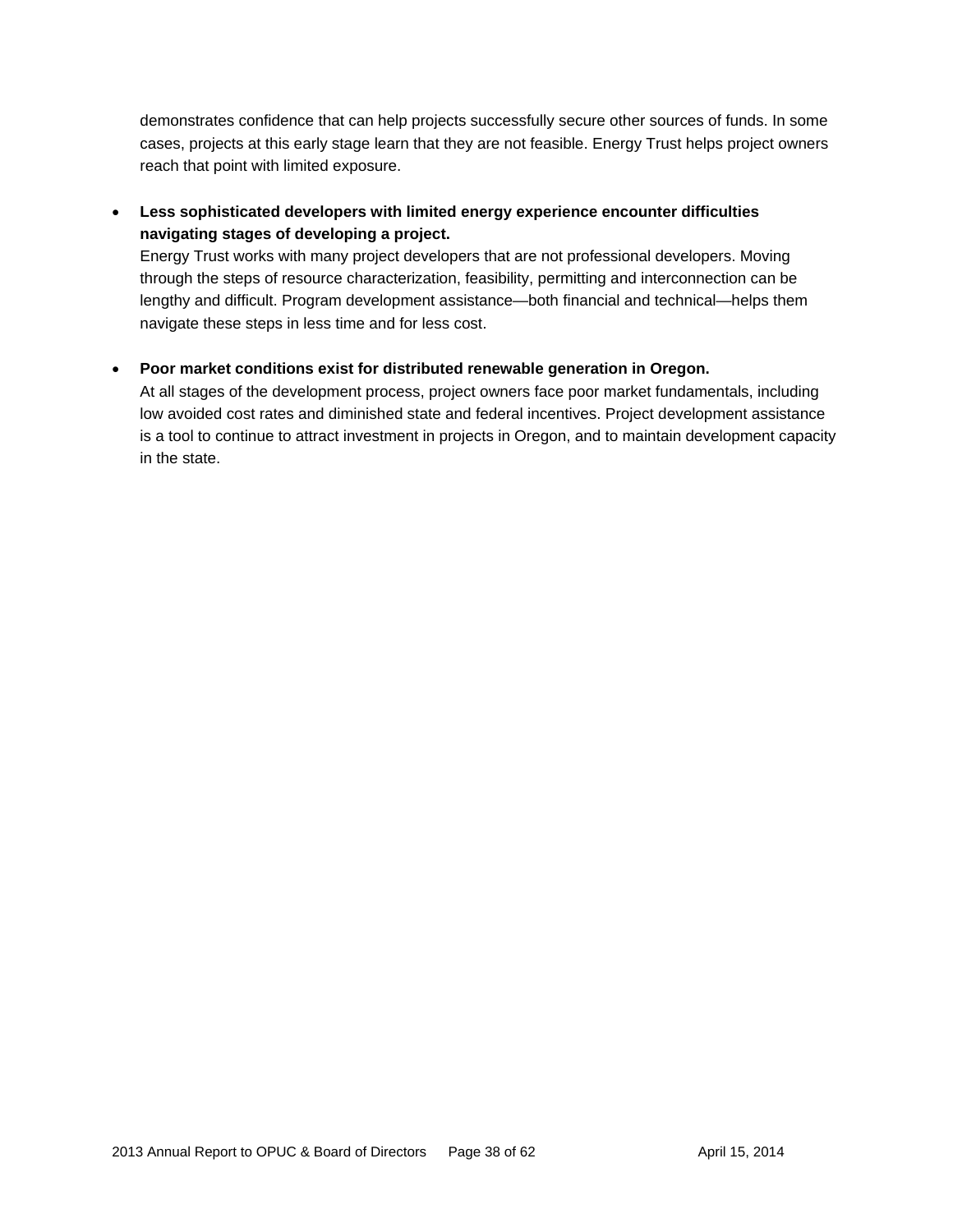demonstrates confidence that can help projects successfully secure other sources of funds. In some cases, projects at this early stage learn that they are not feasible. Energy Trust helps project owners reach that point with limited exposure.

- **Less sophisticated developers with limited energy experience encounter difficulties navigating stages of developing a project.**
  Energy Trust works with many project developers that are not professional developers. Moving through the steps of resource characterization, feasibility, permitting and interconnection can be lengthy and difficult. Program development assistance—both financial and technical—helps them navigate these steps in less time and for less cost.

- **Poor market conditions exist for distributed renewable generation in Oregon.**
  At all stages of the development process, project owners face poor market fundamentals, including low avoided cost rates and diminished state and federal incentives. Project development assistance is a tool to continue to attract investment in projects in Oregon, and to maintain development capacity in the state.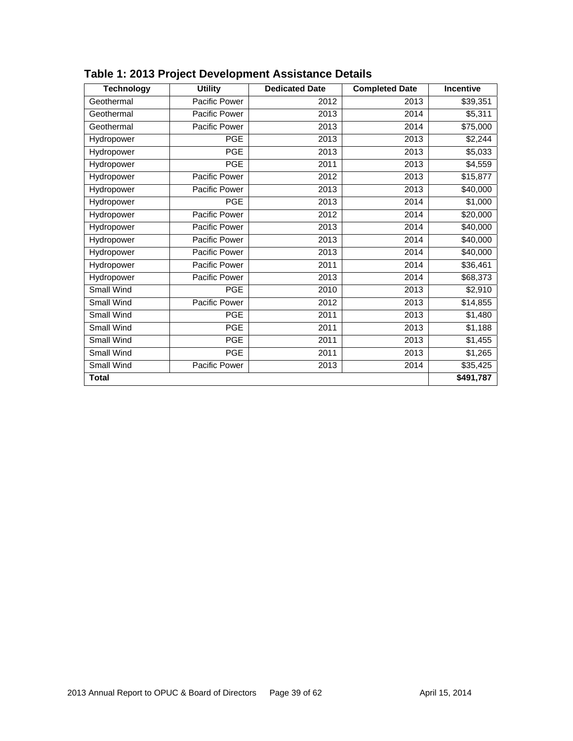**Table 1: 2013 Project Development Assistance Details**

| Technology | Utility | Dedicated Date | Completed Date | Incentive |
|---|---|---|---|---|
| Geothermal | Pacific Power | 2012 | 2013 | $39,351 |
| Geothermal | Pacific Power | 2013 | 2014 | $5,311 |
| Geothermal | Pacific Power | 2013 | 2014 | $75,000 |
| Hydropower | PGE | 2013 | 2013 | $2,244 |
| Hydropower | PGE | 2013 | 2013 | $5,033 |
| Hydropower | PGE | 2011 | 2013 | $4,559 |
| Hydropower | Pacific Power | 2012 | 2013 | $15,877 |
| Hydropower | Pacific Power | 2013 | 2013 | $40,000 |
| Hydropower | PGE | 2013 | 2014 | $1,000 |
| Hydropower | Pacific Power | 2012 | 2014 | $20,000 |
| Hydropower | Pacific Power | 2013 | 2014 | $40,000 |
| Hydropower | Pacific Power | 2013 | 2014 | $40,000 |
| Hydropower | Pacific Power | 2013 | 2014 | $40,000 |
| Hydropower | Pacific Power | 2011 | 2014 | $36,461 |
| Hydropower | Pacific Power | 2013 | 2014 | $68,373 |
| Small Wind | PGE | 2010 | 2013 | $2,910 |
| Small Wind | Pacific Power | 2012 | 2013 | $14,855 |
| Small Wind | PGE | 2011 | 2013 | $1,480 |
| Small Wind | PGE | 2011 | 2013 | $1,188 |
| Small Wind | PGE | 2011 | 2013 | $1,455 |
| Small Wind | PGE | 2011 | 2013 | $1,265 |
| Small Wind | Pacific Power | 2013 | 2014 | $35,425 |
| **Total** | | | | **$491,787** |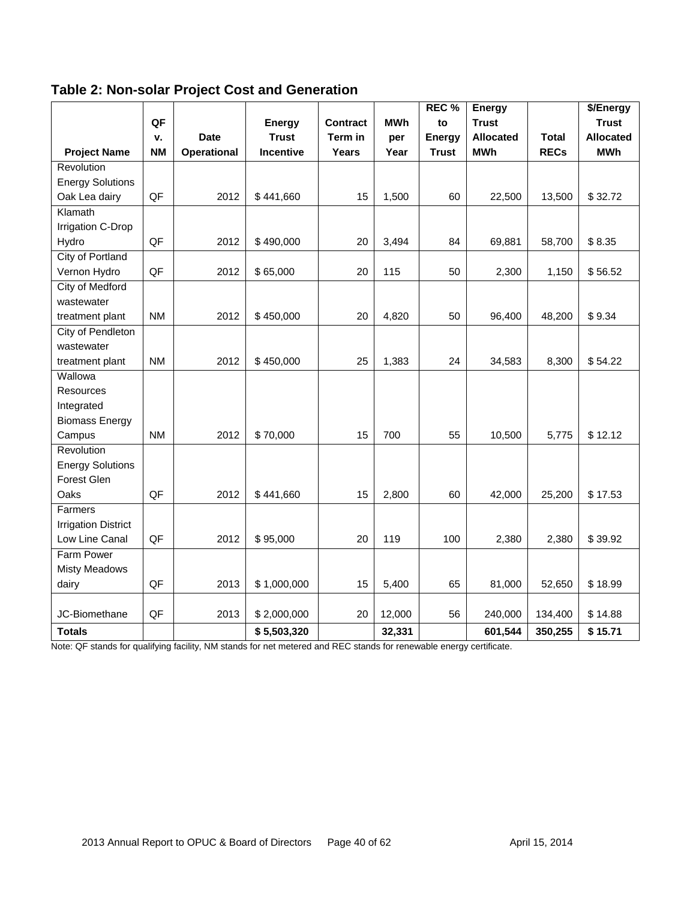**Table 2: Non-solar Project Cost and Generation**

| Project Name | QF v. NM | Date Operational | Energy Trust Incentive | Contract Term in Years | MWh per Year | REC % to Energy Trust | Energy Trust Allocated MWh | Total RECs | $/Energy Trust Allocated MWh |
|---|---|---|---|---|---|---|---|---|---|
| Revolution Energy Solutions Oak Lea dairy | QF | 2012 | $ 441,660 | 15 | 1,500 | 60 | 22,500 | 13,500 | $ 32.72 |
| Klamath Irrigation C-Drop Hydro | QF | 2012 | $ 490,000 | 20 | 3,494 | 84 | 69,881 | 58,700 | $ 8.35 |
| City of Portland Vernon Hydro | QF | 2012 | $ 65,000 | 20 | 115 | 50 | 2,300 | 1,150 | $ 56.52 |
| City of Medford wastewater treatment plant | NM | 2012 | $ 450,000 | 20 | 4,820 | 50 | 96,400 | 48,200 | $ 9.34 |
| City of Pendleton wastewater treatment plant | NM | 2012 | $ 450,000 | 25 | 1,383 | 24 | 34,583 | 8,300 | $ 54.22 |
| Wallowa Resources Integrated Biomass Energy Campus | NM | 2012 | $ 70,000 | 15 | 700 | 55 | 10,500 | 5,775 | $ 12.12 |
| Revolution Energy Solutions Forest Glen Oaks | QF | 2012 | $ 441,660 | 15 | 2,800 | 60 | 42,000 | 25,200 | $ 17.53 |
| Farmers Irrigation District Low Line Canal | QF | 2012 | $ 95,000 | 20 | 119 | 100 | 2,380 | 2,380 | $ 39.92 |
| Farm Power Misty Meadows dairy | QF | 2013 | $ 1,000,000 | 15 | 5,400 | 65 | 81,000 | 52,650 | $ 18.99 |
| JC-Biomethane | QF | 2013 | $ 2,000,000 | 20 | 12,000 | 56 | 240,000 | 134,400 | $ 14.88 |
| **Totals** | | | **$ 5,503,320** | | **32,331** | | **601,544** | **350,255** | **$ 15.71** |

Note: QF stands for qualifying facility, NM stands for net metered and REC stands for renewable energy certificate.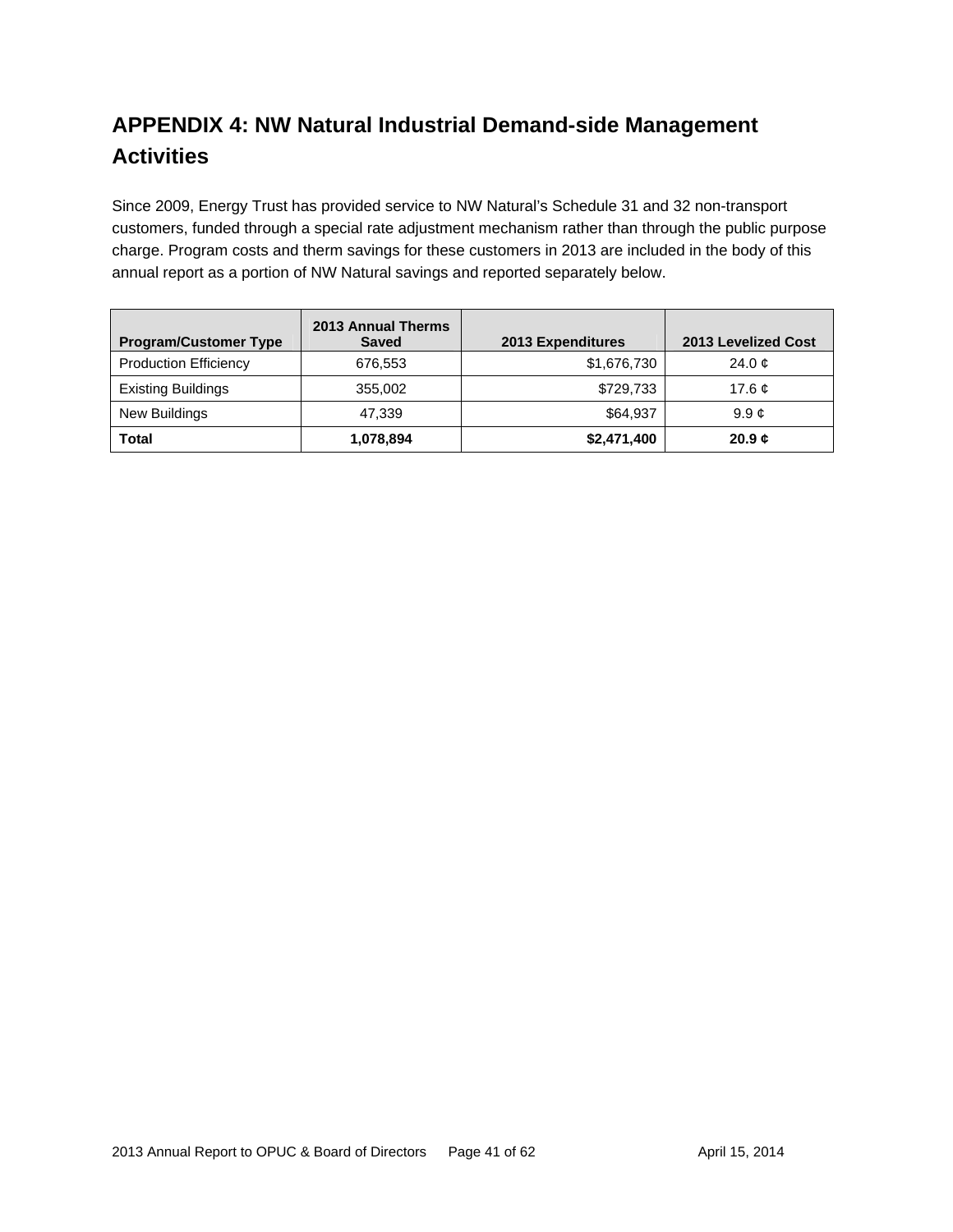# APPENDIX 4: NW Natural Industrial Demand-side Management Activities

Since 2009, Energy Trust has provided service to NW Natural's Schedule 31 and 32 non-transport customers, funded through a special rate adjustment mechanism rather than through the public purpose charge. Program costs and therm savings for these customers in 2013 are included in the body of this annual report as a portion of NW Natural savings and reported separately below.

| Program/Customer Type | 2013 Annual Therms Saved | 2013 Expenditures | 2013 Levelized Cost |
|---|---|---|---|
| Production Efficiency | 676,553 | $1,676,730 | 24.0 ¢ |
| Existing Buildings | 355,002 | $729,733 | 17.6 ¢ |
| New Buildings | 47,339 | $64,937 | 9.9 ¢ |
| **Total** | **1,078,894** | **$2,471,400** | **20.9 ¢** |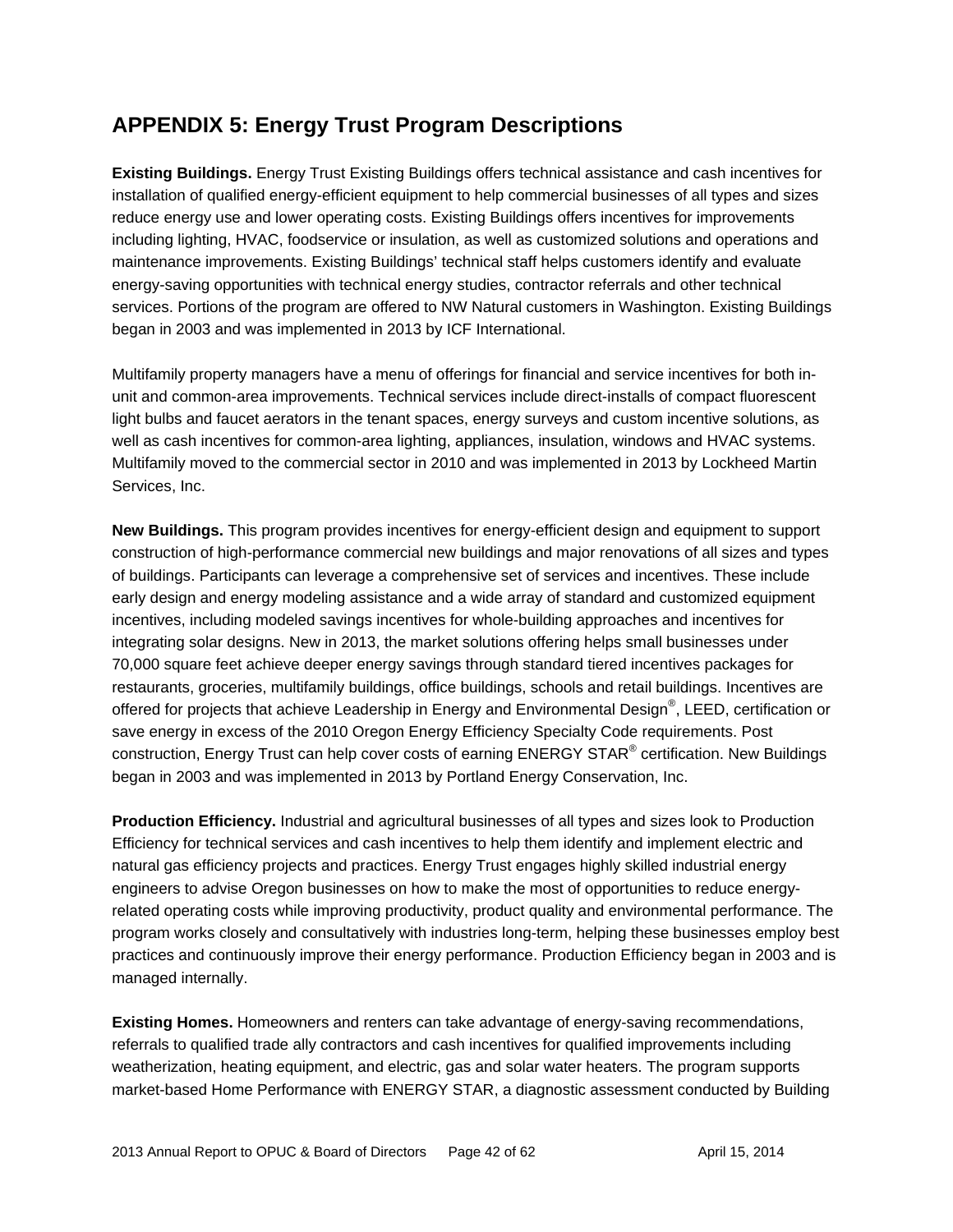# APPENDIX 5: Energy Trust Program Descriptions

**Existing Buildings.** Energy Trust Existing Buildings offers technical assistance and cash incentives for installation of qualified energy-efficient equipment to help commercial businesses of all types and sizes reduce energy use and lower operating costs. Existing Buildings offers incentives for improvements including lighting, HVAC, foodservice or insulation, as well as customized solutions and operations and maintenance improvements. Existing Buildings' technical staff helps customers identify and evaluate energy-saving opportunities with technical energy studies, contractor referrals and other technical services. Portions of the program are offered to NW Natural customers in Washington. Existing Buildings began in 2003 and was implemented in 2013 by ICF International.

Multifamily property managers have a menu of offerings for financial and service incentives for both in-unit and common-area improvements. Technical services include direct-installs of compact fluorescent light bulbs and faucet aerators in the tenant spaces, energy surveys and custom incentive solutions, as well as cash incentives for common-area lighting, appliances, insulation, windows and HVAC systems. Multifamily moved to the commercial sector in 2010 and was implemented in 2013 by Lockheed Martin Services, Inc.

**New Buildings.** This program provides incentives for energy-efficient design and equipment to support construction of high-performance commercial new buildings and major renovations of all sizes and types of buildings. Participants can leverage a comprehensive set of services and incentives. These include early design and energy modeling assistance and a wide array of standard and customized equipment incentives, including modeled savings incentives for whole-building approaches and incentives for integrating solar designs. New in 2013, the market solutions offering helps small businesses under 70,000 square feet achieve deeper energy savings through standard tiered incentives packages for restaurants, groceries, multifamily buildings, office buildings, schools and retail buildings. Incentives are offered for projects that achieve Leadership in Energy and Environmental Design®, LEED, certification or save energy in excess of the 2010 Oregon Energy Efficiency Specialty Code requirements. Post construction, Energy Trust can help cover costs of earning ENERGY STAR® certification. New Buildings began in 2003 and was implemented in 2013 by Portland Energy Conservation, Inc.

**Production Efficiency.** Industrial and agricultural businesses of all types and sizes look to Production Efficiency for technical services and cash incentives to help them identify and implement electric and natural gas efficiency projects and practices. Energy Trust engages highly skilled industrial energy engineers to advise Oregon businesses on how to make the most of opportunities to reduce energy-related operating costs while improving productivity, product quality and environmental performance. The program works closely and consultatively with industries long-term, helping these businesses employ best practices and continuously improve their energy performance. Production Efficiency began in 2003 and is managed internally.

**Existing Homes.** Homeowners and renters can take advantage of energy-saving recommendations, referrals to qualified trade ally contractors and cash incentives for qualified improvements including weatherization, heating equipment, and electric, gas and solar water heaters. The program supports market-based Home Performance with ENERGY STAR, a diagnostic assessment conducted by Building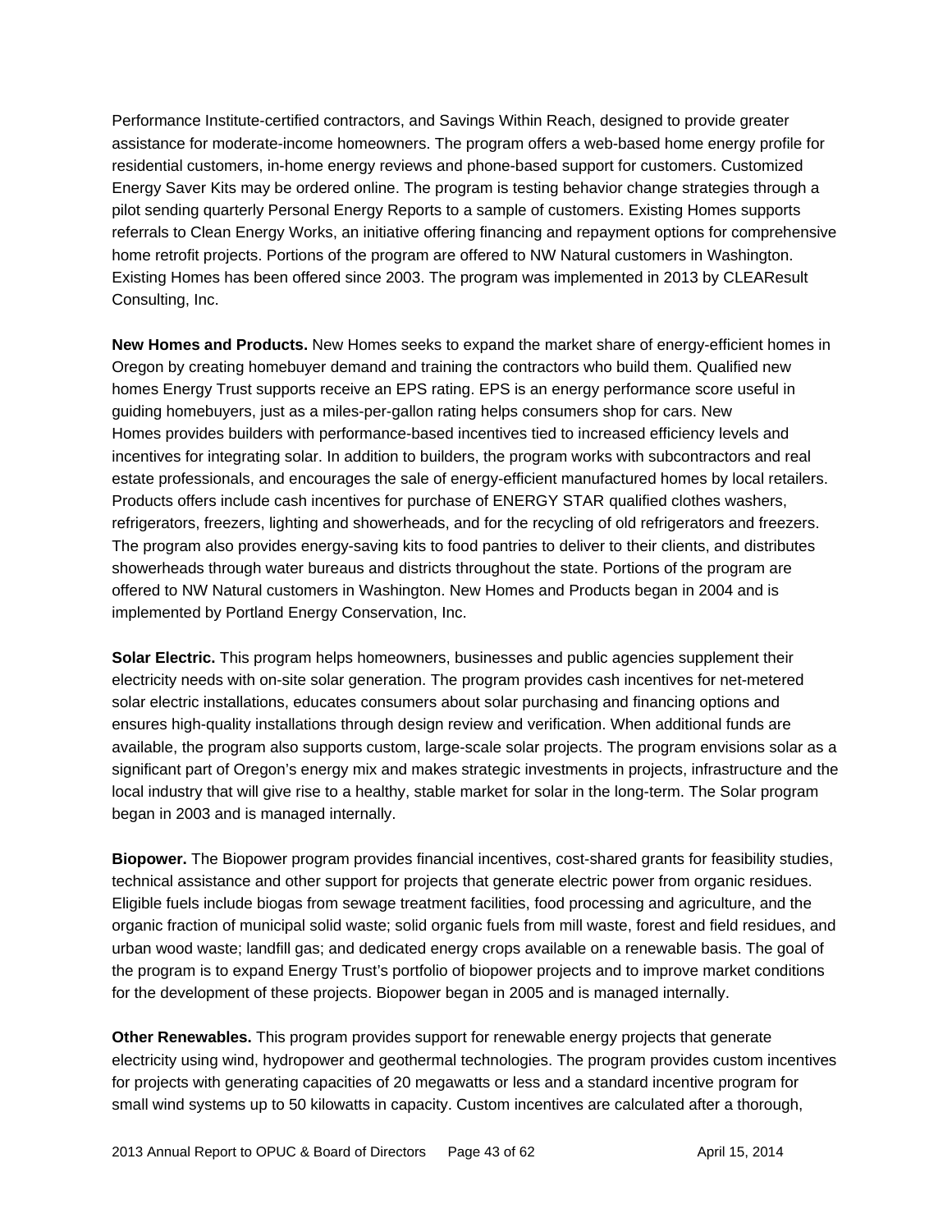Performance Institute-certified contractors, and Savings Within Reach, designed to provide greater assistance for moderate-income homeowners. The program offers a web-based home energy profile for residential customers, in-home energy reviews and phone-based support for customers. Customized Energy Saver Kits may be ordered online. The program is testing behavior change strategies through a pilot sending quarterly Personal Energy Reports to a sample of customers. Existing Homes supports referrals to Clean Energy Works, an initiative offering financing and repayment options for comprehensive home retrofit projects. Portions of the program are offered to NW Natural customers in Washington. Existing Homes has been offered since 2003. The program was implemented in 2013 by CLEAResult Consulting, Inc.

**New Homes and Products.** New Homes seeks to expand the market share of energy-efficient homes in Oregon by creating homebuyer demand and training the contractors who build them. Qualified new homes Energy Trust supports receive an EPS rating. EPS is an energy performance score useful in guiding homebuyers, just as a miles-per-gallon rating helps consumers shop for cars. New Homes provides builders with performance-based incentives tied to increased efficiency levels and incentives for integrating solar. In addition to builders, the program works with subcontractors and real estate professionals, and encourages the sale of energy-efficient manufactured homes by local retailers. Products offers include cash incentives for purchase of ENERGY STAR qualified clothes washers, refrigerators, freezers, lighting and showerheads, and for the recycling of old refrigerators and freezers. The program also provides energy-saving kits to food pantries to deliver to their clients, and distributes showerheads through water bureaus and districts throughout the state. Portions of the program are offered to NW Natural customers in Washington. New Homes and Products began in 2004 and is implemented by Portland Energy Conservation, Inc.

**Solar Electric.** This program helps homeowners, businesses and public agencies supplement their electricity needs with on-site solar generation. The program provides cash incentives for net-metered solar electric installations, educates consumers about solar purchasing and financing options and ensures high-quality installations through design review and verification. When additional funds are available, the program also supports custom, large-scale solar projects. The program envisions solar as a significant part of Oregon's energy mix and makes strategic investments in projects, infrastructure and the local industry that will give rise to a healthy, stable market for solar in the long-term. The Solar program began in 2003 and is managed internally.

**Biopower.** The Biopower program provides financial incentives, cost-shared grants for feasibility studies, technical assistance and other support for projects that generate electric power from organic residues. Eligible fuels include biogas from sewage treatment facilities, food processing and agriculture, and the organic fraction of municipal solid waste; solid organic fuels from mill waste, forest and field residues, and urban wood waste; landfill gas; and dedicated energy crops available on a renewable basis. The goal of the program is to expand Energy Trust's portfolio of biopower projects and to improve market conditions for the development of these projects. Biopower began in 2005 and is managed internally.

**Other Renewables.** This program provides support for renewable energy projects that generate electricity using wind, hydropower and geothermal technologies. The program provides custom incentives for projects with generating capacities of 20 megawatts or less and a standard incentive program for small wind systems up to 50 kilowatts in capacity. Custom incentives are calculated after a thorough,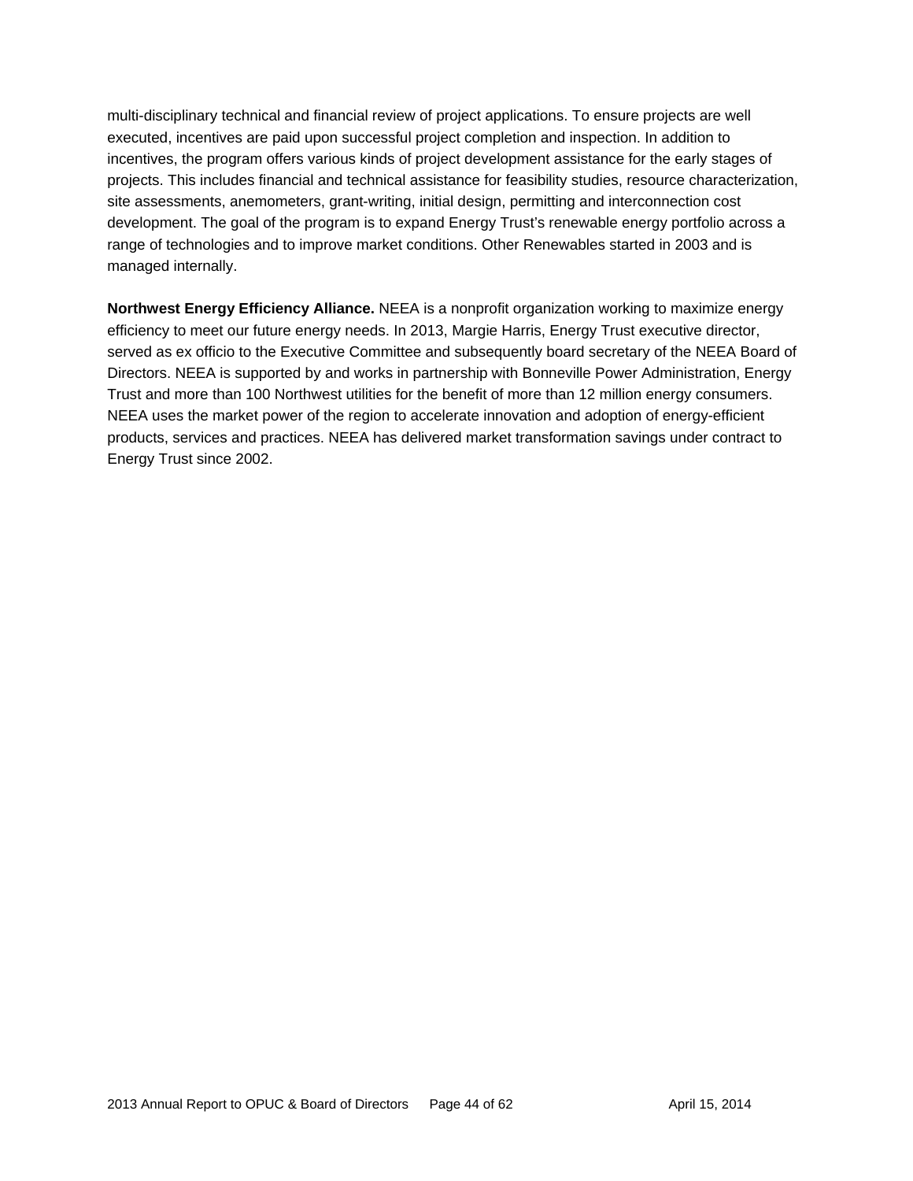multi-disciplinary technical and financial review of project applications. To ensure projects are well executed, incentives are paid upon successful project completion and inspection. In addition to incentives, the program offers various kinds of project development assistance for the early stages of projects. This includes financial and technical assistance for feasibility studies, resource characterization, site assessments, anemometers, grant-writing, initial design, permitting and interconnection cost development. The goal of the program is to expand Energy Trust's renewable energy portfolio across a range of technologies and to improve market conditions. Other Renewables started in 2003 and is managed internally.

**Northwest Energy Efficiency Alliance.** NEEA is a nonprofit organization working to maximize energy efficiency to meet our future energy needs. In 2013, Margie Harris, Energy Trust executive director, served as ex officio to the Executive Committee and subsequently board secretary of the NEEA Board of Directors. NEEA is supported by and works in partnership with Bonneville Power Administration, Energy Trust and more than 100 Northwest utilities for the benefit of more than 12 million energy consumers. NEEA uses the market power of the region to accelerate innovation and adoption of energy-efficient products, services and practices. NEEA has delivered market transformation savings under contract to Energy Trust since 2002.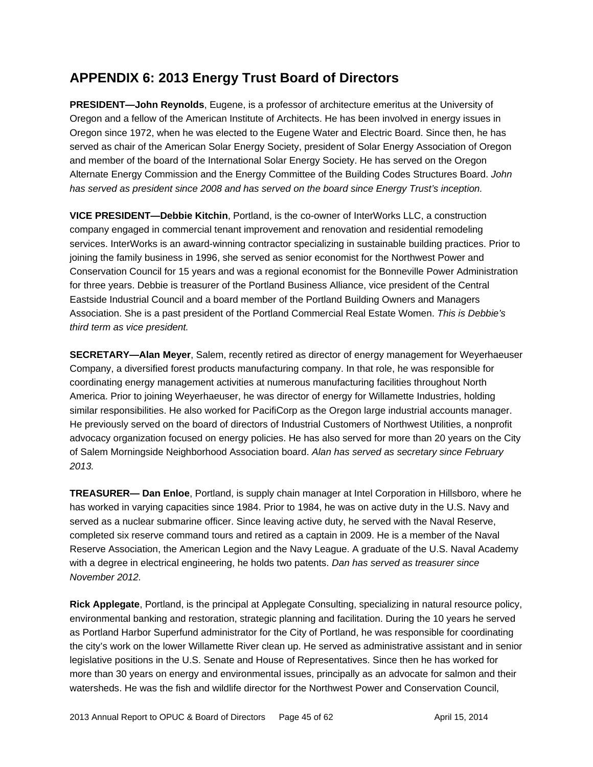## APPENDIX 6: 2013 Energy Trust Board of Directors

**PRESIDENT—John Reynolds**, Eugene, is a professor of architecture emeritus at the University of Oregon and a fellow of the American Institute of Architects. He has been involved in energy issues in Oregon since 1972, when he was elected to the Eugene Water and Electric Board. Since then, he has served as chair of the American Solar Energy Society, president of Solar Energy Association of Oregon and member of the board of the International Solar Energy Society. He has served on the Oregon Alternate Energy Commission and the Energy Committee of the Building Codes Structures Board. *John has served as president since 2008 and has served on the board since Energy Trust's inception.*

**VICE PRESIDENT—Debbie Kitchin**, Portland, is the co-owner of InterWorks LLC, a construction company engaged in commercial tenant improvement and renovation and residential remodeling services. InterWorks is an award-winning contractor specializing in sustainable building practices. Prior to joining the family business in 1996, she served as senior economist for the Northwest Power and Conservation Council for 15 years and was a regional economist for the Bonneville Power Administration for three years. Debbie is treasurer of the Portland Business Alliance, vice president of the Central Eastside Industrial Council and a board member of the Portland Building Owners and Managers Association. She is a past president of the Portland Commercial Real Estate Women. *This is Debbie's third term as vice president.*

**SECRETARY—Alan Meyer**, Salem, recently retired as director of energy management for Weyerhaeuser Company, a diversified forest products manufacturing company. In that role, he was responsible for coordinating energy management activities at numerous manufacturing facilities throughout North America. Prior to joining Weyerhaeuser, he was director of energy for Willamette Industries, holding similar responsibilities. He also worked for PacifiCorp as the Oregon large industrial accounts manager. He previously served on the board of directors of Industrial Customers of Northwest Utilities, a nonprofit advocacy organization focused on energy policies. He has also served for more than 20 years on the City of Salem Morningside Neighborhood Association board. *Alan has served as secretary since February 2013.*

**TREASURER— Dan Enloe**, Portland, is supply chain manager at Intel Corporation in Hillsboro, where he has worked in varying capacities since 1984. Prior to 1984, he was on active duty in the U.S. Navy and served as a nuclear submarine officer. Since leaving active duty, he served with the Naval Reserve, completed six reserve command tours and retired as a captain in 2009. He is a member of the Naval Reserve Association, the American Legion and the Navy League. A graduate of the U.S. Naval Academy with a degree in electrical engineering, he holds two patents. *Dan has served as treasurer since November 2012*.

**Rick Applegate**, Portland, is the principal at Applegate Consulting, specializing in natural resource policy, environmental banking and restoration, strategic planning and facilitation. During the 10 years he served as Portland Harbor Superfund administrator for the City of Portland, he was responsible for coordinating the city's work on the lower Willamette River clean up. He served as administrative assistant and in senior legislative positions in the U.S. Senate and House of Representatives. Since then he has worked for more than 30 years on energy and environmental issues, principally as an advocate for salmon and their watersheds. He was the fish and wildlife director for the Northwest Power and Conservation Council,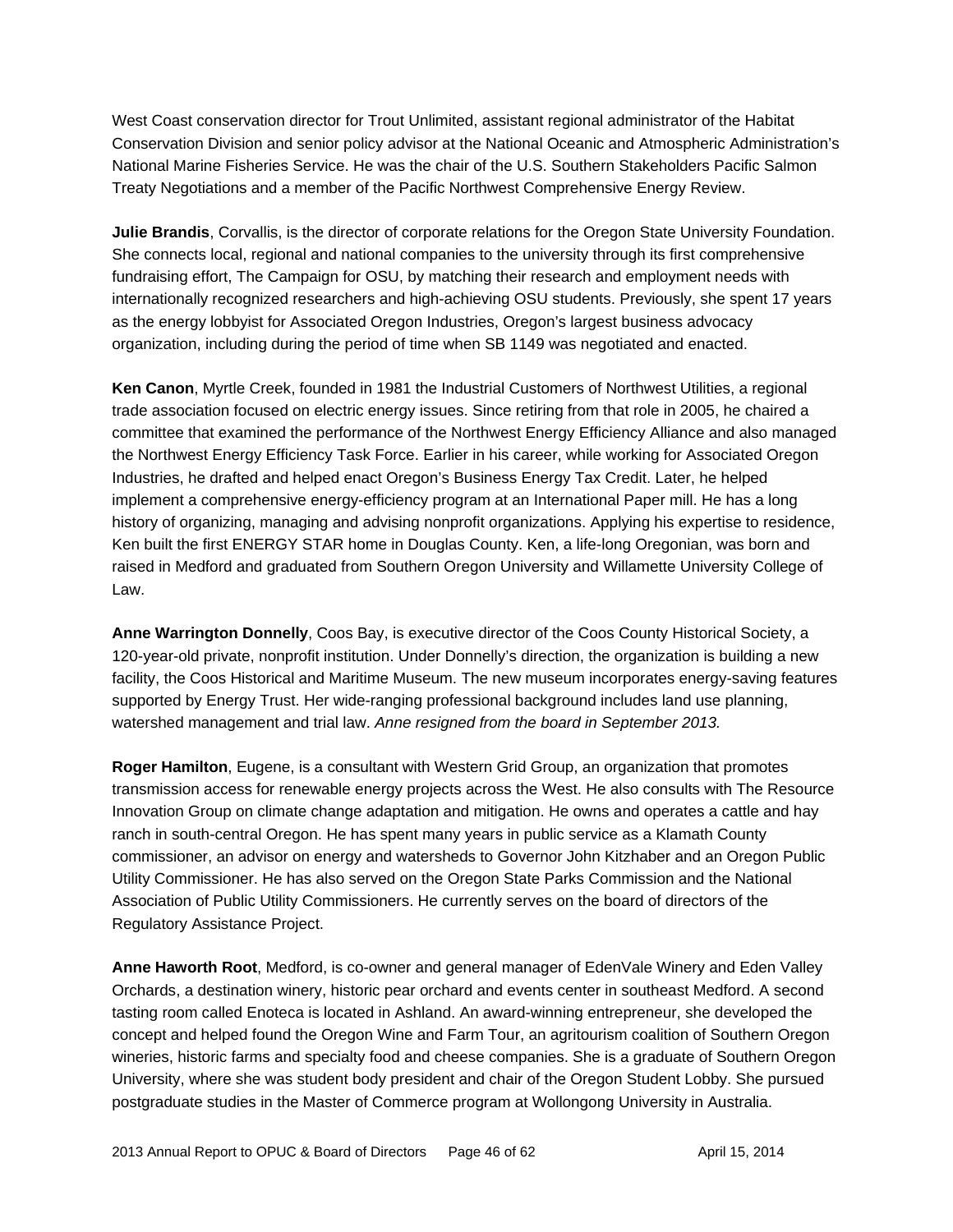West Coast conservation director for Trout Unlimited, assistant regional administrator of the Habitat Conservation Division and senior policy advisor at the National Oceanic and Atmospheric Administration's National Marine Fisheries Service. He was the chair of the U.S. Southern Stakeholders Pacific Salmon Treaty Negotiations and a member of the Pacific Northwest Comprehensive Energy Review.

**Julie Brandis**, Corvallis, is the director of corporate relations for the Oregon State University Foundation. She connects local, regional and national companies to the university through its first comprehensive fundraising effort, The Campaign for OSU, by matching their research and employment needs with internationally recognized researchers and high-achieving OSU students. Previously, she spent 17 years as the energy lobbyist for Associated Oregon Industries, Oregon's largest business advocacy organization, including during the period of time when SB 1149 was negotiated and enacted.

**Ken Canon**, Myrtle Creek, founded in 1981 the Industrial Customers of Northwest Utilities, a regional trade association focused on electric energy issues. Since retiring from that role in 2005, he chaired a committee that examined the performance of the Northwest Energy Efficiency Alliance and also managed the Northwest Energy Efficiency Task Force. Earlier in his career, while working for Associated Oregon Industries, he drafted and helped enact Oregon's Business Energy Tax Credit. Later, he helped implement a comprehensive energy-efficiency program at an International Paper mill. He has a long history of organizing, managing and advising nonprofit organizations. Applying his expertise to residence, Ken built the first ENERGY STAR home in Douglas County. Ken, a life-long Oregonian, was born and raised in Medford and graduated from Southern Oregon University and Willamette University College of Law.

**Anne Warrington Donnelly**, Coos Bay, is executive director of the Coos County Historical Society, a 120-year-old private, nonprofit institution. Under Donnelly's direction, the organization is building a new facility, the Coos Historical and Maritime Museum. The new museum incorporates energy-saving features supported by Energy Trust. Her wide-ranging professional background includes land use planning, watershed management and trial law. *Anne resigned from the board in September 2013.*

**Roger Hamilton**, Eugene, is a consultant with Western Grid Group, an organization that promotes transmission access for renewable energy projects across the West. He also consults with The Resource Innovation Group on climate change adaptation and mitigation. He owns and operates a cattle and hay ranch in south-central Oregon. He has spent many years in public service as a Klamath County commissioner, an advisor on energy and watersheds to Governor John Kitzhaber and an Oregon Public Utility Commissioner. He has also served on the Oregon State Parks Commission and the National Association of Public Utility Commissioners. He currently serves on the board of directors of the Regulatory Assistance Project.

**Anne Haworth Root**, Medford, is co-owner and general manager of EdenVale Winery and Eden Valley Orchards, a destination winery, historic pear orchard and events center in southeast Medford. A second tasting room called Enoteca is located in Ashland. An award-winning entrepreneur, she developed the concept and helped found the Oregon Wine and Farm Tour, an agritourism coalition of Southern Oregon wineries, historic farms and specialty food and cheese companies. She is a graduate of Southern Oregon University, where she was student body president and chair of the Oregon Student Lobby. She pursued postgraduate studies in the Master of Commerce program at Wollongong University in Australia.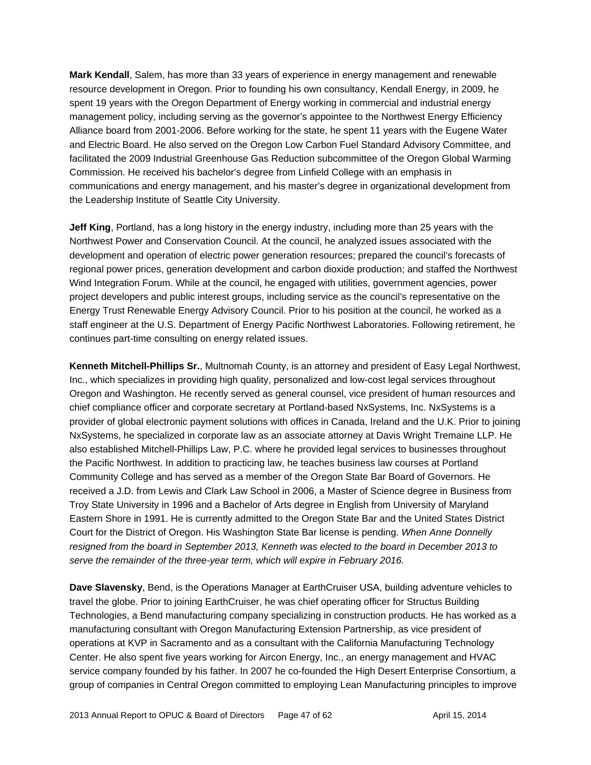**Mark Kendall**, Salem, has more than 33 years of experience in energy management and renewable resource development in Oregon. Prior to founding his own consultancy, Kendall Energy, in 2009, he spent 19 years with the Oregon Department of Energy working in commercial and industrial energy management policy, including serving as the governor's appointee to the Northwest Energy Efficiency Alliance board from 2001-2006. Before working for the state, he spent 11 years with the Eugene Water and Electric Board. He also served on the Oregon Low Carbon Fuel Standard Advisory Committee, and facilitated the 2009 Industrial Greenhouse Gas Reduction subcommittee of the Oregon Global Warming Commission. He received his bachelor's degree from Linfield College with an emphasis in communications and energy management, and his master's degree in organizational development from the Leadership Institute of Seattle City University.

**Jeff King**, Portland, has a long history in the energy industry, including more than 25 years with the Northwest Power and Conservation Council. At the council, he analyzed issues associated with the development and operation of electric power generation resources; prepared the council's forecasts of regional power prices, generation development and carbon dioxide production; and staffed the Northwest Wind Integration Forum. While at the council, he engaged with utilities, government agencies, power project developers and public interest groups, including service as the council's representative on the Energy Trust Renewable Energy Advisory Council. Prior to his position at the council, he worked as a staff engineer at the U.S. Department of Energy Pacific Northwest Laboratories. Following retirement, he continues part-time consulting on energy related issues.

**Kenneth Mitchell-Phillips Sr.**, Multnomah County, is an attorney and president of Easy Legal Northwest, Inc., which specializes in providing high quality, personalized and low-cost legal services throughout Oregon and Washington. He recently served as general counsel, vice president of human resources and chief compliance officer and corporate secretary at Portland-based NxSystems, Inc. NxSystems is a provider of global electronic payment solutions with offices in Canada, Ireland and the U.K. Prior to joining NxSystems, he specialized in corporate law as an associate attorney at Davis Wright Tremaine LLP. He also established Mitchell-Phillips Law, P.C. where he provided legal services to businesses throughout the Pacific Northwest. In addition to practicing law, he teaches business law courses at Portland Community College and has served as a member of the Oregon State Bar Board of Governors. He received a J.D. from Lewis and Clark Law School in 2006, a Master of Science degree in Business from Troy State University in 1996 and a Bachelor of Arts degree in English from University of Maryland Eastern Shore in 1991. He is currently admitted to the Oregon State Bar and the United States District Court for the District of Oregon. His Washington State Bar license is pending. *When Anne Donnelly resigned from the board in September 2013, Kenneth was elected to the board in December 2013 to serve the remainder of the three-year term, which will expire in February 2016.*

**Dave Slavensky**, Bend, is the Operations Manager at EarthCruiser USA, building adventure vehicles to travel the globe. Prior to joining EarthCruiser, he was chief operating officer for Structus Building Technologies, a Bend manufacturing company specializing in construction products. He has worked as a manufacturing consultant with Oregon Manufacturing Extension Partnership, as vice president of operations at KVP in Sacramento and as a consultant with the California Manufacturing Technology Center. He also spent five years working for Aircon Energy, Inc., an energy management and HVAC service company founded by his father. In 2007 he co-founded the High Desert Enterprise Consortium, a group of companies in Central Oregon committed to employing Lean Manufacturing principles to improve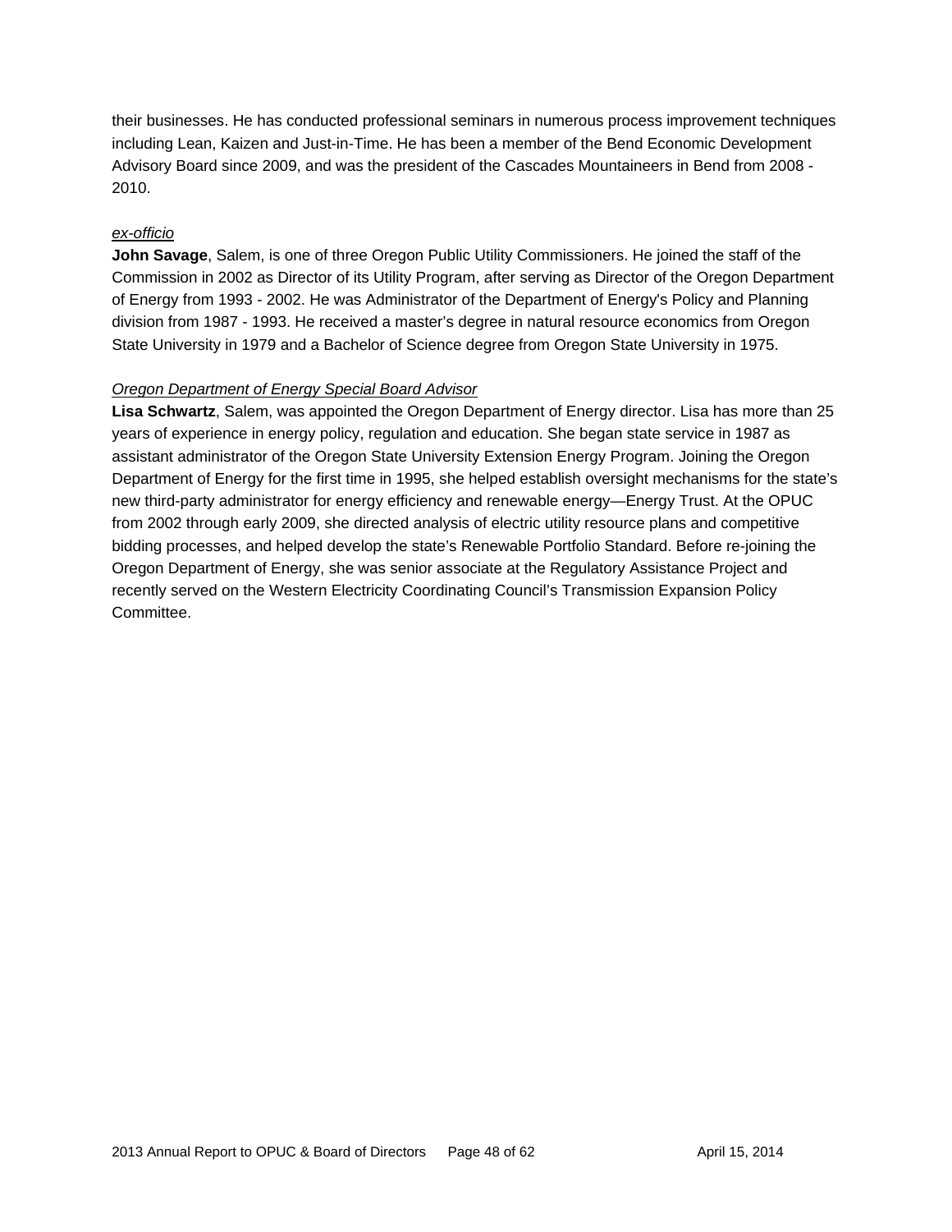their businesses. He has conducted professional seminars in numerous process improvement techniques including Lean, Kaizen and Just-in-Time. He has been a member of the Bend Economic Development Advisory Board since 2009, and was the president of the Cascades Mountaineers in Bend from 2008 - 2010.

*ex-officio*

**John Savage**, Salem, is one of three Oregon Public Utility Commissioners. He joined the staff of the Commission in 2002 as Director of its Utility Program, after serving as Director of the Oregon Department of Energy from 1993 - 2002. He was Administrator of the Department of Energy's Policy and Planning division from 1987 - 1993. He received a master's degree in natural resource economics from Oregon State University in 1979 and a Bachelor of Science degree from Oregon State University in 1975.

*Oregon Department of Energy Special Board Advisor*

**Lisa Schwartz**, Salem, was appointed the Oregon Department of Energy director. Lisa has more than 25 years of experience in energy policy, regulation and education. She began state service in 1987 as assistant administrator of the Oregon State University Extension Energy Program. Joining the Oregon Department of Energy for the first time in 1995, she helped establish oversight mechanisms for the state's new third-party administrator for energy efficiency and renewable energy—Energy Trust. At the OPUC from 2002 through early 2009, she directed analysis of electric utility resource plans and competitive bidding processes, and helped develop the state's Renewable Portfolio Standard. Before re-joining the Oregon Department of Energy, she was senior associate at the Regulatory Assistance Project and recently served on the Western Electricity Coordinating Council's Transmission Expansion Policy Committee.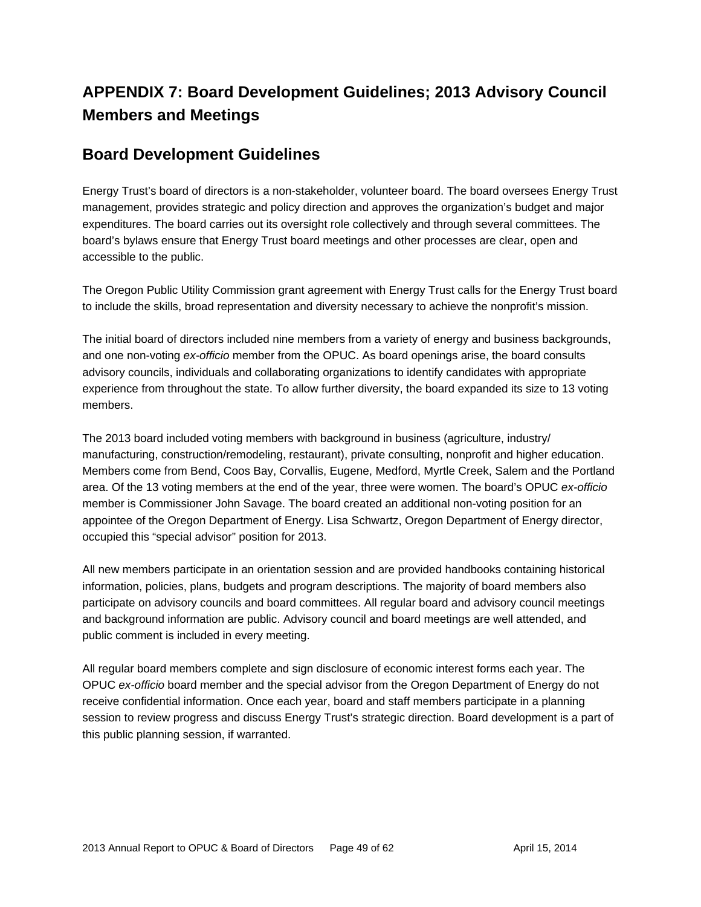# APPENDIX 7: Board Development Guidelines; 2013 Advisory Council Members and Meetings

## Board Development Guidelines

Energy Trust's board of directors is a non-stakeholder, volunteer board. The board oversees Energy Trust management, provides strategic and policy direction and approves the organization's budget and major expenditures. The board carries out its oversight role collectively and through several committees. The board's bylaws ensure that Energy Trust board meetings and other processes are clear, open and accessible to the public.

The Oregon Public Utility Commission grant agreement with Energy Trust calls for the Energy Trust board to include the skills, broad representation and diversity necessary to achieve the nonprofit's mission.

The initial board of directors included nine members from a variety of energy and business backgrounds, and one non-voting *ex-officio* member from the OPUC. As board openings arise, the board consults advisory councils, individuals and collaborating organizations to identify candidates with appropriate experience from throughout the state. To allow further diversity, the board expanded its size to 13 voting members.

The 2013 board included voting members with background in business (agriculture, industry/ manufacturing, construction/remodeling, restaurant), private consulting, nonprofit and higher education. Members come from Bend, Coos Bay, Corvallis, Eugene, Medford, Myrtle Creek, Salem and the Portland area. Of the 13 voting members at the end of the year, three were women. The board's OPUC *ex-officio* member is Commissioner John Savage. The board created an additional non-voting position for an appointee of the Oregon Department of Energy. Lisa Schwartz, Oregon Department of Energy director, occupied this "special advisor" position for 2013.

All new members participate in an orientation session and are provided handbooks containing historical information, policies, plans, budgets and program descriptions. The majority of board members also participate on advisory councils and board committees. All regular board and advisory council meetings and background information are public. Advisory council and board meetings are well attended, and public comment is included in every meeting.

All regular board members complete and sign disclosure of economic interest forms each year. The OPUC *ex-officio* board member and the special advisor from the Oregon Department of Energy do not receive confidential information. Once each year, board and staff members participate in a planning session to review progress and discuss Energy Trust's strategic direction. Board development is a part of this public planning session, if warranted.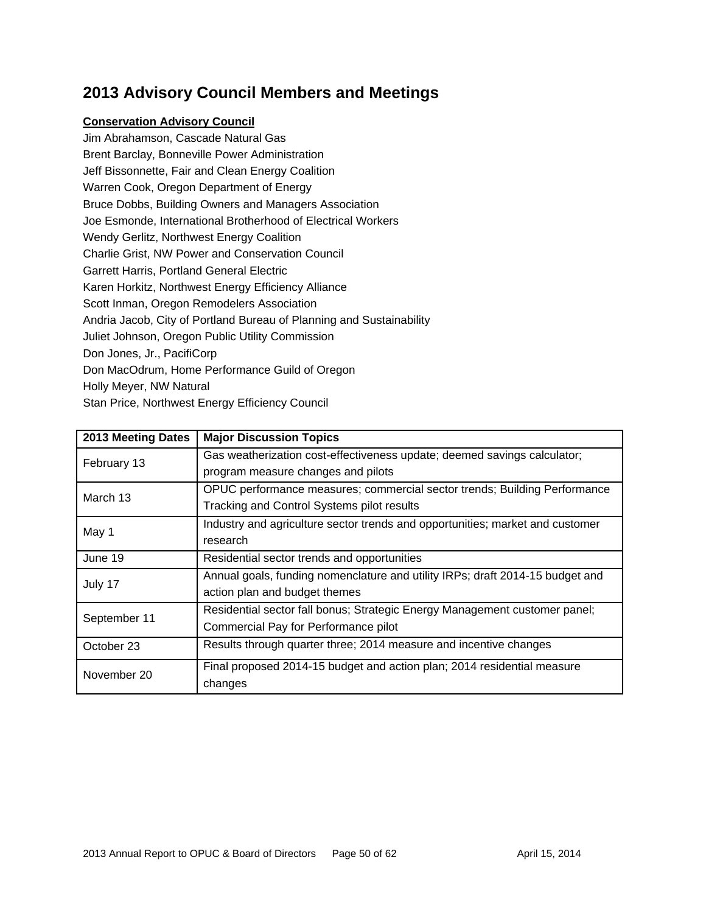## 2013 Advisory Council Members and Meetings

**Conservation Advisory Council**

Jim Abrahamson, Cascade Natural Gas
Brent Barclay, Bonneville Power Administration
Jeff Bissonnette, Fair and Clean Energy Coalition
Warren Cook, Oregon Department of Energy
Bruce Dobbs, Building Owners and Managers Association
Joe Esmonde, International Brotherhood of Electrical Workers
Wendy Gerlitz, Northwest Energy Coalition
Charlie Grist, NW Power and Conservation Council
Garrett Harris, Portland General Electric
Karen Horkitz, Northwest Energy Efficiency Alliance
Scott Inman, Oregon Remodelers Association
Andria Jacob, City of Portland Bureau of Planning and Sustainability
Juliet Johnson, Oregon Public Utility Commission
Don Jones, Jr., PacifiCorp
Don MacOdrum, Home Performance Guild of Oregon
Holly Meyer, NW Natural
Stan Price, Northwest Energy Efficiency Council

| 2013 Meeting Dates | Major Discussion Topics |
|---|---|
| February 13 | Gas weatherization cost-effectiveness update; deemed savings calculator; program measure changes and pilots |
| March 13 | OPUC performance measures; commercial sector trends; Building Performance Tracking and Control Systems pilot results |
| May 1 | Industry and agriculture sector trends and opportunities; market and customer research |
| June 19 | Residential sector trends and opportunities |
| July 17 | Annual goals, funding nomenclature and utility IRPs; draft 2014-15 budget and action plan and budget themes |
| September 11 | Residential sector fall bonus; Strategic Energy Management customer panel; Commercial Pay for Performance pilot |
| October 23 | Results through quarter three; 2014 measure and incentive changes |
| November 20 | Final proposed 2014-15 budget and action plan; 2014 residential measure changes |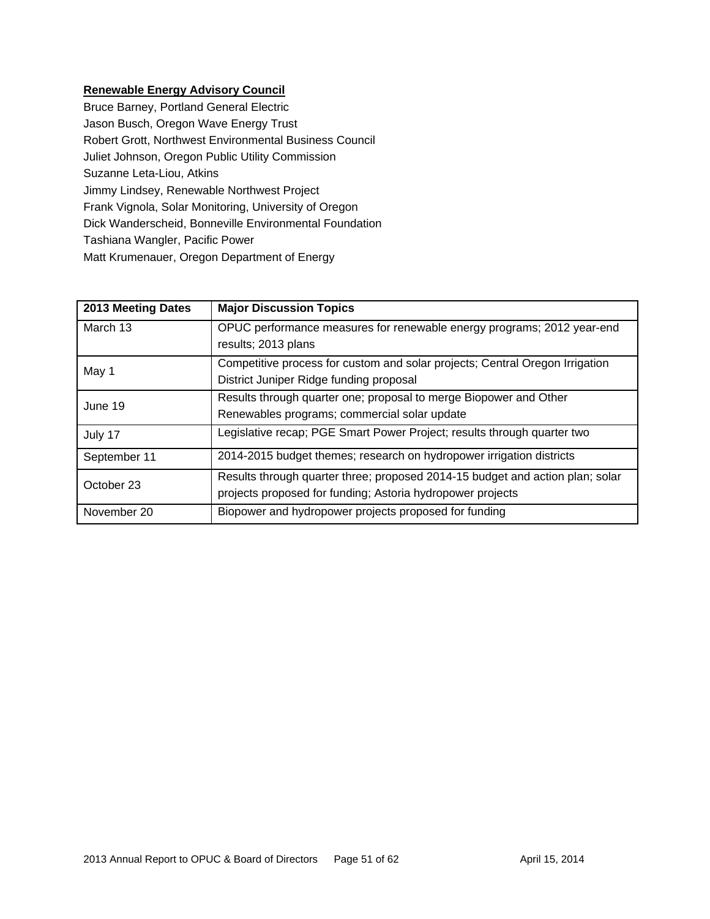**Renewable Energy Advisory Council**

Bruce Barney, Portland General Electric
Jason Busch, Oregon Wave Energy Trust
Robert Grott, Northwest Environmental Business Council
Juliet Johnson, Oregon Public Utility Commission
Suzanne Leta-Liou, Atkins
Jimmy Lindsey, Renewable Northwest Project
Frank Vignola, Solar Monitoring, University of Oregon
Dick Wanderscheid, Bonneville Environmental Foundation
Tashiana Wangler, Pacific Power
Matt Krumenauer, Oregon Department of Energy

| 2013 Meeting Dates | Major Discussion Topics |
|---|---|
| March 13 | OPUC performance measures for renewable energy programs; 2012 year-end results; 2013 plans |
| May 1 | Competitive process for custom and solar projects; Central Oregon Irrigation District Juniper Ridge funding proposal |
| June 19 | Results through quarter one; proposal to merge Biopower and Other Renewables programs; commercial solar update |
| July 17 | Legislative recap; PGE Smart Power Project; results through quarter two |
| September 11 | 2014-2015 budget themes; research on hydropower irrigation districts |
| October 23 | Results through quarter three; proposed 2014-15 budget and action plan; solar projects proposed for funding; Astoria hydropower projects |
| November 20 | Biopower and hydropower projects proposed for funding |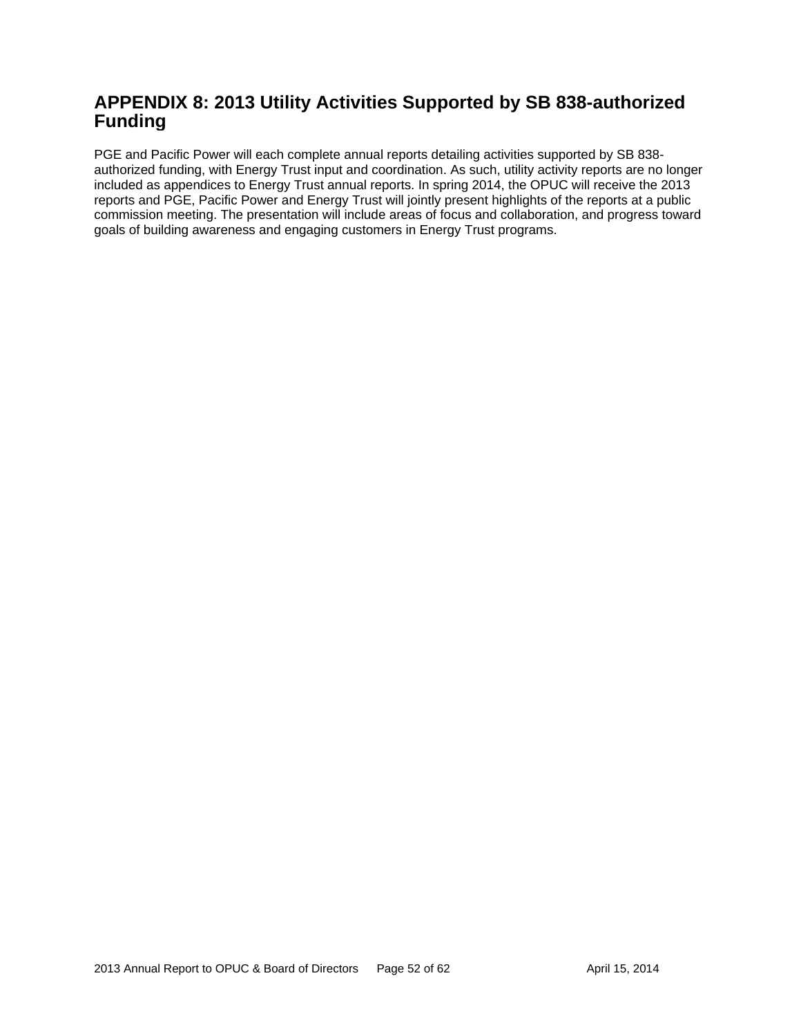## APPENDIX 8: 2013 Utility Activities Supported by SB 838-authorized Funding

PGE and Pacific Power will each complete annual reports detailing activities supported by SB 838-authorized funding, with Energy Trust input and coordination. As such, utility activity reports are no longer included as appendices to Energy Trust annual reports. In spring 2014, the OPUC will receive the 2013 reports and PGE, Pacific Power and Energy Trust will jointly present highlights of the reports at a public commission meeting. The presentation will include areas of focus and collaboration, and progress toward goals of building awareness and engaging customers in Energy Trust programs.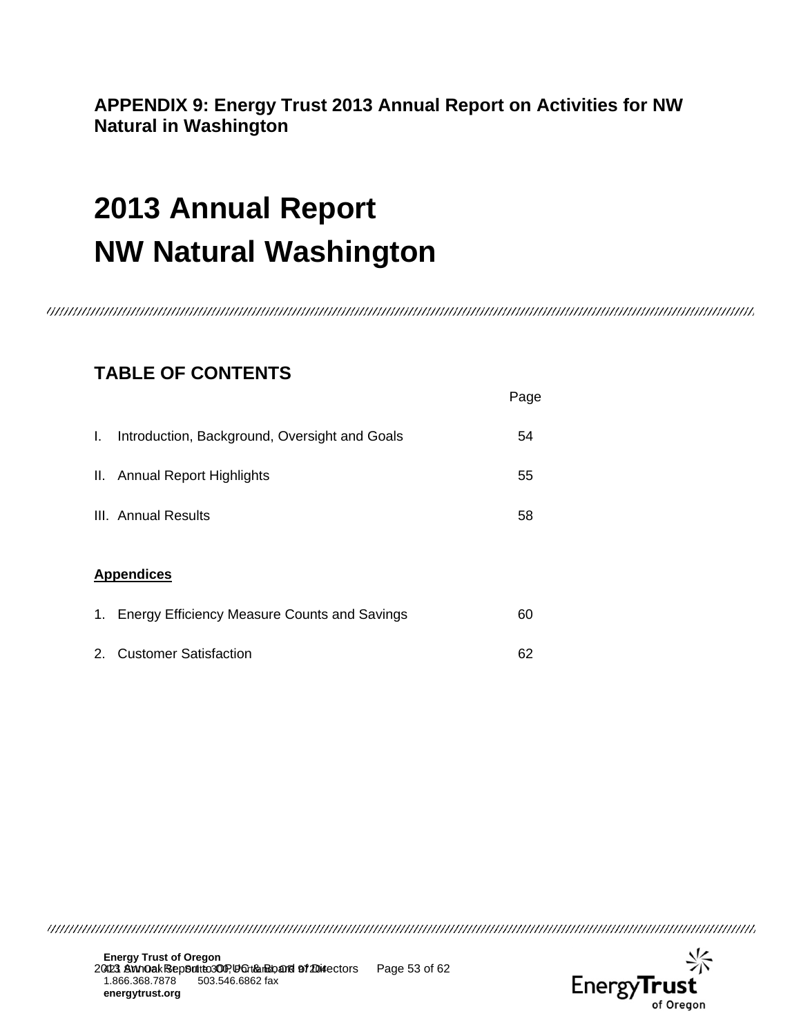**APPENDIX 9: Energy Trust 2013 Annual Report on Activities for NW Natural in Washington**

# 2013 Annual Report
# NW Natural Washington

## TABLE OF CONTENTS

| | Page |
|---|---|
| I. Introduction, Background, Oversight and Goals | 54 |
| II. Annual Report Highlights | 55 |
| III. Annual Results | 58 |

**Appendices**

| | |
|---|---|
| 1. Energy Efficiency Measure Counts and Savings | 60 |
| 2. Customer Satisfaction | 62 |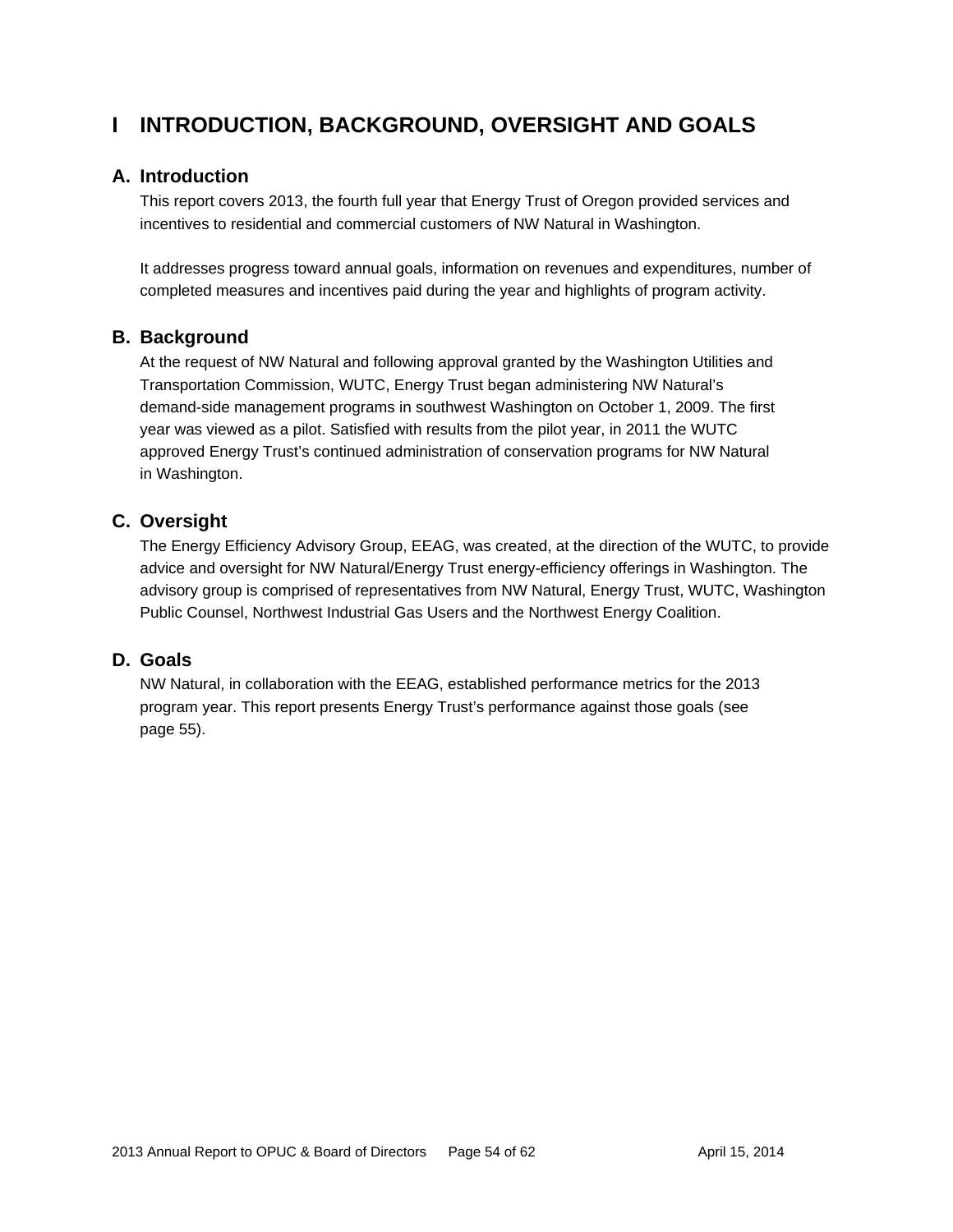# I INTRODUCTION, BACKGROUND, OVERSIGHT AND GOALS

## A. Introduction

This report covers 2013, the fourth full year that Energy Trust of Oregon provided services and incentives to residential and commercial customers of NW Natural in Washington.

It addresses progress toward annual goals, information on revenues and expenditures, number of completed measures and incentives paid during the year and highlights of program activity.

## B. Background

At the request of NW Natural and following approval granted by the Washington Utilities and Transportation Commission, WUTC, Energy Trust began administering NW Natural's demand-side management programs in southwest Washington on October 1, 2009. The first year was viewed as a pilot. Satisfied with results from the pilot year, in 2011 the WUTC approved Energy Trust's continued administration of conservation programs for NW Natural in Washington.

## C. Oversight

The Energy Efficiency Advisory Group, EEAG, was created, at the direction of the WUTC, to provide advice and oversight for NW Natural/Energy Trust energy-efficiency offerings in Washington. The advisory group is comprised of representatives from NW Natural, Energy Trust, WUTC, Washington Public Counsel, Northwest Industrial Gas Users and the Northwest Energy Coalition.

## D. Goals

NW Natural, in collaboration with the EEAG, established performance metrics for the 2013 program year. This report presents Energy Trust's performance against those goals (see page 55).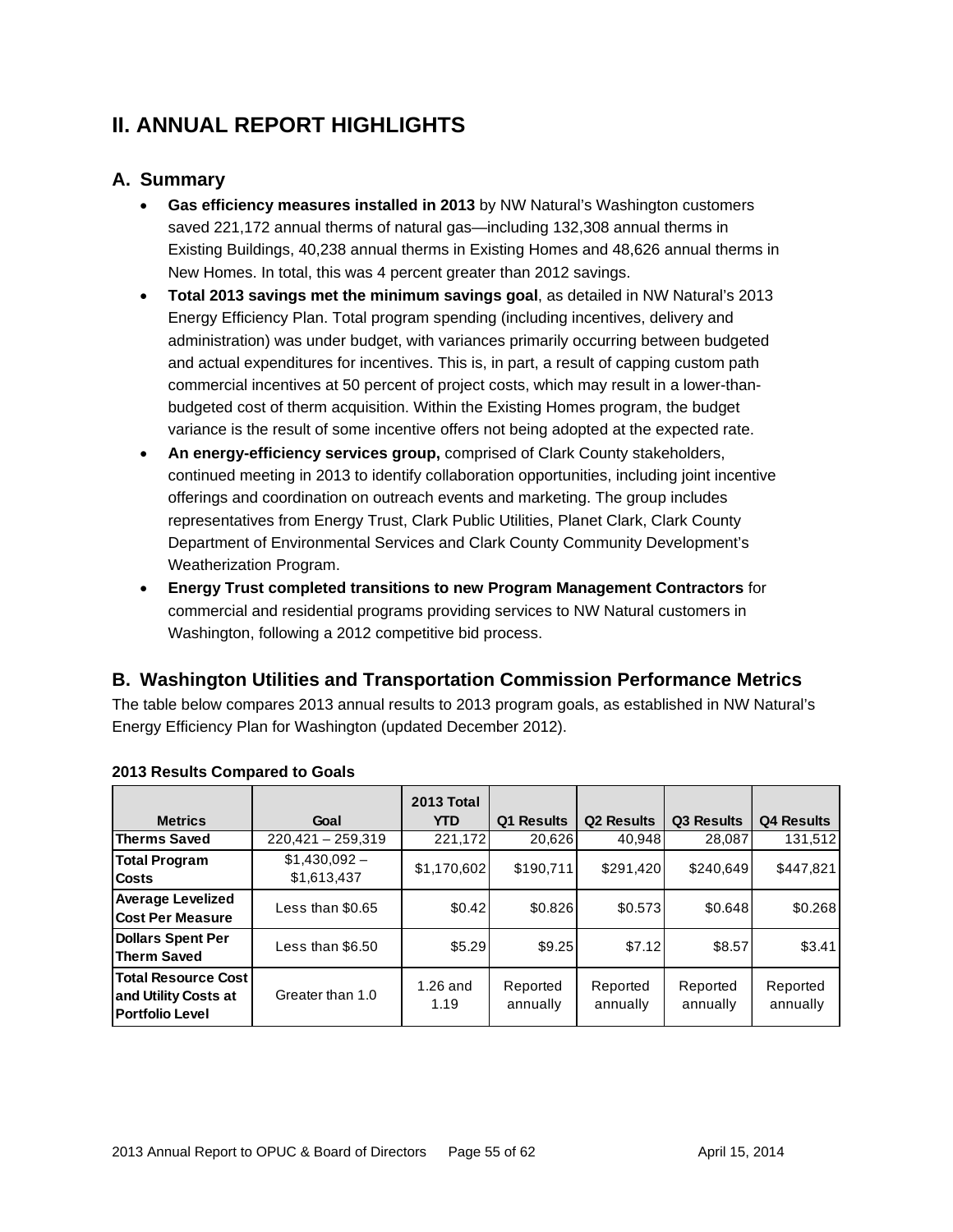# II. ANNUAL REPORT HIGHLIGHTS

## A. Summary

- **Gas efficiency measures installed in 2013** by NW Natural's Washington customers saved 221,172 annual therms of natural gas—including 132,308 annual therms in Existing Buildings, 40,238 annual therms in Existing Homes and 48,626 annual therms in New Homes. In total, this was 4 percent greater than 2012 savings.
- **Total 2013 savings met the minimum savings goal**, as detailed in NW Natural's 2013 Energy Efficiency Plan. Total program spending (including incentives, delivery and administration) was under budget, with variances primarily occurring between budgeted and actual expenditures for incentives. This is, in part, a result of capping custom path commercial incentives at 50 percent of project costs, which may result in a lower-than-budgeted cost of therm acquisition. Within the Existing Homes program, the budget variance is the result of some incentive offers not being adopted at the expected rate.
- **An energy-efficiency services group,** comprised of Clark County stakeholders, continued meeting in 2013 to identify collaboration opportunities, including joint incentive offerings and coordination on outreach events and marketing. The group includes representatives from Energy Trust, Clark Public Utilities, Planet Clark, Clark County Department of Environmental Services and Clark County Community Development's Weatherization Program.
- **Energy Trust completed transitions to new Program Management Contractors** for commercial and residential programs providing services to NW Natural customers in Washington, following a 2012 competitive bid process.

## B. Washington Utilities and Transportation Commission Performance Metrics

The table below compares 2013 annual results to 2013 program goals, as established in NW Natural's Energy Efficiency Plan for Washington (updated December 2012).

**2013 Results Compared to Goals**

| Metrics | Goal | 2013 Total YTD | Q1 Results | Q2 Results | Q3 Results | Q4 Results |
|---|---|---|---|---|---|---|
| Therms Saved | 220,421 – 259,319 | 221,172 | 20,626 | 40,948 | 28,087 | 131,512 |
| Total Program Costs | $1,430,092 – $1,613,437 | $1,170,602 | $190,711 | $291,420 | $240,649 | $447,821 |
| Average Levelized Cost Per Measure | Less than $0.65 | $0.42 | $0.826 | $0.573 | $0.648 | $0.268 |
| Dollars Spent Per Therm Saved | Less than $6.50 | $5.29 | $9.25 | $7.12 | $8.57 | $3.41 |
| Total Resource Cost and Utility Costs at Portfolio Level | Greater than 1.0 | 1.26 and 1.19 | Reported annually | Reported annually | Reported annually | Reported annually |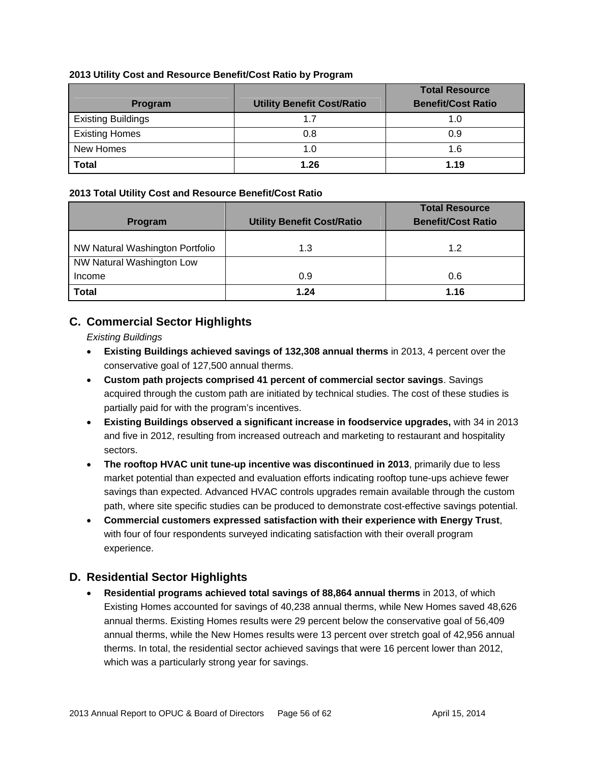**2013 Utility Cost and Resource Benefit/Cost Ratio by Program**

| Program | Utility Benefit Cost/Ratio | Total Resource Benefit/Cost Ratio |
|---|---|---|
| Existing Buildings | 1.7 | 1.0 |
| Existing Homes | 0.8 | 0.9 |
| New Homes | 1.0 | 1.6 |
| **Total** | **1.26** | **1.19** |

**2013 Total Utility Cost and Resource Benefit/Cost Ratio**

| Program | Utility Benefit Cost/Ratio | Total Resource Benefit/Cost Ratio |
|---|---|---|
| NW Natural Washington Portfolio | 1.3 | 1.2 |
| NW Natural Washington Low Income | 0.9 | 0.6 |
| **Total** | **1.24** | **1.16** |

## C. Commercial Sector Highlights

*Existing Buildings*

- **Existing Buildings achieved savings of 132,308 annual therms** in 2013, 4 percent over the conservative goal of 127,500 annual therms.
- **Custom path projects comprised 41 percent of commercial sector savings**. Savings acquired through the custom path are initiated by technical studies. The cost of these studies is partially paid for with the program's incentives.
- **Existing Buildings observed a significant increase in foodservice upgrades,** with 34 in 2013 and five in 2012, resulting from increased outreach and marketing to restaurant and hospitality sectors.
- **The rooftop HVAC unit tune-up incentive was discontinued in 2013**, primarily due to less market potential than expected and evaluation efforts indicating rooftop tune-ups achieve fewer savings than expected. Advanced HVAC controls upgrades remain available through the custom path, where site specific studies can be produced to demonstrate cost-effective savings potential.
- **Commercial customers expressed satisfaction with their experience with Energy Trust**, with four of four respondents surveyed indicating satisfaction with their overall program experience.

## D. Residential Sector Highlights

- **Residential programs achieved total savings of 88,864 annual therms** in 2013, of which Existing Homes accounted for savings of 40,238 annual therms, while New Homes saved 48,626 annual therms. Existing Homes results were 29 percent below the conservative goal of 56,409 annual therms, while the New Homes results were 13 percent over stretch goal of 42,956 annual therms. In total, the residential sector achieved savings that were 16 percent lower than 2012, which was a particularly strong year for savings.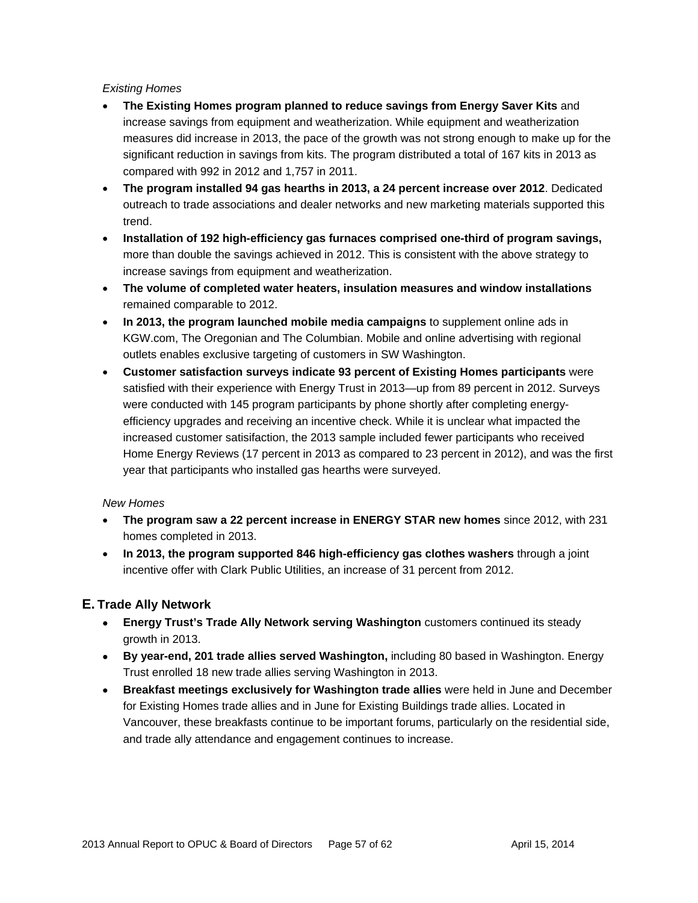*Existing Homes*

- **The Existing Homes program planned to reduce savings from Energy Saver Kits** and increase savings from equipment and weatherization. While equipment and weatherization measures did increase in 2013, the pace of the growth was not strong enough to make up for the significant reduction in savings from kits. The program distributed a total of 167 kits in 2013 as compared with 992 in 2012 and 1,757 in 2011.
- **The program installed 94 gas hearths in 2013, a 24 percent increase over 2012**. Dedicated outreach to trade associations and dealer networks and new marketing materials supported this trend.
- **Installation of 192 high-efficiency gas furnaces comprised one-third of program savings,** more than double the savings achieved in 2012. This is consistent with the above strategy to increase savings from equipment and weatherization.
- **The volume of completed water heaters, insulation measures and window installations** remained comparable to 2012.
- **In 2013, the program launched mobile media campaigns** to supplement online ads in KGW.com, The Oregonian and The Columbian. Mobile and online advertising with regional outlets enables exclusive targeting of customers in SW Washington.
- **Customer satisfaction surveys indicate 93 percent of Existing Homes participants** were satisfied with their experience with Energy Trust in 2013—up from 89 percent in 2012. Surveys were conducted with 145 program participants by phone shortly after completing energy-efficiency upgrades and receiving an incentive check. While it is unclear what impacted the increased customer satisifaction, the 2013 sample included fewer participants who received Home Energy Reviews (17 percent in 2013 as compared to 23 percent in 2012), and was the first year that participants who installed gas hearths were surveyed.

*New Homes*

- **The program saw a 22 percent increase in ENERGY STAR new homes** since 2012, with 231 homes completed in 2013.
- **In 2013, the program supported 846 high-efficiency gas clothes washers** through a joint incentive offer with Clark Public Utilities, an increase of 31 percent from 2012.

## E. Trade Ally Network

- **Energy Trust's Trade Ally Network serving Washington** customers continued its steady growth in 2013.
- **By year-end, 201 trade allies served Washington,** including 80 based in Washington. Energy Trust enrolled 18 new trade allies serving Washington in 2013.
- **Breakfast meetings exclusively for Washington trade allies** were held in June and December for Existing Homes trade allies and in June for Existing Buildings trade allies. Located in Vancouver, these breakfasts continue to be important forums, particularly on the residential side, and trade ally attendance and engagement continues to increase.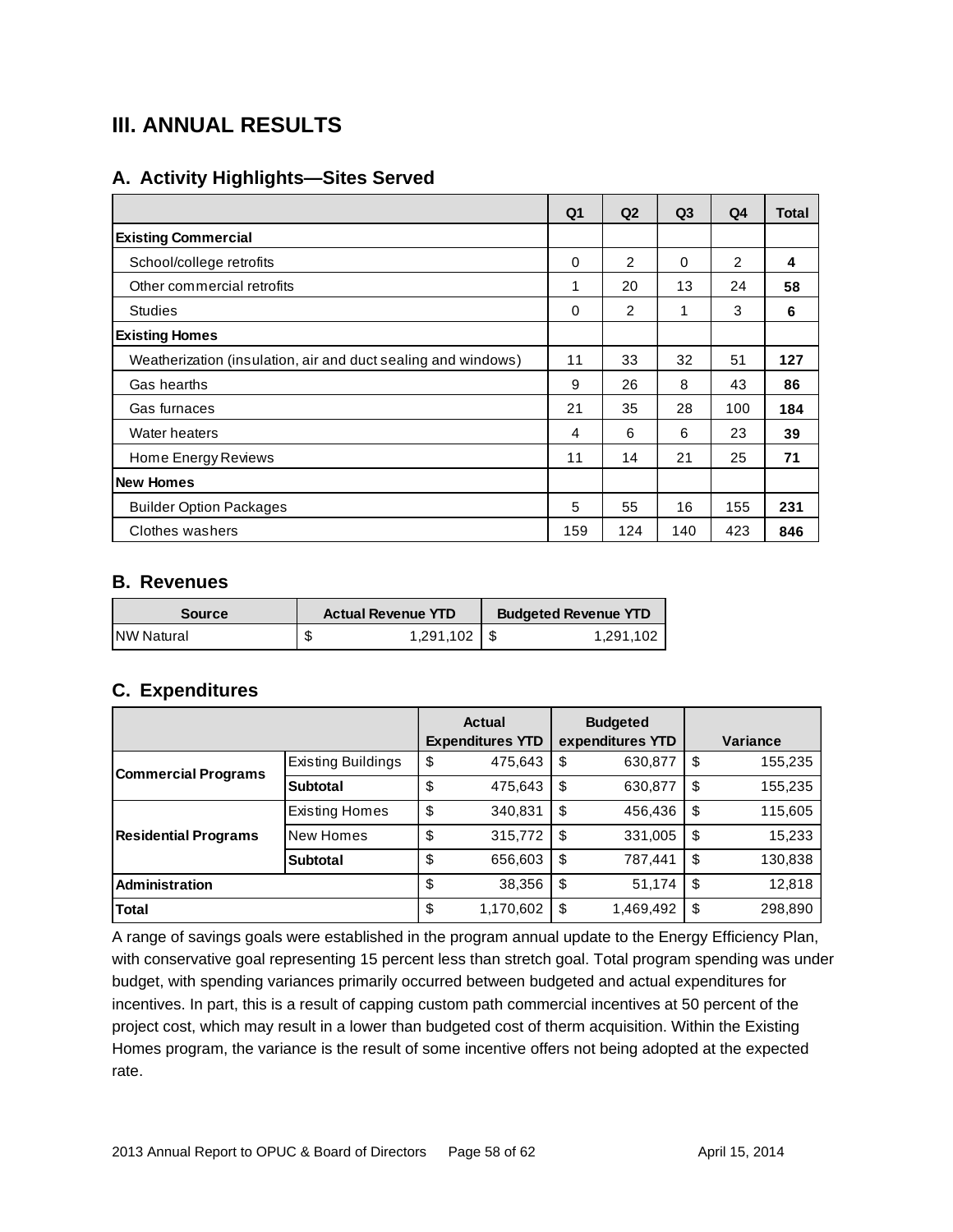## III. ANNUAL RESULTS

### A. Activity Highlights—Sites Served

| | Q1 | Q2 | Q3 | Q4 | Total |
|---|---|---|---|---|---|
| **Existing Commercial** | | | | | |
| School/college retrofits | 0 | 2 | 0 | 2 | **4** |
| Other commercial retrofits | 1 | 20 | 13 | 24 | **58** |
| Studies | 0 | 2 | 1 | 3 | **6** |
| **Existing Homes** | | | | | |
| Weatherization (insulation, air and duct sealing and windows) | 11 | 33 | 32 | 51 | **127** |
| Gas hearths | 9 | 26 | 8 | 43 | **86** |
| Gas furnaces | 21 | 35 | 28 | 100 | **184** |
| Water heaters | 4 | 6 | 6 | 23 | **39** |
| Home Energy Reviews | 11 | 14 | 21 | 25 | **71** |
| **New Homes** | | | | | |
| Builder Option Packages | 5 | 55 | 16 | 155 | **231** |
| Clothes washers | 159 | 124 | 140 | 423 | **846** |

### B. Revenues

| Source | Actual Revenue YTD | Budgeted Revenue YTD |
|---|---|---|
| NW Natural | $ 1,291,102 | $ 1,291,102 |

### C. Expenditures

| | | Actual Expenditures YTD | Budgeted expenditures YTD | Variance |
|---|---|---|---|---|
| **Commercial Programs** | Existing Buildings | $ 475,643 | $ 630,877 | $ 155,235 |
| | **Subtotal** | $ 475,643 | $ 630,877 | $ 155,235 |
| **Residential Programs** | Existing Homes | $ 340,831 | $ 456,436 | $ 115,605 |
| | New Homes | $ 315,772 | $ 331,005 | $ 15,233 |
| | **Subtotal** | $ 656,603 | $ 787,441 | $ 130,838 |
| **Administration** | | $ 38,356 | $ 51,174 | $ 12,818 |
| **Total** | | $ 1,170,602 | $ 1,469,492 | $ 298,890 |

A range of savings goals were established in the program annual update to the Energy Efficiency Plan, with conservative goal representing 15 percent less than stretch goal. Total program spending was under budget, with spending variances primarily occurred between budgeted and actual expenditures for incentives. In part, this is a result of capping custom path commercial incentives at 50 percent of the project cost, which may result in a lower than budgeted cost of therm acquisition. Within the Existing Homes program, the variance is the result of some incentive offers not being adopted at the expected rate.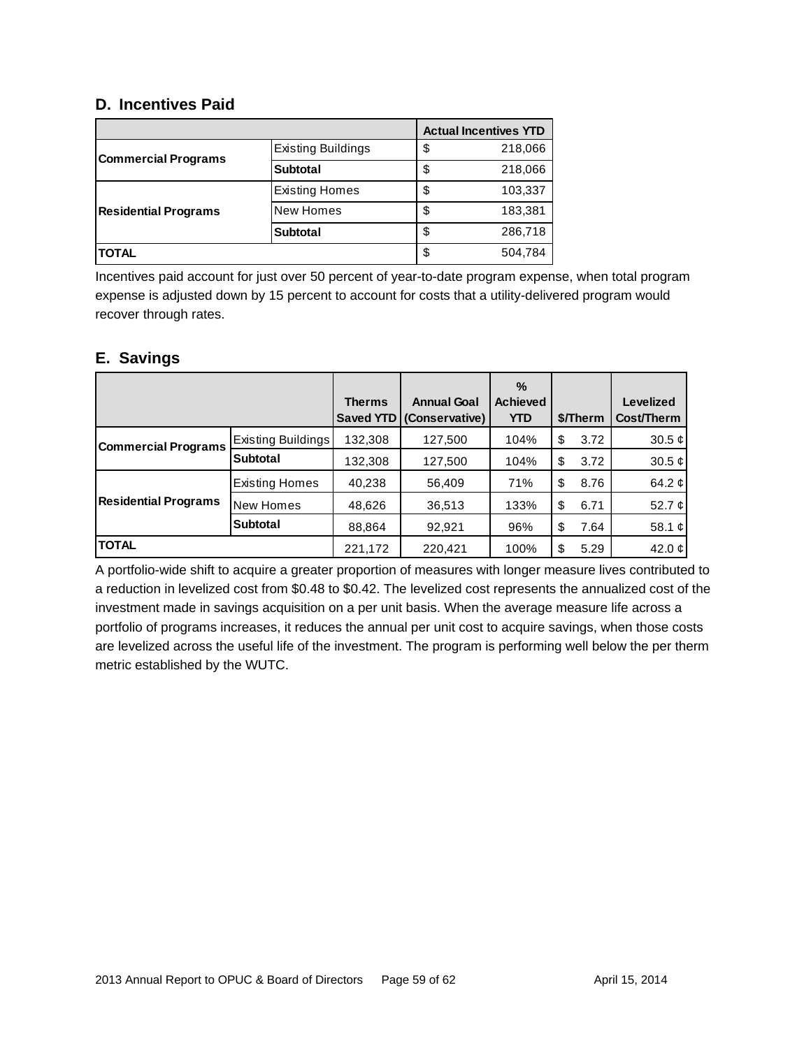## D. Incentives Paid

| | | Actual Incentives YTD |
|---|---|---|
| **Commercial Programs** | Existing Buildings | $ 218,066 |
| | **Subtotal** | $ 218,066 |
| **Residential Programs** | Existing Homes | $ 103,337 |
| | New Homes | $ 183,381 |
| | **Subtotal** | $ 286,718 |
| **TOTAL** | | $ 504,784 |

Incentives paid account for just over 50 percent of year-to-date program expense, when total program expense is adjusted down by 15 percent to account for costs that a utility-delivered program would recover through rates.

## E. Savings

| | | Therms Saved YTD | Annual Goal (Conservative) | % Achieved YTD | $/Therm | Levelized Cost/Therm |
|---|---|---|---|---|---|---|
| **Commercial Programs** | Existing Buildings | 132,308 | 127,500 | 104% | $ 3.72 | 30.5 ¢ |
| | **Subtotal** | 132,308 | 127,500 | 104% | $ 3.72 | 30.5 ¢ |
| **Residential Programs** | Existing Homes | 40,238 | 56,409 | 71% | $ 8.76 | 64.2 ¢ |
| | New Homes | 48,626 | 36,513 | 133% | $ 6.71 | 52.7 ¢ |
| | **Subtotal** | 88,864 | 92,921 | 96% | $ 7.64 | 58.1 ¢ |
| **TOTAL** | | 221,172 | 220,421 | 100% | $ 5.29 | 42.0 ¢ |

A portfolio-wide shift to acquire a greater proportion of measures with longer measure lives contributed to a reduction in levelized cost from $0.48 to $0.42. The levelized cost represents the annualized cost of the investment made in savings acquisition on a per unit basis. When the average measure life across a portfolio of programs increases, it reduces the annual per unit cost to acquire savings, when those costs are levelized across the useful life of the investment. The program is performing well below the per therm metric established by the WUTC.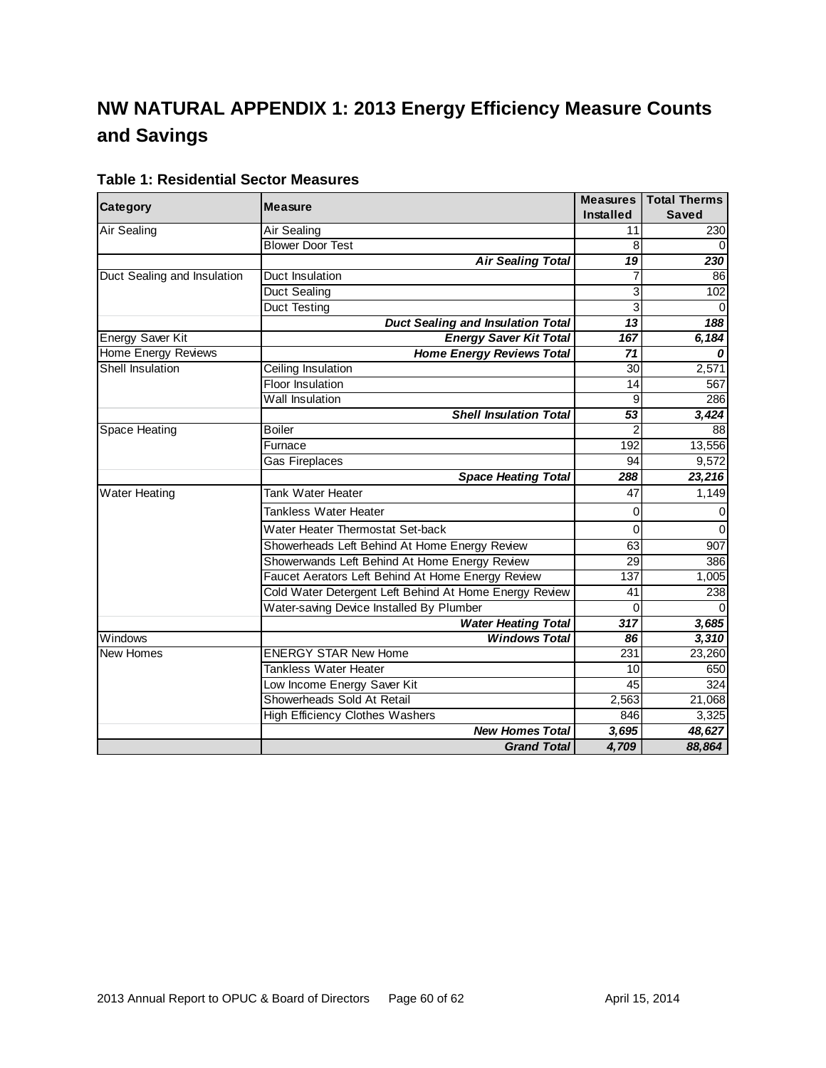# NW NATURAL APPENDIX 1: 2013 Energy Efficiency Measure Counts and Savings

### Table 1: Residential Sector Measures

| Category | Measure | Measures Installed | Total Therms Saved |
|---|---|---|---|
| Air Sealing | Air Sealing | 11 | 230 |
| | Blower Door Test | 8 | 0 |
| | ***Air Sealing Total*** | ***19*** | ***230*** |
| Duct Sealing and Insulation | Duct Insulation | 7 | 86 |
| | Duct Sealing | 3 | 102 |
| | Duct Testing | 3 | 0 |
| | ***Duct Sealing and Insulation Total*** | ***13*** | ***188*** |
| Energy Saver Kit | ***Energy Saver Kit Total*** | ***167*** | ***6,184*** |
| Home Energy Reviews | ***Home Energy Reviews Total*** | ***71*** | ***0*** |
| Shell Insulation | Ceiling Insulation | 30 | 2,571 |
| | Floor Insulation | 14 | 567 |
| | Wall Insulation | 9 | 286 |
| | ***Shell Insulation Total*** | ***53*** | ***3,424*** |
| Space Heating | Boiler | 2 | 88 |
| | Furnace | 192 | 13,556 |
| | Gas Fireplaces | 94 | 9,572 |
| | ***Space Heating Total*** | ***288*** | ***23,216*** |
| Water Heating | Tank Water Heater | 47 | 1,149 |
| | Tankless Water Heater | 0 | 0 |
| | Water Heater Thermostat Set-back | 0 | 0 |
| | Showerheads Left Behind At Home Energy Review | 63 | 907 |
| | Showerwands Left Behind At Home Energy Review | 29 | 386 |
| | Faucet Aerators Left Behind At Home Energy Review | 137 | 1,005 |
| | Cold Water Detergent Left Behind At Home Energy Review | 41 | 238 |
| | Water-saving Device Installed By Plumber | 0 | 0 |
| | ***Water Heating Total*** | ***317*** | ***3,685*** |
| Windows | ***Windows Total*** | ***86*** | ***3,310*** |
| New Homes | ENERGY STAR New Home | 231 | 23,260 |
| | Tankless Water Heater | 10 | 650 |
| | Low Income Energy Saver Kit | 45 | 324 |
| | Showerheads Sold At Retail | 2,563 | 21,068 |
| | High Efficiency Clothes Washers | 846 | 3,325 |
| | ***New Homes Total*** | ***3,695*** | ***48,627*** |
| | ***Grand Total*** | ***4,709*** | ***88,864*** |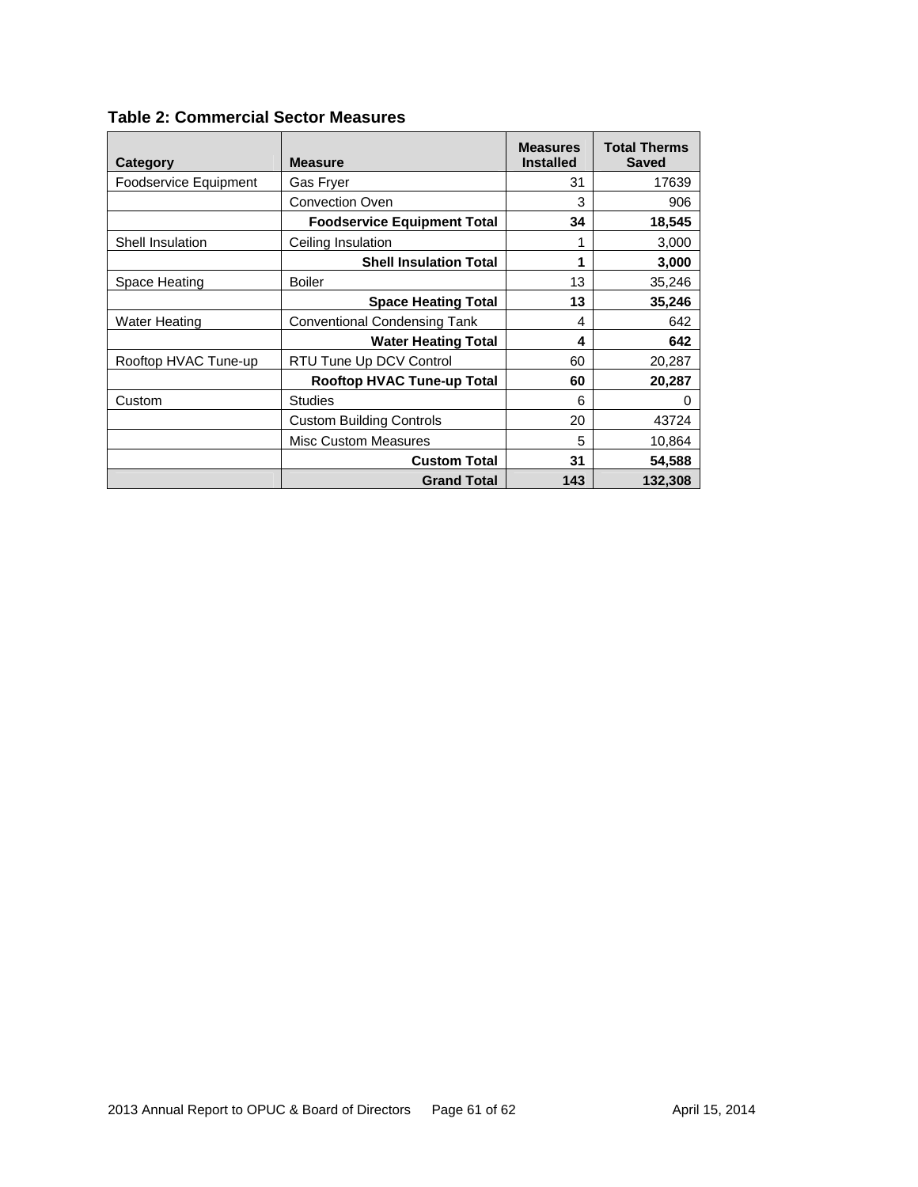### Table 2: Commercial Sector Measures

| Category | Measure | Measures Installed | Total Therms Saved |
|---|---|---|---|
| Foodservice Equipment | Gas Fryer | 31 | 17639 |
| | Convection Oven | 3 | 906 |
| | **Foodservice Equipment Total** | **34** | **18,545** |
| Shell Insulation | Ceiling Insulation | 1 | 3,000 |
| | **Shell Insulation Total** | **1** | **3,000** |
| Space Heating | Boiler | 13 | 35,246 |
| | **Space Heating Total** | **13** | **35,246** |
| Water Heating | Conventional Condensing Tank | 4 | 642 |
| | **Water Heating Total** | **4** | **642** |
| Rooftop HVAC Tune-up | RTU Tune Up DCV Control | 60 | 20,287 |
| | **Rooftop HVAC Tune-up Total** | **60** | **20,287** |
| Custom | Studies | 6 | 0 |
| | Custom Building Controls | 20 | 43724 |
| | Misc Custom Measures | 5 | 10,864 |
| | **Custom Total** | **31** | **54,588** |
| | **Grand Total** | **143** | **132,308** |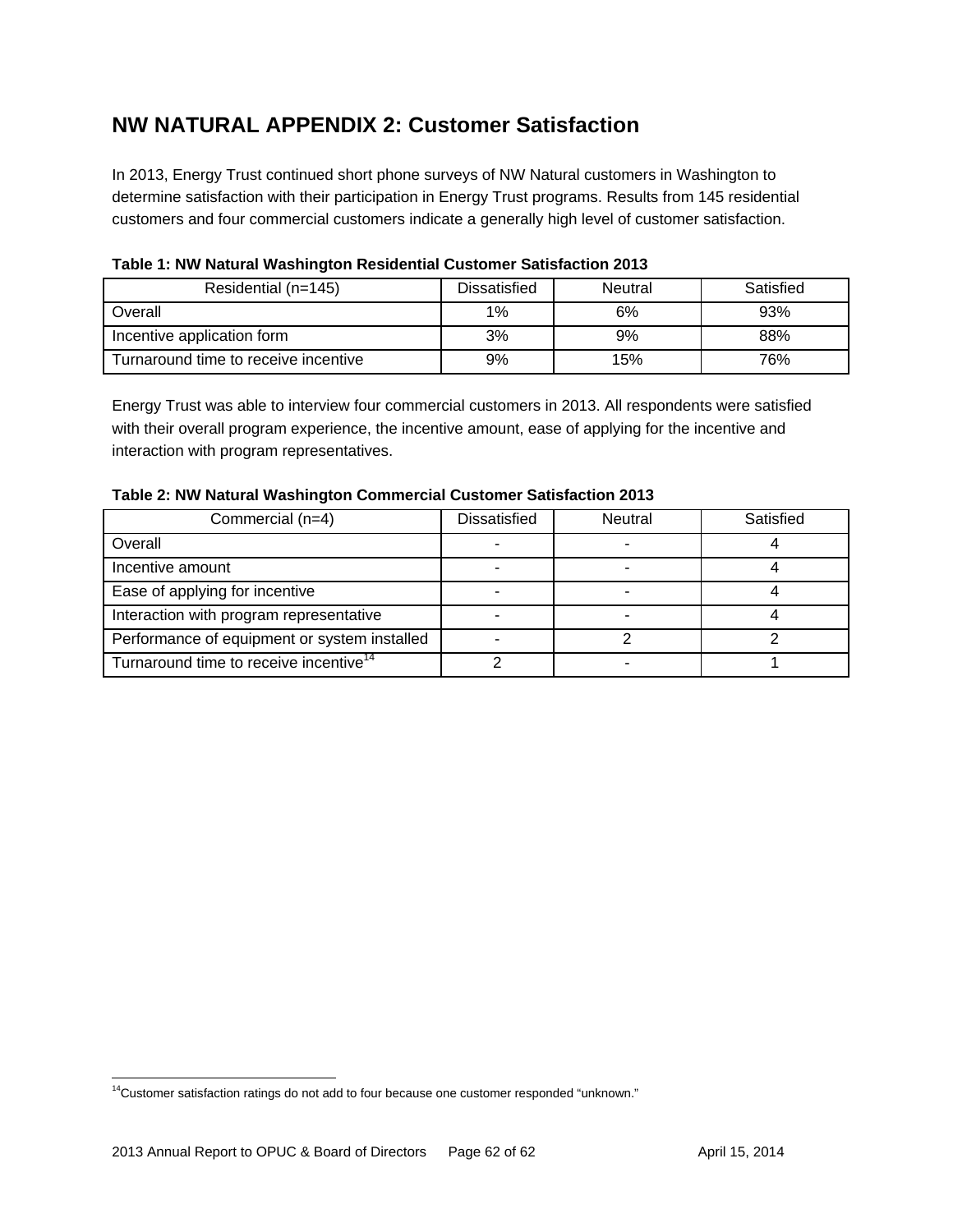## NW NATURAL APPENDIX 2: Customer Satisfaction

In 2013, Energy Trust continued short phone surveys of NW Natural customers in Washington to determine satisfaction with their participation in Energy Trust programs. Results from 145 residential customers and four commercial customers indicate a generally high level of customer satisfaction.

**Table 1: NW Natural Washington Residential Customer Satisfaction 2013**

| Residential (n=145) | Dissatisfied | Neutral | Satisfied |
|---|---|---|---|
| Overall | 1% | 6% | 93% |
| Incentive application form | 3% | 9% | 88% |
| Turnaround time to receive incentive | 9% | 15% | 76% |

Energy Trust was able to interview four commercial customers in 2013. All respondents were satisfied with their overall program experience, the incentive amount, ease of applying for the incentive and interaction with program representatives.

**Table 2: NW Natural Washington Commercial Customer Satisfaction 2013**

| Commercial (n=4) | Dissatisfied | Neutral | Satisfied |
|---|---|---|---|
| Overall | - | - | 4 |
| Incentive amount | - | - | 4 |
| Ease of applying for incentive | - | - | 4 |
| Interaction with program representative | - | - | 4 |
| Performance of equipment or system installed | - | 2 | 2 |
| Turnaround time to receive incentive[14] | 2 | - | 1 |

[14]Customer satisfaction ratings do not add to four because one customer responded "unknown."